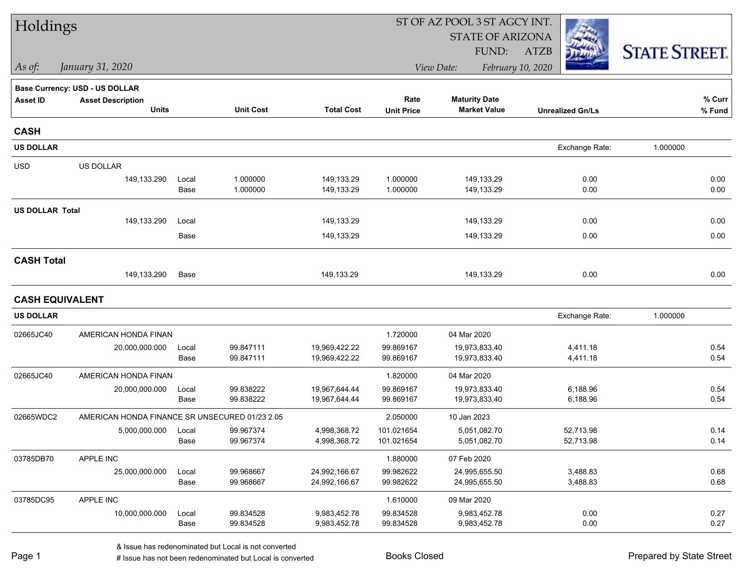# Holdings

ST OF AZ POOL 3 ST AGCY INT.
STATE OF ARIZONA
FUND: ATZB

*As of: January 31, 2020*

*View Date: February 10, 2020*

STATE STREET.

**Base Currency: USD - US DOLLAR**

| Asset ID | Asset Description / Units | | Unit Cost | Total Cost | Rate / Unit Price | Maturity Date / Market Value | Unrealized Gn/Ls | % Curr / % Fund |
|---|---|---|---|---|---|---|---|---|
| **CASH** | | | | | | | | |
| **US DOLLAR** | | | | | | | Exchange Rate: | 1.000000 |
| USD | US DOLLAR | | | | | | | |
| | 149,133.290 | Local | 1.000000 | 149,133.29 | 1.000000 | 149,133.29 | 0.00 | 0.00 |
| | | Base | 1.000000 | 149,133.29 | 1.000000 | 149,133.29 | 0.00 | 0.00 |
| **US DOLLAR Total** | | | | | | | | |
| | 149,133.290 | Local | | 149,133.29 | | 149,133.29 | 0.00 | 0.00 |
| | | Base | | 149,133.29 | | 149,133.29 | 0.00 | 0.00 |
| **CASH Total** | | | | | | | | |
| | 149,133.290 | Base | | 149,133.29 | | 149,133.29 | 0.00 | 0.00 |
| **CASH EQUIVALENT** | | | | | | | | |
| **US DOLLAR** | | | | | | | Exchange Rate: | 1.000000 |
| 02665JC40 | AMERICAN HONDA FINAN | | | | 1.720000 | 04 Mar 2020 | | |
| | 20,000,000.000 | Local | 99.847111 | 19,969,422.22 | 99.869167 | 19,973,833.40 | 4,411.18 | 0.54 |
| | | Base | 99.847111 | 19,969,422.22 | 99.869167 | 19,973,833.40 | 4,411.18 | 0.54 |
| 02665JC40 | AMERICAN HONDA FINAN | | | | 1.820000 | 04 Mar 2020 | | |
| | 20,000,000.000 | Local | 99.838222 | 19,967,644.44 | 99.869167 | 19,973,833.40 | 6,188.96 | 0.54 |
| | | Base | 99.838222 | 19,967,644.44 | 99.869167 | 19,973,833.40 | 6,188.96 | 0.54 |
| 02665WDC2 | AMERICAN HONDA FINANCE SR UNSECURED 01/23 2.05 | | | | 2.050000 | 10 Jan 2023 | | |
| | 5,000,000.000 | Local | 99.967374 | 4,998,368.72 | 101.021654 | 5,051,082.70 | 52,713.98 | 0.14 |
| | | Base | 99.967374 | 4,998,368.72 | 101.021654 | 5,051,082.70 | 52,713.98 | 0.14 |
| 03785DB70 | APPLE INC | | | | 1.880000 | 07 Feb 2020 | | |
| | 25,000,000.000 | Local | 99.968667 | 24,992,166.67 | 99.982622 | 24,995,655.50 | 3,488.83 | 0.68 |
| | | Base | 99.968667 | 24,992,166.67 | 99.982622 | 24,995,655.50 | 3,488.83 | 0.68 |
| 03785DC95 | APPLE INC | | | | 1.610000 | 09 Mar 2020 | | |
| | 10,000,000.000 | Local | 99.834528 | 9,983,452.78 | 99.834528 | 9,983,452.78 | 0.00 | 0.27 |
| | | Base | 99.834528 | 9,983,452.78 | 99.834528 | 9,983,452.78 | 0.00 | 0.27 |

& Issue has redenominated but Local is not converted
# Issue has not been redenominated but Local is converted

Books Closed

Prepared by State Street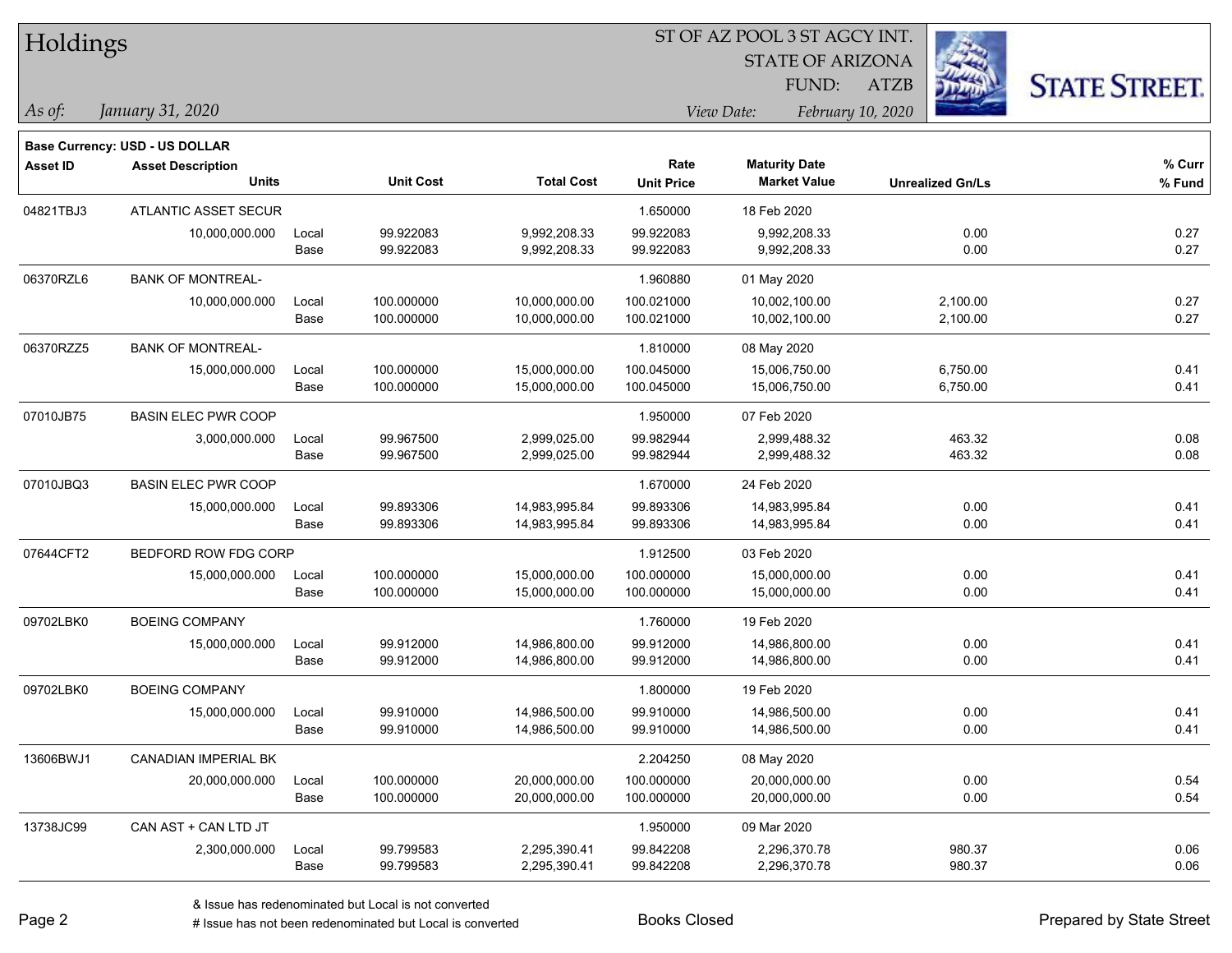# Holdings

ST OF AZ POOL 3 ST AGCY INT.
STATE OF ARIZONA
FUND: ATZB

*As of:* *January 31, 2020*

*View Date:* *February 10, 2020*

**Base Currency: USD - US DOLLAR**

| Asset ID | Asset Description / Units | | Unit Cost | Total Cost | Rate / Unit Price | Maturity Date / Market Value | Unrealized Gn/Ls | % Curr / % Fund |
|---|---|---|---|---|---|---|---|---|
| 04821TBJ3 | ATLANTIC ASSET SECUR | | | | 1.650000 | 18 Feb 2020 | | |
| | 10,000,000.000 | Local | 99.922083 | 9,992,208.33 | 99.922083 | 9,992,208.33 | 0.00 | 0.27 |
| | | Base | 99.922083 | 9,992,208.33 | 99.922083 | 9,992,208.33 | 0.00 | 0.27 |
| 06370RZL6 | BANK OF MONTREAL- | | | | 1.960880 | 01 May 2020 | | |
| | 10,000,000.000 | Local | 100.000000 | 10,000,000.00 | 100.021000 | 10,002,100.00 | 2,100.00 | 0.27 |
| | | Base | 100.000000 | 10,000,000.00 | 100.021000 | 10,002,100.00 | 2,100.00 | 0.27 |
| 06370RZZ5 | BANK OF MONTREAL- | | | | 1.810000 | 08 May 2020 | | |
| | 15,000,000.000 | Local | 100.000000 | 15,000,000.00 | 100.045000 | 15,006,750.00 | 6,750.00 | 0.41 |
| | | Base | 100.000000 | 15,000,000.00 | 100.045000 | 15,006,750.00 | 6,750.00 | 0.41 |
| 07010JB75 | BASIN ELEC PWR COOP | | | | 1.950000 | 07 Feb 2020 | | |
| | 3,000,000.000 | Local | 99.967500 | 2,999,025.00 | 99.982944 | 2,999,488.32 | 463.32 | 0.08 |
| | | Base | 99.967500 | 2,999,025.00 | 99.982944 | 2,999,488.32 | 463.32 | 0.08 |
| 07010JBQ3 | BASIN ELEC PWR COOP | | | | 1.670000 | 24 Feb 2020 | | |
| | 15,000,000.000 | Local | 99.893306 | 14,983,995.84 | 99.893306 | 14,983,995.84 | 0.00 | 0.41 |
| | | Base | 99.893306 | 14,983,995.84 | 99.893306 | 14,983,995.84 | 0.00 | 0.41 |
| 07644CFT2 | BEDFORD ROW FDG CORP | | | | 1.912500 | 03 Feb 2020 | | |
| | 15,000,000.000 | Local | 100.000000 | 15,000,000.00 | 100.000000 | 15,000,000.00 | 0.00 | 0.41 |
| | | Base | 100.000000 | 15,000,000.00 | 100.000000 | 15,000,000.00 | 0.00 | 0.41 |
| 09702LBK0 | BOEING COMPANY | | | | 1.760000 | 19 Feb 2020 | | |
| | 15,000,000.000 | Local | 99.912000 | 14,986,800.00 | 99.912000 | 14,986,800.00 | 0.00 | 0.41 |
| | | Base | 99.912000 | 14,986,800.00 | 99.912000 | 14,986,800.00 | 0.00 | 0.41 |
| 09702LBK0 | BOEING COMPANY | | | | 1.800000 | 19 Feb 2020 | | |
| | 15,000,000.000 | Local | 99.910000 | 14,986,500.00 | 99.910000 | 14,986,500.00 | 0.00 | 0.41 |
| | | Base | 99.910000 | 14,986,500.00 | 99.910000 | 14,986,500.00 | 0.00 | 0.41 |
| 13606BWJ1 | CANADIAN IMPERIAL BK | | | | 2.204250 | 08 May 2020 | | |
| | 20,000,000.000 | Local | 100.000000 | 20,000,000.00 | 100.000000 | 20,000,000.00 | 0.00 | 0.54 |
| | | Base | 100.000000 | 20,000,000.00 | 100.000000 | 20,000,000.00 | 0.00 | 0.54 |
| 13738JC99 | CAN AST + CAN LTD JT | | | | 1.950000 | 09 Mar 2020 | | |
| | 2,300,000.000 | Local | 99.799583 | 2,295,390.41 | 99.842208 | 2,296,370.78 | 980.37 | 0.06 |
| | | Base | 99.799583 | 2,295,390.41 | 99.842208 | 2,296,370.78 | 980.37 | 0.06 |

& Issue has redenominated but Local is not converted
# Issue has not been redenominated but Local is converted

Books Closed

Prepared by State Street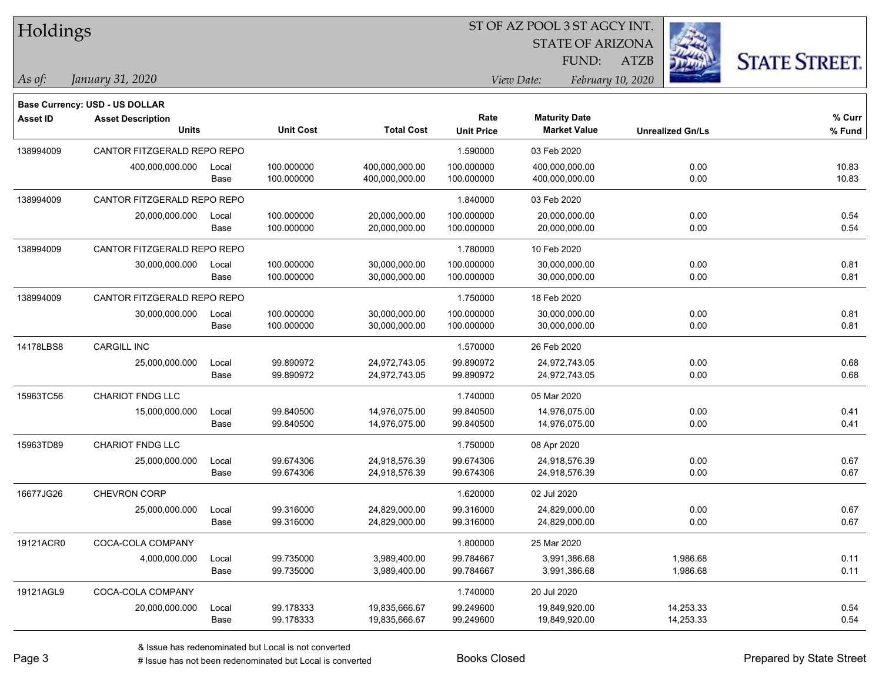# Holdings

ST OF AZ POOL 3 ST AGCY INT.
STATE OF ARIZONA
FUND: ATZB

*As of:* *January 31, 2020*

*View Date:* *February 10, 2020*

**Base Currency: USD - US DOLLAR**

| Asset ID | Asset Description / Units | | Unit Cost | Total Cost | Rate / Unit Price | Maturity Date / Market Value | Unrealized Gn/Ls | % Curr / % Fund |
|---|---|---|---|---|---|---|---|---|
| 138994009 | CANTOR FITZGERALD REPO REPO | | | | 1.590000 | 03 Feb 2020 | | |
| | 400,000,000.000 | Local | 100.000000 | 400,000,000.00 | 100.000000 | 400,000,000.00 | 0.00 | 10.83 |
| | | Base | 100.000000 | 400,000,000.00 | 100.000000 | 400,000,000.00 | 0.00 | 10.83 |
| 138994009 | CANTOR FITZGERALD REPO REPO | | | | 1.840000 | 03 Feb 2020 | | |
| | 20,000,000.000 | Local | 100.000000 | 20,000,000.00 | 100.000000 | 20,000,000.00 | 0.00 | 0.54 |
| | | Base | 100.000000 | 20,000,000.00 | 100.000000 | 20,000,000.00 | 0.00 | 0.54 |
| 138994009 | CANTOR FITZGERALD REPO REPO | | | | 1.780000 | 10 Feb 2020 | | |
| | 30,000,000.000 | Local | 100.000000 | 30,000,000.00 | 100.000000 | 30,000,000.00 | 0.00 | 0.81 |
| | | Base | 100.000000 | 30,000,000.00 | 100.000000 | 30,000,000.00 | 0.00 | 0.81 |
| 138994009 | CANTOR FITZGERALD REPO REPO | | | | 1.750000 | 18 Feb 2020 | | |
| | 30,000,000.000 | Local | 100.000000 | 30,000,000.00 | 100.000000 | 30,000,000.00 | 0.00 | 0.81 |
| | | Base | 100.000000 | 30,000,000.00 | 100.000000 | 30,000,000.00 | 0.00 | 0.81 |
| 14178LBS8 | CARGILL INC | | | | 1.570000 | 26 Feb 2020 | | |
| | 25,000,000.000 | Local | 99.890972 | 24,972,743.05 | 99.890972 | 24,972,743.05 | 0.00 | 0.68 |
| | | Base | 99.890972 | 24,972,743.05 | 99.890972 | 24,972,743.05 | 0.00 | 0.68 |
| 15963TC56 | CHARIOT FNDG LLC | | | | 1.740000 | 05 Mar 2020 | | |
| | 15,000,000.000 | Local | 99.840500 | 14,976,075.00 | 99.840500 | 14,976,075.00 | 0.00 | 0.41 |
| | | Base | 99.840500 | 14,976,075.00 | 99.840500 | 14,976,075.00 | 0.00 | 0.41 |
| 15963TD89 | CHARIOT FNDG LLC | | | | 1.750000 | 08 Apr 2020 | | |
| | 25,000,000.000 | Local | 99.674306 | 24,918,576.39 | 99.674306 | 24,918,576.39 | 0.00 | 0.67 |
| | | Base | 99.674306 | 24,918,576.39 | 99.674306 | 24,918,576.39 | 0.00 | 0.67 |
| 16677JG26 | CHEVRON CORP | | | | 1.620000 | 02 Jul 2020 | | |
| | 25,000,000.000 | Local | 99.316000 | 24,829,000.00 | 99.316000 | 24,829,000.00 | 0.00 | 0.67 |
| | | Base | 99.316000 | 24,829,000.00 | 99.316000 | 24,829,000.00 | 0.00 | 0.67 |
| 19121ACR0 | COCA-COLA COMPANY | | | | 1.800000 | 25 Mar 2020 | | |
| | 4,000,000.000 | Local | 99.735000 | 3,989,400.00 | 99.784667 | 3,991,386.68 | 1,986.68 | 0.11 |
| | | Base | 99.735000 | 3,989,400.00 | 99.784667 | 3,991,386.68 | 1,986.68 | 0.11 |
| 19121AGL9 | COCA-COLA COMPANY | | | | 1.740000 | 20 Jul 2020 | | |
| | 20,000,000.000 | Local | 99.178333 | 19,835,666.67 | 99.249600 | 19,849,920.00 | 14,253.33 | 0.54 |
| | | Base | 99.178333 | 19,835,666.67 | 99.249600 | 19,849,920.00 | 14,253.33 | 0.54 |

& Issue has redenominated but Local is not converted
# Issue has not been redenominated but Local is converted

Books Closed

Prepared by State Street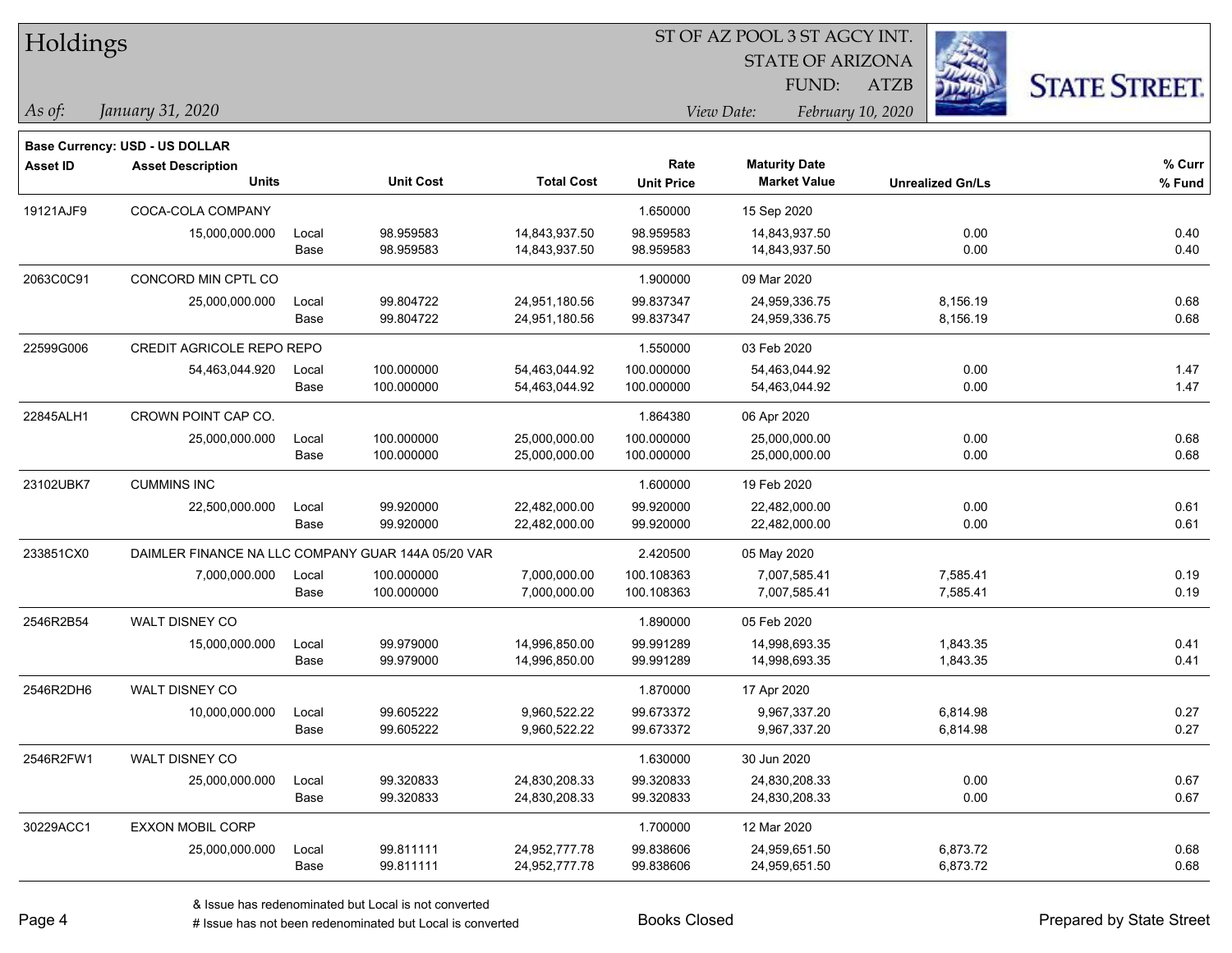# Holdings

ST OF AZ POOL 3 ST AGCY INT.
STATE OF ARIZONA
FUND: ATZB

*As of: January 31, 2020*

*View Date: February 10, 2020*

**Base Currency: USD - US DOLLAR**

| Asset ID | Asset Description / Units | | Unit Cost | Total Cost | Rate / Unit Price | Maturity Date / Market Value | Unrealized Gn/Ls | % Curr / % Fund |
|---|---|---|---|---|---|---|---|---|
| 19121AJF9 | COCA-COLA COMPANY | | | | 1.650000 | 15 Sep 2020 | | |
| | 15,000,000.000 | Local | 98.959583 | 14,843,937.50 | 98.959583 | 14,843,937.50 | 0.00 | 0.40 |
| | | Base | 98.959583 | 14,843,937.50 | 98.959583 | 14,843,937.50 | 0.00 | 0.40 |
| 2063C0C91 | CONCORD MIN CPTL CO | | | | 1.900000 | 09 Mar 2020 | | |
| | 25,000,000.000 | Local | 99.804722 | 24,951,180.56 | 99.837347 | 24,959,336.75 | 8,156.19 | 0.68 |
| | | Base | 99.804722 | 24,951,180.56 | 99.837347 | 24,959,336.75 | 8,156.19 | 0.68 |
| 22599G006 | CREDIT AGRICOLE REPO REPO | | | | 1.550000 | 03 Feb 2020 | | |
| | 54,463,044.920 | Local | 100.000000 | 54,463,044.92 | 100.000000 | 54,463,044.92 | 0.00 | 1.47 |
| | | Base | 100.000000 | 54,463,044.92 | 100.000000 | 54,463,044.92 | 0.00 | 1.47 |
| 22845ALH1 | CROWN POINT CAP CO. | | | | 1.864380 | 06 Apr 2020 | | |
| | 25,000,000.000 | Local | 100.000000 | 25,000,000.00 | 100.000000 | 25,000,000.00 | 0.00 | 0.68 |
| | | Base | 100.000000 | 25,000,000.00 | 100.000000 | 25,000,000.00 | 0.00 | 0.68 |
| 23102UBK7 | CUMMINS INC | | | | 1.600000 | 19 Feb 2020 | | |
| | 22,500,000.000 | Local | 99.920000 | 22,482,000.00 | 99.920000 | 22,482,000.00 | 0.00 | 0.61 |
| | | Base | 99.920000 | 22,482,000.00 | 99.920000 | 22,482,000.00 | 0.00 | 0.61 |
| 233851CX0 | DAIMLER FINANCE NA LLC COMPANY GUAR 144A 05/20 VAR | | | | 2.420500 | 05 May 2020 | | |
| | 7,000,000.000 | Local | 100.000000 | 7,000,000.00 | 100.108363 | 7,007,585.41 | 7,585.41 | 0.19 |
| | | Base | 100.000000 | 7,000,000.00 | 100.108363 | 7,007,585.41 | 7,585.41 | 0.19 |
| 2546R2B54 | WALT DISNEY CO | | | | 1.890000 | 05 Feb 2020 | | |
| | 15,000,000.000 | Local | 99.979000 | 14,996,850.00 | 99.991289 | 14,998,693.35 | 1,843.35 | 0.41 |
| | | Base | 99.979000 | 14,996,850.00 | 99.991289 | 14,998,693.35 | 1,843.35 | 0.41 |
| 2546R2DH6 | WALT DISNEY CO | | | | 1.870000 | 17 Apr 2020 | | |
| | 10,000,000.000 | Local | 99.605222 | 9,960,522.22 | 99.673372 | 9,967,337.20 | 6,814.98 | 0.27 |
| | | Base | 99.605222 | 9,960,522.22 | 99.673372 | 9,967,337.20 | 6,814.98 | 0.27 |
| 2546R2FW1 | WALT DISNEY CO | | | | 1.630000 | 30 Jun 2020 | | |
| | 25,000,000.000 | Local | 99.320833 | 24,830,208.33 | 99.320833 | 24,830,208.33 | 0.00 | 0.67 |
| | | Base | 99.320833 | 24,830,208.33 | 99.320833 | 24,830,208.33 | 0.00 | 0.67 |
| 30229ACC1 | EXXON MOBIL CORP | | | | 1.700000 | 12 Mar 2020 | | |
| | 25,000,000.000 | Local | 99.811111 | 24,952,777.78 | 99.838606 | 24,959,651.50 | 6,873.72 | 0.68 |
| | | Base | 99.811111 | 24,952,777.78 | 99.838606 | 24,959,651.50 | 6,873.72 | 0.68 |

& Issue has redenominated but Local is not converted
# Issue has not been redenominated but Local is converted

Books Closed

Prepared by State Street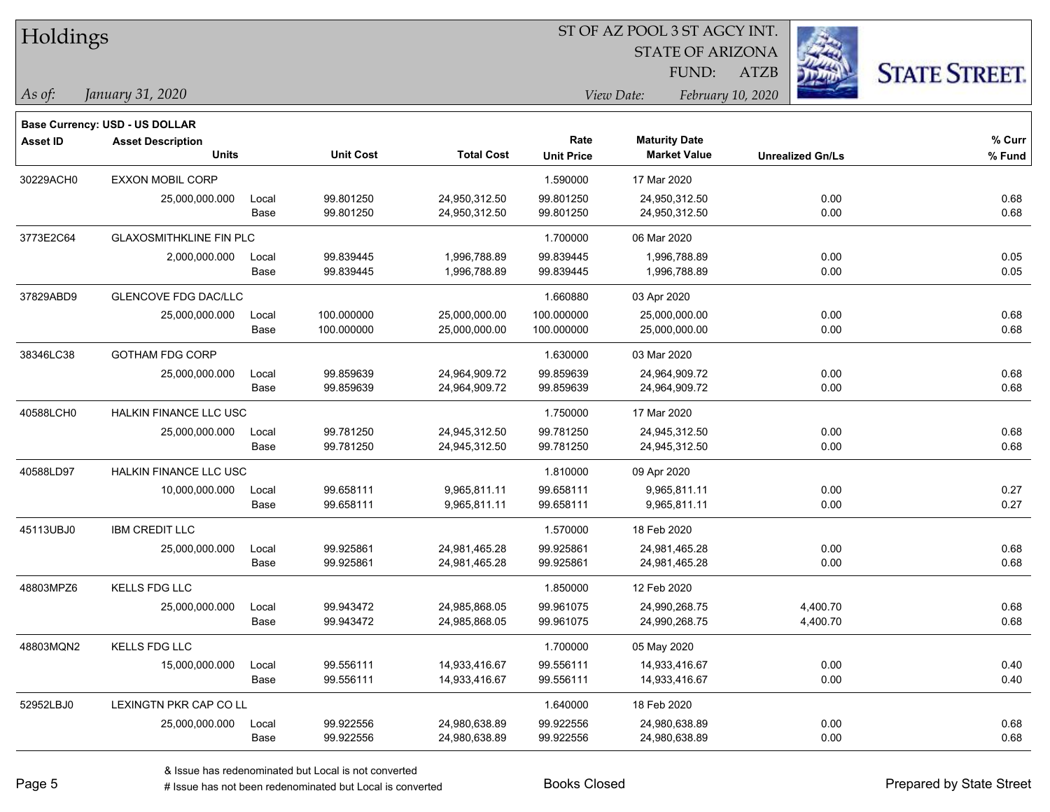# Holdings

ST OF AZ POOL 3 ST AGCY INT.
STATE OF ARIZONA
FUND: ATZB

*As of:* *January 31, 2020*

*View Date:* *February 10, 2020*

**Base Currency: USD - US DOLLAR**

| Asset ID | Asset Description / Units | | Unit Cost | Total Cost | Rate / Unit Price | Maturity Date / Market Value | Unrealized Gn/Ls | % Curr / % Fund |
|---|---|---|---|---|---|---|---|---|
| 30229ACH0 | EXXON MOBIL CORP | | | | 1.590000 | 17 Mar 2020 | | |
| | 25,000,000.000 | Local | 99.801250 | 24,950,312.50 | 99.801250 | 24,950,312.50 | 0.00 | 0.68 |
| | | Base | 99.801250 | 24,950,312.50 | 99.801250 | 24,950,312.50 | 0.00 | 0.68 |
| 3773E2C64 | GLAXOSMITHKLINE FIN PLC | | | | 1.700000 | 06 Mar 2020 | | |
| | 2,000,000.000 | Local | 99.839445 | 1,996,788.89 | 99.839445 | 1,996,788.89 | 0.00 | 0.05 |
| | | Base | 99.839445 | 1,996,788.89 | 99.839445 | 1,996,788.89 | 0.00 | 0.05 |
| 37829ABD9 | GLENCOVE FDG DAC/LLC | | | | 1.660880 | 03 Apr 2020 | | |
| | 25,000,000.000 | Local | 100.000000 | 25,000,000.00 | 100.000000 | 25,000,000.00 | 0.00 | 0.68 |
| | | Base | 100.000000 | 25,000,000.00 | 100.000000 | 25,000,000.00 | 0.00 | 0.68 |
| 38346LC38 | GOTHAM FDG CORP | | | | 1.630000 | 03 Mar 2020 | | |
| | 25,000,000.000 | Local | 99.859639 | 24,964,909.72 | 99.859639 | 24,964,909.72 | 0.00 | 0.68 |
| | | Base | 99.859639 | 24,964,909.72 | 99.859639 | 24,964,909.72 | 0.00 | 0.68 |
| 40588LCH0 | HALKIN FINANCE LLC USC | | | | 1.750000 | 17 Mar 2020 | | |
| | 25,000,000.000 | Local | 99.781250 | 24,945,312.50 | 99.781250 | 24,945,312.50 | 0.00 | 0.68 |
| | | Base | 99.781250 | 24,945,312.50 | 99.781250 | 24,945,312.50 | 0.00 | 0.68 |
| 40588LD97 | HALKIN FINANCE LLC USC | | | | 1.810000 | 09 Apr 2020 | | |
| | 10,000,000.000 | Local | 99.658111 | 9,965,811.11 | 99.658111 | 9,965,811.11 | 0.00 | 0.27 |
| | | Base | 99.658111 | 9,965,811.11 | 99.658111 | 9,965,811.11 | 0.00 | 0.27 |
| 45113UBJ0 | IBM CREDIT LLC | | | | 1.570000 | 18 Feb 2020 | | |
| | 25,000,000.000 | Local | 99.925861 | 24,981,465.28 | 99.925861 | 24,981,465.28 | 0.00 | 0.68 |
| | | Base | 99.925861 | 24,981,465.28 | 99.925861 | 24,981,465.28 | 0.00 | 0.68 |
| 48803MPZ6 | KELLS FDG LLC | | | | 1.850000 | 12 Feb 2020 | | |
| | 25,000,000.000 | Local | 99.943472 | 24,985,868.05 | 99.961075 | 24,990,268.75 | 4,400.70 | 0.68 |
| | | Base | 99.943472 | 24,985,868.05 | 99.961075 | 24,990,268.75 | 4,400.70 | 0.68 |
| 48803MQN2 | KELLS FDG LLC | | | | 1.700000 | 05 May 2020 | | |
| | 15,000,000.000 | Local | 99.556111 | 14,933,416.67 | 99.556111 | 14,933,416.67 | 0.00 | 0.40 |
| | | Base | 99.556111 | 14,933,416.67 | 99.556111 | 14,933,416.67 | 0.00 | 0.40 |
| 52952LBJ0 | LEXINGTN PKR CAP CO LL | | | | 1.640000 | 18 Feb 2020 | | |
| | 25,000,000.000 | Local | 99.922556 | 24,980,638.89 | 99.922556 | 24,980,638.89 | 0.00 | 0.68 |
| | | Base | 99.922556 | 24,980,638.89 | 99.922556 | 24,980,638.89 | 0.00 | 0.68 |

& Issue has redenominated but Local is not converted
# Issue has not been redenominated but Local is converted

Books Closed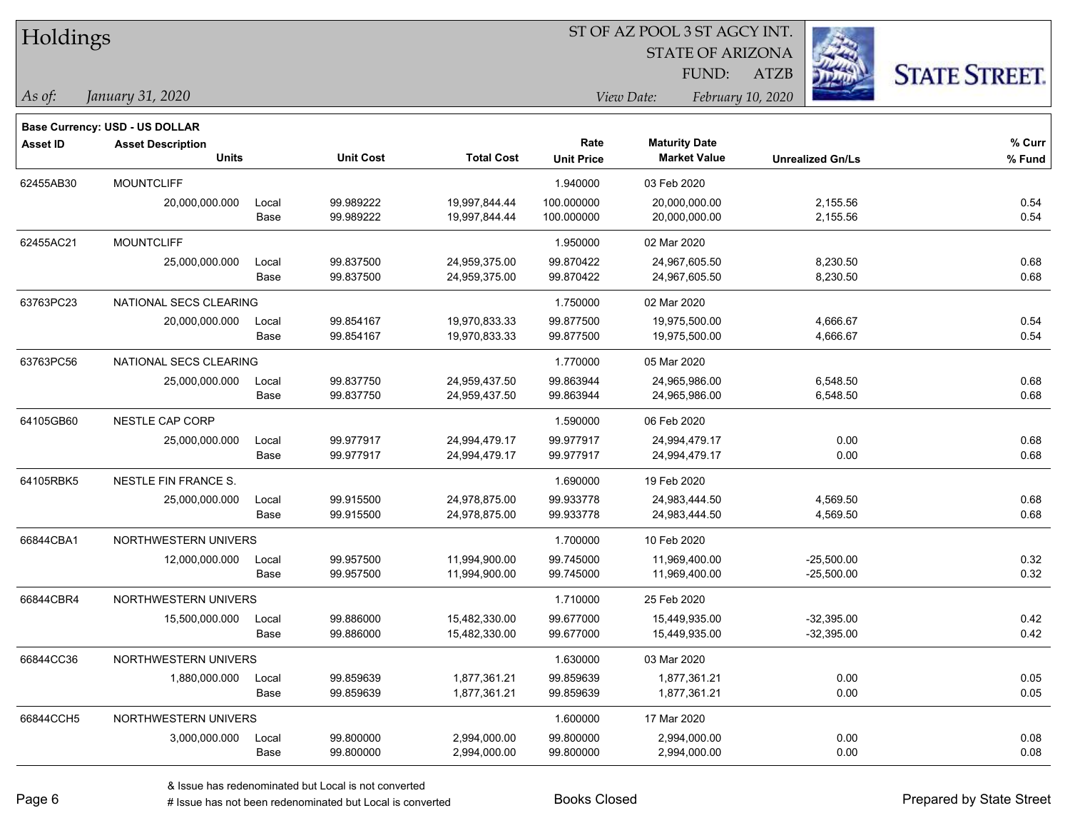# Holdings

ST OF AZ POOL 3 ST AGCY INT.
STATE OF ARIZONA
FUND: ATZB

*As of:* *January 31, 2020*

*View Date:* *February 10, 2020*

**Base Currency: USD - US DOLLAR**

| Asset ID | Asset Description / Units | | Unit Cost | Total Cost | Rate / Unit Price | Maturity Date / Market Value | Unrealized Gn/Ls | % Curr / % Fund |
|---|---|---|---|---|---|---|---|---|
| 62455AB30 | MOUNTCLIFF | | | | 1.940000 | 03 Feb 2020 | | |
| | 20,000,000.000 | Local | 99.989222 | 19,997,844.44 | 100.000000 | 20,000,000.00 | 2,155.56 | 0.54 |
| | | Base | 99.989222 | 19,997,844.44 | 100.000000 | 20,000,000.00 | 2,155.56 | 0.54 |
| 62455AC21 | MOUNTCLIFF | | | | 1.950000 | 02 Mar 2020 | | |
| | 25,000,000.000 | Local | 99.837500 | 24,959,375.00 | 99.870422 | 24,967,605.50 | 8,230.50 | 0.68 |
| | | Base | 99.837500 | 24,959,375.00 | 99.870422 | 24,967,605.50 | 8,230.50 | 0.68 |
| 63763PC23 | NATIONAL SECS CLEARING | | | | 1.750000 | 02 Mar 2020 | | |
| | 20,000,000.000 | Local | 99.854167 | 19,970,833.33 | 99.877500 | 19,975,500.00 | 4,666.67 | 0.54 |
| | | Base | 99.854167 | 19,970,833.33 | 99.877500 | 19,975,500.00 | 4,666.67 | 0.54 |
| 63763PC56 | NATIONAL SECS CLEARING | | | | 1.770000 | 05 Mar 2020 | | |
| | 25,000,000.000 | Local | 99.837750 | 24,959,437.50 | 99.863944 | 24,965,986.00 | 6,548.50 | 0.68 |
| | | Base | 99.837750 | 24,959,437.50 | 99.863944 | 24,965,986.00 | 6,548.50 | 0.68 |
| 64105GB60 | NESTLE CAP CORP | | | | 1.590000 | 06 Feb 2020 | | |
| | 25,000,000.000 | Local | 99.977917 | 24,994,479.17 | 99.977917 | 24,994,479.17 | 0.00 | 0.68 |
| | | Base | 99.977917 | 24,994,479.17 | 99.977917 | 24,994,479.17 | 0.00 | 0.68 |
| 64105RBK5 | NESTLE FIN FRANCE S. | | | | 1.690000 | 19 Feb 2020 | | |
| | 25,000,000.000 | Local | 99.915500 | 24,978,875.00 | 99.933778 | 24,983,444.50 | 4,569.50 | 0.68 |
| | | Base | 99.915500 | 24,978,875.00 | 99.933778 | 24,983,444.50 | 4,569.50 | 0.68 |
| 66844CBA1 | NORTHWESTERN UNIVERS | | | | 1.700000 | 10 Feb 2020 | | |
| | 12,000,000.000 | Local | 99.957500 | 11,994,900.00 | 99.745000 | 11,969,400.00 | -25,500.00 | 0.32 |
| | | Base | 99.957500 | 11,994,900.00 | 99.745000 | 11,969,400.00 | -25,500.00 | 0.32 |
| 66844CBR4 | NORTHWESTERN UNIVERS | | | | 1.710000 | 25 Feb 2020 | | |
| | 15,500,000.000 | Local | 99.886000 | 15,482,330.00 | 99.677000 | 15,449,935.00 | -32,395.00 | 0.42 |
| | | Base | 99.886000 | 15,482,330.00 | 99.677000 | 15,449,935.00 | -32,395.00 | 0.42 |
| 66844CC36 | NORTHWESTERN UNIVERS | | | | 1.630000 | 03 Mar 2020 | | |
| | 1,880,000.000 | Local | 99.859639 | 1,877,361.21 | 99.859639 | 1,877,361.21 | 0.00 | 0.05 |
| | | Base | 99.859639 | 1,877,361.21 | 99.859639 | 1,877,361.21 | 0.00 | 0.05 |
| 66844CCH5 | NORTHWESTERN UNIVERS | | | | 1.600000 | 17 Mar 2020 | | |
| | 3,000,000.000 | Local | 99.800000 | 2,994,000.00 | 99.800000 | 2,994,000.00 | 0.00 | 0.08 |
| | | Base | 99.800000 | 2,994,000.00 | 99.800000 | 2,994,000.00 | 0.00 | 0.08 |

& Issue has redenominated but Local is not converted
# Issue has not been redenominated but Local is converted

Books Closed

Prepared by State Street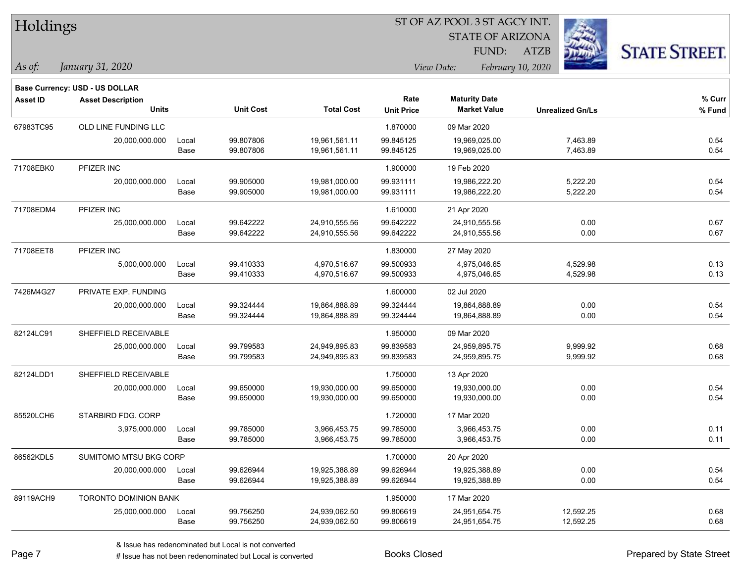# Holdings

ST OF AZ POOL 3 ST AGCY INT.
STATE OF ARIZONA
FUND: ATZB

*As of:* *January 31, 2020*

*View Date:* *February 10, 2020*

**Base Currency: USD - US DOLLAR**

| Asset ID | Asset Description / Units | | Unit Cost | Total Cost | Rate / Unit Price | Maturity Date / Market Value | Unrealized Gn/Ls | % Curr / % Fund |
|---|---|---|---|---|---|---|---|---|
| 67983TC95 | OLD LINE FUNDING LLC | | | | 1.870000 | 09 Mar 2020 | | |
| | 20,000,000.000 | Local | 99.807806 | 19,961,561.11 | 99.845125 | 19,969,025.00 | 7,463.89 | 0.54 |
| | | Base | 99.807806 | 19,961,561.11 | 99.845125 | 19,969,025.00 | 7,463.89 | 0.54 |
| 71708EBK0 | PFIZER INC | | | | 1.900000 | 19 Feb 2020 | | |
| | 20,000,000.000 | Local | 99.905000 | 19,981,000.00 | 99.931111 | 19,986,222.20 | 5,222.20 | 0.54 |
| | | Base | 99.905000 | 19,981,000.00 | 99.931111 | 19,986,222.20 | 5,222.20 | 0.54 |
| 71708EDM4 | PFIZER INC | | | | 1.610000 | 21 Apr 2020 | | |
| | 25,000,000.000 | Local | 99.642222 | 24,910,555.56 | 99.642222 | 24,910,555.56 | 0.00 | 0.67 |
| | | Base | 99.642222 | 24,910,555.56 | 99.642222 | 24,910,555.56 | 0.00 | 0.67 |
| 71708EET8 | PFIZER INC | | | | 1.830000 | 27 May 2020 | | |
| | 5,000,000.000 | Local | 99.410333 | 4,970,516.67 | 99.500933 | 4,975,046.65 | 4,529.98 | 0.13 |
| | | Base | 99.410333 | 4,970,516.67 | 99.500933 | 4,975,046.65 | 4,529.98 | 0.13 |
| 7426M4G27 | PRIVATE EXP. FUNDING | | | | 1.600000 | 02 Jul 2020 | | |
| | 20,000,000.000 | Local | 99.324444 | 19,864,888.89 | 99.324444 | 19,864,888.89 | 0.00 | 0.54 |
| | | Base | 99.324444 | 19,864,888.89 | 99.324444 | 19,864,888.89 | 0.00 | 0.54 |
| 82124LC91 | SHEFFIELD RECEIVABLE | | | | 1.950000 | 09 Mar 2020 | | |
| | 25,000,000.000 | Local | 99.799583 | 24,949,895.83 | 99.839583 | 24,959,895.75 | 9,999.92 | 0.68 |
| | | Base | 99.799583 | 24,949,895.83 | 99.839583 | 24,959,895.75 | 9,999.92 | 0.68 |
| 82124LDD1 | SHEFFIELD RECEIVABLE | | | | 1.750000 | 13 Apr 2020 | | |
| | 20,000,000.000 | Local | 99.650000 | 19,930,000.00 | 99.650000 | 19,930,000.00 | 0.00 | 0.54 |
| | | Base | 99.650000 | 19,930,000.00 | 99.650000 | 19,930,000.00 | 0.00 | 0.54 |
| 85520LCH6 | STARBIRD FDG. CORP | | | | 1.720000 | 17 Mar 2020 | | |
| | 3,975,000.000 | Local | 99.785000 | 3,966,453.75 | 99.785000 | 3,966,453.75 | 0.00 | 0.11 |
| | | Base | 99.785000 | 3,966,453.75 | 99.785000 | 3,966,453.75 | 0.00 | 0.11 |
| 86562KDL5 | SUMITOMO MTSU BKG CORP | | | | 1.700000 | 20 Apr 2020 | | |
| | 20,000,000.000 | Local | 99.626944 | 19,925,388.89 | 99.626944 | 19,925,388.89 | 0.00 | 0.54 |
| | | Base | 99.626944 | 19,925,388.89 | 99.626944 | 19,925,388.89 | 0.00 | 0.54 |
| 89119ACH9 | TORONTO DOMINION BANK | | | | 1.950000 | 17 Mar 2020 | | |
| | 25,000,000.000 | Local | 99.756250 | 24,939,062.50 | 99.806619 | 24,951,654.75 | 12,592.25 | 0.68 |
| | | Base | 99.756250 | 24,939,062.50 | 99.806619 | 24,951,654.75 | 12,592.25 | 0.68 |

& Issue has redenominated but Local is not converted
# Issue has not been redenominated but Local is converted

Books Closed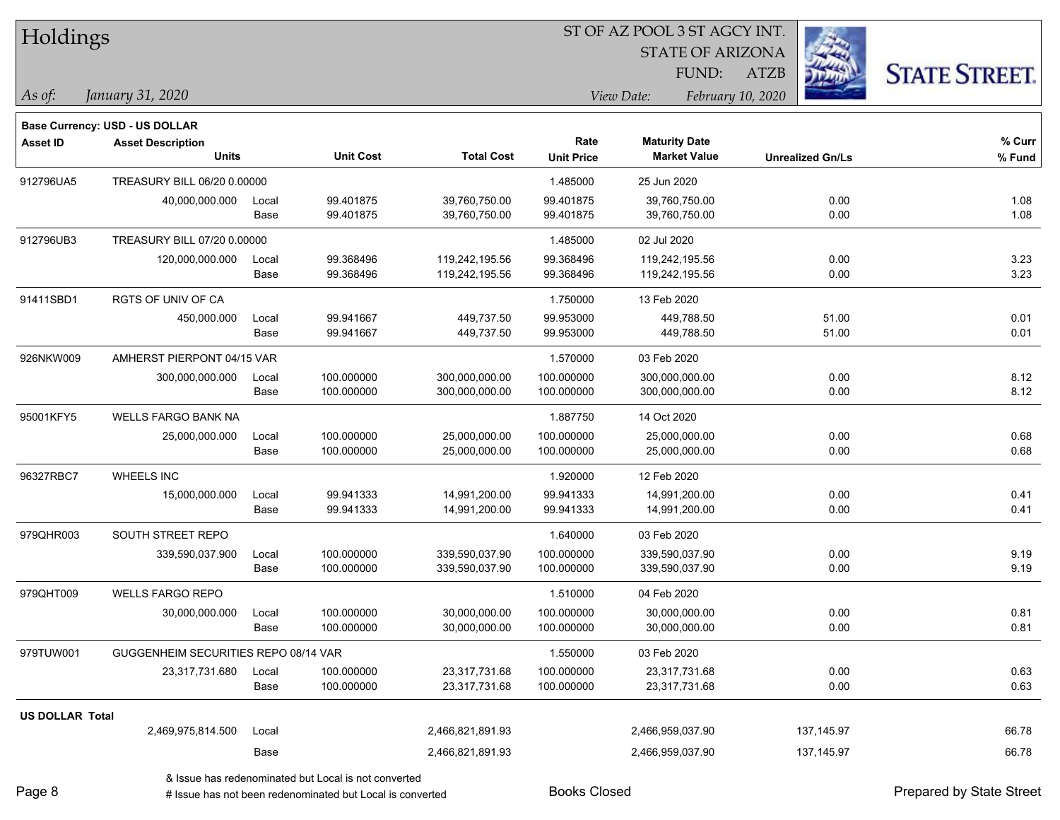# Holdings

ST OF AZ POOL 3 ST AGCY INT.
STATE OF ARIZONA
FUND: ATZB

*As of: January 31, 2020*

*View Date: February 10, 2020*

**Base Currency: USD - US DOLLAR**

| Asset ID | Asset Description / Units | | Unit Cost | Total Cost | Rate / Unit Price | Maturity Date / Market Value | Unrealized Gn/Ls | % Curr / % Fund |
|---|---|---|---|---|---|---|---|---|
| 912796UA5 | TREASURY BILL 06/20 0.00000 | | | | 1.485000 | 25 Jun 2020 | | |
| | 40,000,000.000 | Local | 99.401875 | 39,760,750.00 | 99.401875 | 39,760,750.00 | 0.00 | 1.08 |
| | | Base | 99.401875 | 39,760,750.00 | 99.401875 | 39,760,750.00 | 0.00 | 1.08 |
| 912796UB3 | TREASURY BILL 07/20 0.00000 | | | | 1.485000 | 02 Jul 2020 | | |
| | 120,000,000.000 | Local | 99.368496 | 119,242,195.56 | 99.368496 | 119,242,195.56 | 0.00 | 3.23 |
| | | Base | 99.368496 | 119,242,195.56 | 99.368496 | 119,242,195.56 | 0.00 | 3.23 |
| 91411SBD1 | RGTS OF UNIV OF CA | | | | 1.750000 | 13 Feb 2020 | | |
| | 450,000.000 | Local | 99.941667 | 449,737.50 | 99.953000 | 449,788.50 | 51.00 | 0.01 |
| | | Base | 99.941667 | 449,737.50 | 99.953000 | 449,788.50 | 51.00 | 0.01 |
| 926NKW009 | AMHERST PIERPONT 04/15 VAR | | | | 1.570000 | 03 Feb 2020 | | |
| | 300,000,000.000 | Local | 100.000000 | 300,000,000.00 | 100.000000 | 300,000,000.00 | 0.00 | 8.12 |
| | | Base | 100.000000 | 300,000,000.00 | 100.000000 | 300,000,000.00 | 0.00 | 8.12 |
| 95001KFY5 | WELLS FARGO BANK NA | | | | 1.887750 | 14 Oct 2020 | | |
| | 25,000,000.000 | Local | 100.000000 | 25,000,000.00 | 100.000000 | 25,000,000.00 | 0.00 | 0.68 |
| | | Base | 100.000000 | 25,000,000.00 | 100.000000 | 25,000,000.00 | 0.00 | 0.68 |
| 96327RBC7 | WHEELS INC | | | | 1.920000 | 12 Feb 2020 | | |
| | 15,000,000.000 | Local | 99.941333 | 14,991,200.00 | 99.941333 | 14,991,200.00 | 0.00 | 0.41 |
| | | Base | 99.941333 | 14,991,200.00 | 99.941333 | 14,991,200.00 | 0.00 | 0.41 |
| 979QHR003 | SOUTH STREET REPO | | | | 1.640000 | 03 Feb 2020 | | |
| | 339,590,037.900 | Local | 100.000000 | 339,590,037.90 | 100.000000 | 339,590,037.90 | 0.00 | 9.19 |
| | | Base | 100.000000 | 339,590,037.90 | 100.000000 | 339,590,037.90 | 0.00 | 9.19 |
| 979QHT009 | WELLS FARGO REPO | | | | 1.510000 | 04 Feb 2020 | | |
| | 30,000,000.000 | Local | 100.000000 | 30,000,000.00 | 100.000000 | 30,000,000.00 | 0.00 | 0.81 |
| | | Base | 100.000000 | 30,000,000.00 | 100.000000 | 30,000,000.00 | 0.00 | 0.81 |
| 979TUW001 | GUGGENHEIM SECURITIES REPO 08/14 VAR | | | | 1.550000 | 03 Feb 2020 | | |
| | 23,317,731.680 | Local | 100.000000 | 23,317,731.68 | 100.000000 | 23,317,731.68 | 0.00 | 0.63 |
| | | Base | 100.000000 | 23,317,731.68 | 100.000000 | 23,317,731.68 | 0.00 | 0.63 |
| **US DOLLAR Total** | | | | | | | | |
| | 2,469,975,814.500 | Local | | 2,466,821,891.93 | | 2,466,959,037.90 | 137,145.97 | 66.78 |
| | | Base | | 2,466,821,891.93 | | 2,466,959,037.90 | 137,145.97 | 66.78 |

& Issue has redenominated but Local is not converted

# Issue has not been redenominated but Local is converted

Books Closed

Prepared by State Street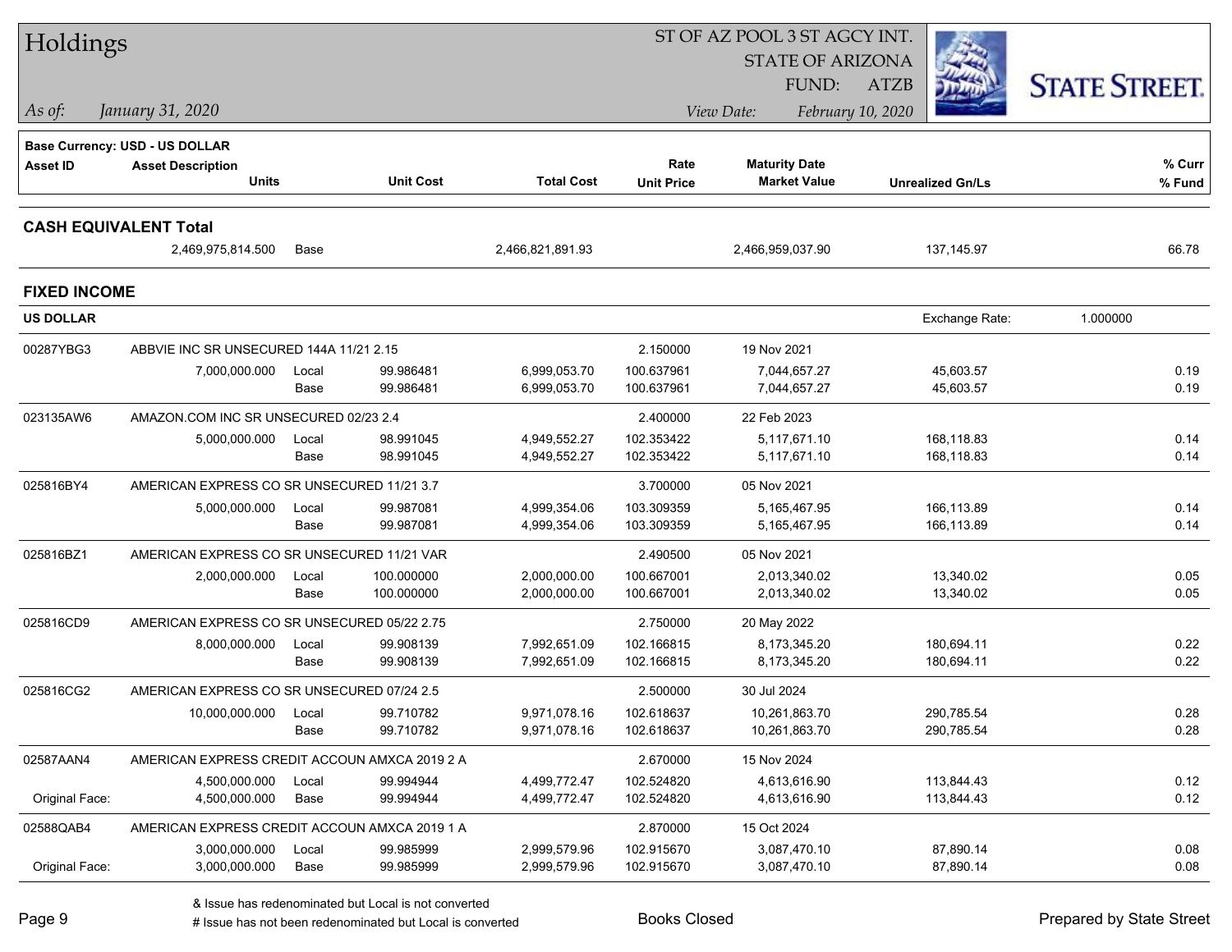# Holdings

ST OF AZ POOL 3 ST AGCY INT.
STATE OF ARIZONA
FUND: ATZB

*As of:* *January 31, 2020*

*View Date:* *February 10, 2020*

STATE STREET.

**Base Currency: USD - US DOLLAR**

| Asset ID | Asset Description / Units | | Unit Cost | Total Cost | Rate / Unit Price | Maturity Date / Market Value | Unrealized Gn/Ls | % Curr / % Fund |
|---|---|---|---|---|---|---|---|---|
| **CASH EQUIVALENT Total** | | | | | | | | |
| | 2,469,975,814.500 | Base | | 2,466,821,891.93 | | 2,466,959,037.90 | 137,145.97 | 66.78 |
| **FIXED INCOME** | | | | | | | | |
| **US DOLLAR** | | | | | | | Exchange Rate: 1.000000 | |
| 00287YBG3 | ABBVIE INC SR UNSECURED 144A 11/21 2.15 | | | | 2.150000 | 19 Nov 2021 | | |
| | 7,000,000.000 | Local | 99.986481 | 6,999,053.70 | 100.637961 | 7,044,657.27 | 45,603.57 | 0.19 |
| | | Base | 99.986481 | 6,999,053.70 | 100.637961 | 7,044,657.27 | 45,603.57 | 0.19 |
| 023135AW6 | AMAZON.COM INC SR UNSECURED 02/23 2.4 | | | | 2.400000 | 22 Feb 2023 | | |
| | 5,000,000.000 | Local | 98.991045 | 4,949,552.27 | 102.353422 | 5,117,671.10 | 168,118.83 | 0.14 |
| | | Base | 98.991045 | 4,949,552.27 | 102.353422 | 5,117,671.10 | 168,118.83 | 0.14 |
| 025816BY4 | AMERICAN EXPRESS CO SR UNSECURED 11/21 3.7 | | | | 3.700000 | 05 Nov 2021 | | |
| | 5,000,000.000 | Local | 99.987081 | 4,999,354.06 | 103.309359 | 5,165,467.95 | 166,113.89 | 0.14 |
| | | Base | 99.987081 | 4,999,354.06 | 103.309359 | 5,165,467.95 | 166,113.89 | 0.14 |
| 025816BZ1 | AMERICAN EXPRESS CO SR UNSECURED 11/21 VAR | | | | 2.490500 | 05 Nov 2021 | | |
| | 2,000,000.000 | Local | 100.000000 | 2,000,000.00 | 100.667001 | 2,013,340.02 | 13,340.02 | 0.05 |
| | | Base | 100.000000 | 2,000,000.00 | 100.667001 | 2,013,340.02 | 13,340.02 | 0.05 |
| 025816CD9 | AMERICAN EXPRESS CO SR UNSECURED 05/22 2.75 | | | | 2.750000 | 20 May 2022 | | |
| | 8,000,000.000 | Local | 99.908139 | 7,992,651.09 | 102.166815 | 8,173,345.20 | 180,694.11 | 0.22 |
| | | Base | 99.908139 | 7,992,651.09 | 102.166815 | 8,173,345.20 | 180,694.11 | 0.22 |
| 025816CG2 | AMERICAN EXPRESS CO SR UNSECURED 07/24 2.5 | | | | 2.500000 | 30 Jul 2024 | | |
| | 10,000,000.000 | Local | 99.710782 | 9,971,078.16 | 102.618637 | 10,261,863.70 | 290,785.54 | 0.28 |
| | | Base | 99.710782 | 9,971,078.16 | 102.618637 | 10,261,863.70 | 290,785.54 | 0.28 |
| 02587AAN4 | AMERICAN EXPRESS CREDIT ACCOUN AMXCA 2019 2 A | | | | 2.670000 | 15 Nov 2024 | | |
| | 4,500,000.000 | Local | 99.994944 | 4,499,772.47 | 102.524820 | 4,613,616.90 | 113,844.43 | 0.12 |
| Original Face: | 4,500,000.000 | Base | 99.994944 | 4,499,772.47 | 102.524820 | 4,613,616.90 | 113,844.43 | 0.12 |
| 02588QAB4 | AMERICAN EXPRESS CREDIT ACCOUN AMXCA 2019 1 A | | | | 2.870000 | 15 Oct 2024 | | |
| | 3,000,000.000 | Local | 99.985999 | 2,999,579.96 | 102.915670 | 3,087,470.10 | 87,890.14 | 0.08 |
| Original Face: | 3,000,000.000 | Base | 99.985999 | 2,999,579.96 | 102.915670 | 3,087,470.10 | 87,890.14 | 0.08 |

& Issue has redenominated but Local is not converted
# Issue has not been redenominated but Local is converted

Books Closed

Prepared by State Street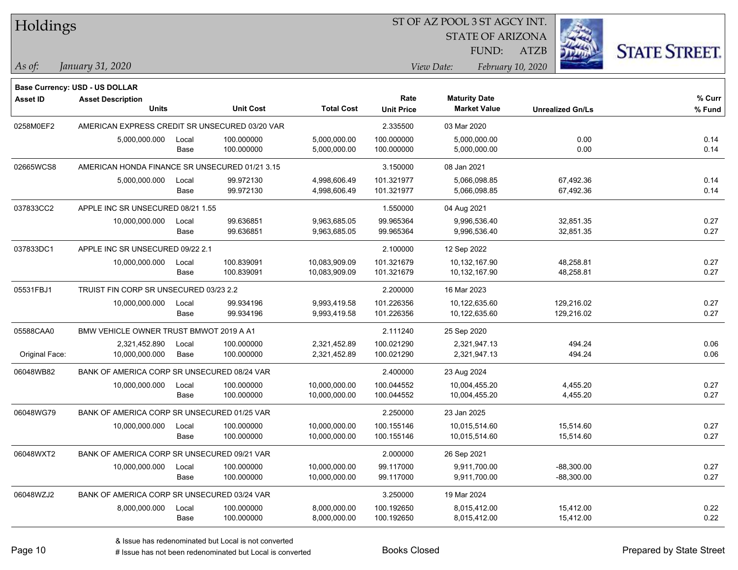# Holdings

ST OF AZ POOL 3 ST AGCY INT.
STATE OF ARIZONA
FUND: ATZB

*As of: January 31, 2020*

*View Date: February 10, 2020*

**Base Currency: USD - US DOLLAR**

| Asset ID | Asset Description / Units | | Unit Cost | Total Cost | Rate / Unit Price | Maturity Date / Market Value | Unrealized Gn/Ls | % Curr / % Fund |
|---|---|---|---|---|---|---|---|---|
| 0258M0EF2 | AMERICAN EXPRESS CREDIT SR UNSECURED 03/20 VAR | | | | 2.335500 | 03 Mar 2020 | | |
| | 5,000,000.000 | Local | 100.000000 | 5,000,000.00 | 100.000000 | 5,000,000.00 | 0.00 | 0.14 |
| | | Base | 100.000000 | 5,000,000.00 | 100.000000 | 5,000,000.00 | 0.00 | 0.14 |
| 02665WCS8 | AMERICAN HONDA FINANCE SR UNSECURED 01/21 3.15 | | | | 3.150000 | 08 Jan 2021 | | |
| | 5,000,000.000 | Local | 99.972130 | 4,998,606.49 | 101.321977 | 5,066,098.85 | 67,492.36 | 0.14 |
| | | Base | 99.972130 | 4,998,606.49 | 101.321977 | 5,066,098.85 | 67,492.36 | 0.14 |
| 037833CC2 | APPLE INC SR UNSECURED 08/21 1.55 | | | | 1.550000 | 04 Aug 2021 | | |
| | 10,000,000.000 | Local | 99.636851 | 9,963,685.05 | 99.965364 | 9,996,536.40 | 32,851.35 | 0.27 |
| | | Base | 99.636851 | 9,963,685.05 | 99.965364 | 9,996,536.40 | 32,851.35 | 0.27 |
| 037833DC1 | APPLE INC SR UNSECURED 09/22 2.1 | | | | 2.100000 | 12 Sep 2022 | | |
| | 10,000,000.000 | Local | 100.839091 | 10,083,909.09 | 101.321679 | 10,132,167.90 | 48,258.81 | 0.27 |
| | | Base | 100.839091 | 10,083,909.09 | 101.321679 | 10,132,167.90 | 48,258.81 | 0.27 |
| 05531FBJ1 | TRUIST FIN CORP SR UNSECURED 03/23 2.2 | | | | 2.200000 | 16 Mar 2023 | | |
| | 10,000,000.000 | Local | 99.934196 | 9,993,419.58 | 101.226356 | 10,122,635.60 | 129,216.02 | 0.27 |
| | | Base | 99.934196 | 9,993,419.58 | 101.226356 | 10,122,635.60 | 129,216.02 | 0.27 |
| 05588CAA0 | BMW VEHICLE OWNER TRUST BMWOT 2019 A A1 | | | | 2.111240 | 25 Sep 2020 | | |
| | 2,321,452.890 | Local | 100.000000 | 2,321,452.89 | 100.021290 | 2,321,947.13 | 494.24 | 0.06 |
| Original Face: | 10,000,000.000 | Base | 100.000000 | 2,321,452.89 | 100.021290 | 2,321,947.13 | 494.24 | 0.06 |
| 06048WB82 | BANK OF AMERICA CORP SR UNSECURED 08/24 VAR | | | | 2.400000 | 23 Aug 2024 | | |
| | 10,000,000.000 | Local | 100.000000 | 10,000,000.00 | 100.044552 | 10,004,455.20 | 4,455.20 | 0.27 |
| | | Base | 100.000000 | 10,000,000.00 | 100.044552 | 10,004,455.20 | 4,455.20 | 0.27 |
| 06048WG79 | BANK OF AMERICA CORP SR UNSECURED 01/25 VAR | | | | 2.250000 | 23 Jan 2025 | | |
| | 10,000,000.000 | Local | 100.000000 | 10,000,000.00 | 100.155146 | 10,015,514.60 | 15,514.60 | 0.27 |
| | | Base | 100.000000 | 10,000,000.00 | 100.155146 | 10,015,514.60 | 15,514.60 | 0.27 |
| 06048WXT2 | BANK OF AMERICA CORP SR UNSECURED 09/21 VAR | | | | 2.000000 | 26 Sep 2021 | | |
| | 10,000,000.000 | Local | 100.000000 | 10,000,000.00 | 99.117000 | 9,911,700.00 | -88,300.00 | 0.27 |
| | | Base | 100.000000 | 10,000,000.00 | 99.117000 | 9,911,700.00 | -88,300.00 | 0.27 |
| 06048WZJ2 | BANK OF AMERICA CORP SR UNSECURED 03/24 VAR | | | | 3.250000 | 19 Mar 2024 | | |
| | 8,000,000.000 | Local | 100.000000 | 8,000,000.00 | 100.192650 | 8,015,412.00 | 15,412.00 | 0.22 |
| | | Base | 100.000000 | 8,000,000.00 | 100.192650 | 8,015,412.00 | 15,412.00 | 0.22 |

& Issue has redenominated but Local is not converted

# Issue has not been redenominated but Local is converted

Books Closed

Prepared by State Street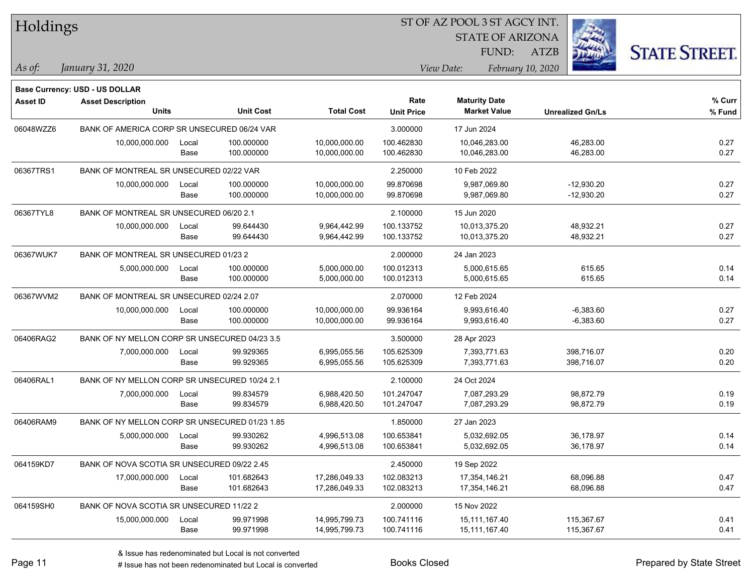Base Currency: USD - US DOLLAR

| Asset ID | Asset Description / Units | | Unit Cost | Total Cost | Rate / Unit Price | Maturity Date / Market Value | Unrealized Gn/Ls | % Curr / % Fund |
|---|---|---|---|---|---|---|---|---|
| 06048WZZ6 | BANK OF AMERICA CORP SR UNSECURED 06/24 VAR | | | | 3.000000 | 17 Jun 2024 | | |
| | 10,000,000.000 | Local | 100.000000 | 10,000,000.00 | 100.462830 | 10,046,283.00 | 46,283.00 | 0.27 |
| | | Base | 100.000000 | 10,000,000.00 | 100.462830 | 10,046,283.00 | 46,283.00 | 0.27 |
| 06367TRS1 | BANK OF MONTREAL SR UNSECURED 02/22 VAR | | | | 2.250000 | 10 Feb 2022 | | |
| | 10,000,000.000 | Local | 100.000000 | 10,000,000.00 | 99.870698 | 9,987,069.80 | -12,930.20 | 0.27 |
| | | Base | 100.000000 | 10,000,000.00 | 99.870698 | 9,987,069.80 | -12,930.20 | 0.27 |
| 06367TYL8 | BANK OF MONTREAL SR UNSECURED 06/20 2.1 | | | | 2.100000 | 15 Jun 2020 | | |
| | 10,000,000.000 | Local | 99.644430 | 9,964,442.99 | 100.133752 | 10,013,375.20 | 48,932.21 | 0.27 |
| | | Base | 99.644430 | 9,964,442.99 | 100.133752 | 10,013,375.20 | 48,932.21 | 0.27 |
| 06367WUK7 | BANK OF MONTREAL SR UNSECURED 01/23 2 | | | | 2.000000 | 24 Jan 2023 | | |
| | 5,000,000.000 | Local | 100.000000 | 5,000,000.00 | 100.012313 | 5,000,615.65 | 615.65 | 0.14 |
| | | Base | 100.000000 | 5,000,000.00 | 100.012313 | 5,000,615.65 | 615.65 | 0.14 |
| 06367WVM2 | BANK OF MONTREAL SR UNSECURED 02/24 2.07 | | | | 2.070000 | 12 Feb 2024 | | |
| | 10,000,000.000 | Local | 100.000000 | 10,000,000.00 | 99.936164 | 9,993,616.40 | -6,383.60 | 0.27 |
| | | Base | 100.000000 | 10,000,000.00 | 99.936164 | 9,993,616.40 | -6,383.60 | 0.27 |
| 06406RAG2 | BANK OF NY MELLON CORP SR UNSECURED 04/23 3.5 | | | | 3.500000 | 28 Apr 2023 | | |
| | 7,000,000.000 | Local | 99.929365 | 6,995,055.56 | 105.625309 | 7,393,771.63 | 398,716.07 | 0.20 |
| | | Base | 99.929365 | 6,995,055.56 | 105.625309 | 7,393,771.63 | 398,716.07 | 0.20 |
| 06406RAL1 | BANK OF NY MELLON CORP SR UNSECURED 10/24 2.1 | | | | 2.100000 | 24 Oct 2024 | | |
| | 7,000,000.000 | Local | 99.834579 | 6,988,420.50 | 101.247047 | 7,087,293.29 | 98,872.79 | 0.19 |
| | | Base | 99.834579 | 6,988,420.50 | 101.247047 | 7,087,293.29 | 98,872.79 | 0.19 |
| 06406RAM9 | BANK OF NY MELLON CORP SR UNSECURED 01/23 1.85 | | | | 1.850000 | 27 Jan 2023 | | |
| | 5,000,000.000 | Local | 99.930262 | 4,996,513.08 | 100.653841 | 5,032,692.05 | 36,178.97 | 0.14 |
| | | Base | 99.930262 | 4,996,513.08 | 100.653841 | 5,032,692.05 | 36,178.97 | 0.14 |
| 064159KD7 | BANK OF NOVA SCOTIA SR UNSECURED 09/22 2.45 | | | | 2.450000 | 19 Sep 2022 | | |
| | 17,000,000.000 | Local | 101.682643 | 17,286,049.33 | 102.083213 | 17,354,146.21 | 68,096.88 | 0.47 |
| | | Base | 101.682643 | 17,286,049.33 | 102.083213 | 17,354,146.21 | 68,096.88 | 0.47 |
| 064159SH0 | BANK OF NOVA SCOTIA SR UNSECURED 11/22 2 | | | | 2.000000 | 15 Nov 2022 | | |
| | 15,000,000.000 | Local | 99.971998 | 14,995,799.73 | 100.741116 | 15,111,167.40 | 115,367.67 | 0.41 |
| | | Base | 99.971998 | 14,995,799.73 | 100.741116 | 15,111,167.40 | 115,367.67 | 0.41 |

& Issue has redenominated but Local is not converted

# Issue has not been redenominated but Local is converted

Books Closed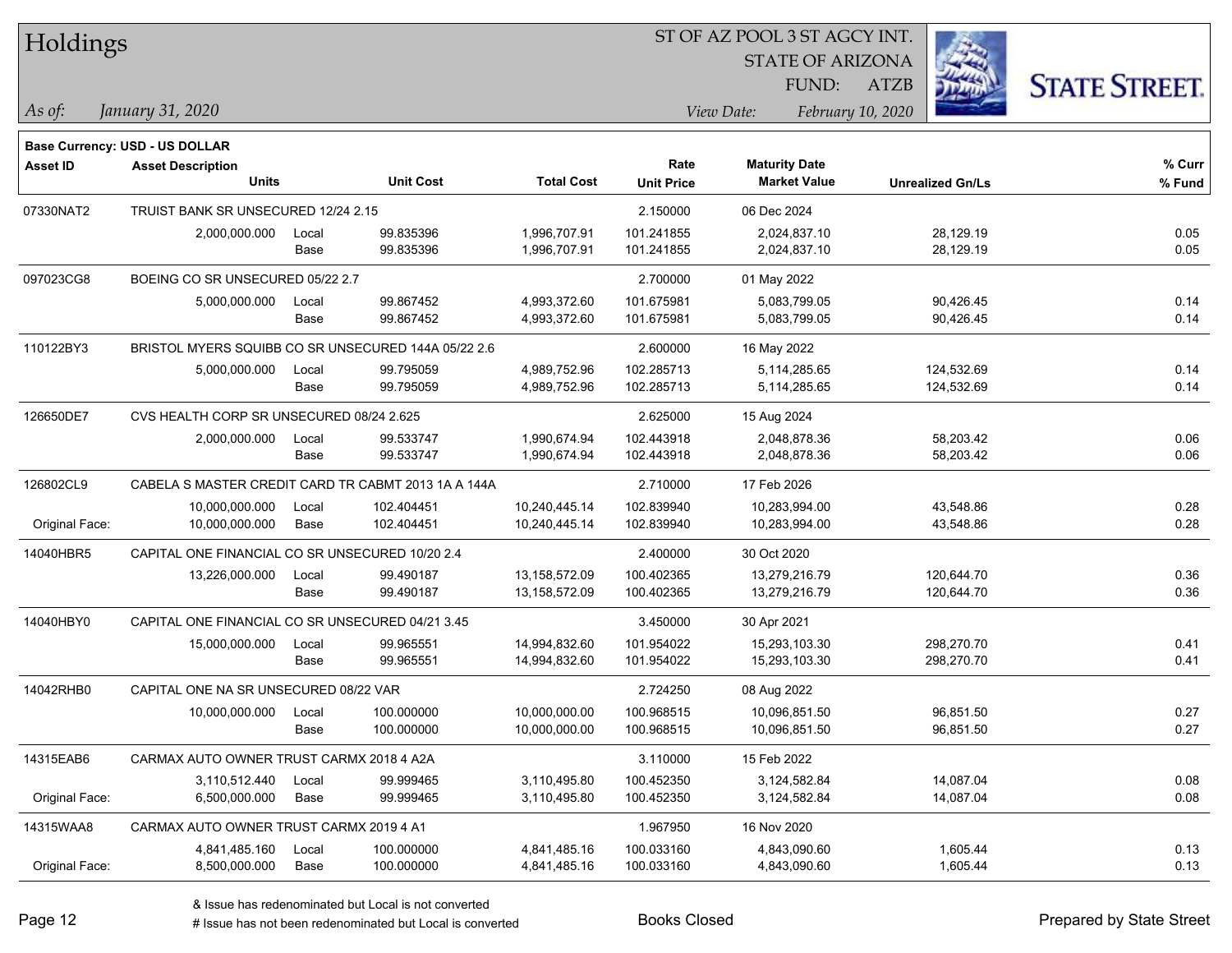# Holdings

ST OF AZ POOL 3 ST AGCY INT.
STATE OF ARIZONA
FUND: ATZB

*As of: January 31, 2020*

*View Date: February 10, 2020*

**Base Currency: USD - US DOLLAR**

| Asset ID | Asset Description / Units | | Unit Cost | Total Cost | Rate / Unit Price | Maturity Date / Market Value | Unrealized Gn/Ls | % Curr / % Fund |
|---|---|---|---|---|---|---|---|---|
| 07330NAT2 | TRUIST BANK SR UNSECURED 12/24 2.15 | | | | 2.150000 | 06 Dec 2024 | | |
| | 2,000,000.000 | Local | 99.835396 | 1,996,707.91 | 101.241855 | 2,024,837.10 | 28,129.19 | 0.05 |
| | | Base | 99.835396 | 1,996,707.91 | 101.241855 | 2,024,837.10 | 28,129.19 | 0.05 |
| 097023CG8 | BOEING CO SR UNSECURED 05/22 2.7 | | | | 2.700000 | 01 May 2022 | | |
| | 5,000,000.000 | Local | 99.867452 | 4,993,372.60 | 101.675981 | 5,083,799.05 | 90,426.45 | 0.14 |
| | | Base | 99.867452 | 4,993,372.60 | 101.675981 | 5,083,799.05 | 90,426.45 | 0.14 |
| 110122BY3 | BRISTOL MYERS SQUIBB CO SR UNSECURED 144A 05/22 2.6 | | | | 2.600000 | 16 May 2022 | | |
| | 5,000,000.000 | Local | 99.795059 | 4,989,752.96 | 102.285713 | 5,114,285.65 | 124,532.69 | 0.14 |
| | | Base | 99.795059 | 4,989,752.96 | 102.285713 | 5,114,285.65 | 124,532.69 | 0.14 |
| 126650DE7 | CVS HEALTH CORP SR UNSECURED 08/24 2.625 | | | | 2.625000 | 15 Aug 2024 | | |
| | 2,000,000.000 | Local | 99.533747 | 1,990,674.94 | 102.443918 | 2,048,878.36 | 58,203.42 | 0.06 |
| | | Base | 99.533747 | 1,990,674.94 | 102.443918 | 2,048,878.36 | 58,203.42 | 0.06 |
| 126802CL9 | CABELA S MASTER CREDIT CARD TR CABMT 2013 1A A 144A | | | | 2.710000 | 17 Feb 2026 | | |
| | 10,000,000.000 | Local | 102.404451 | 10,240,445.14 | 102.839940 | 10,283,994.00 | 43,548.86 | 0.28 |
| Original Face: | 10,000,000.000 | Base | 102.404451 | 10,240,445.14 | 102.839940 | 10,283,994.00 | 43,548.86 | 0.28 |
| 14040HBR5 | CAPITAL ONE FINANCIAL CO SR UNSECURED 10/20 2.4 | | | | 2.400000 | 30 Oct 2020 | | |
| | 13,226,000.000 | Local | 99.490187 | 13,158,572.09 | 100.402365 | 13,279,216.79 | 120,644.70 | 0.36 |
| | | Base | 99.490187 | 13,158,572.09 | 100.402365 | 13,279,216.79 | 120,644.70 | 0.36 |
| 14040HBY0 | CAPITAL ONE FINANCIAL CO SR UNSECURED 04/21 3.45 | | | | 3.450000 | 30 Apr 2021 | | |
| | 15,000,000.000 | Local | 99.965551 | 14,994,832.60 | 101.954022 | 15,293,103.30 | 298,270.70 | 0.41 |
| | | Base | 99.965551 | 14,994,832.60 | 101.954022 | 15,293,103.30 | 298,270.70 | 0.41 |
| 14042RHB0 | CAPITAL ONE NA SR UNSECURED 08/22 VAR | | | | 2.724250 | 08 Aug 2022 | | |
| | 10,000,000.000 | Local | 100.000000 | 10,000,000.00 | 100.968515 | 10,096,851.50 | 96,851.50 | 0.27 |
| | | Base | 100.000000 | 10,000,000.00 | 100.968515 | 10,096,851.50 | 96,851.50 | 0.27 |
| 14315EAB6 | CARMAX AUTO OWNER TRUST CARMX 2018 4 A2A | | | | 3.110000 | 15 Feb 2022 | | |
| | 3,110,512.440 | Local | 99.999465 | 3,110,495.80 | 100.452350 | 3,124,582.84 | 14,087.04 | 0.08 |
| Original Face: | 6,500,000.000 | Base | 99.999465 | 3,110,495.80 | 100.452350 | 3,124,582.84 | 14,087.04 | 0.08 |
| 14315WAA8 | CARMAX AUTO OWNER TRUST CARMX 2019 4 A1 | | | | 1.967950 | 16 Nov 2020 | | |
| | 4,841,485.160 | Local | 100.000000 | 4,841,485.16 | 100.033160 | 4,843,090.60 | 1,605.44 | 0.13 |
| Original Face: | 8,500,000.000 | Base | 100.000000 | 4,841,485.16 | 100.033160 | 4,843,090.60 | 1,605.44 | 0.13 |

& Issue has redenominated but Local is not converted

# Issue has not been redenominated but Local is converted

Books Closed

Prepared by State Street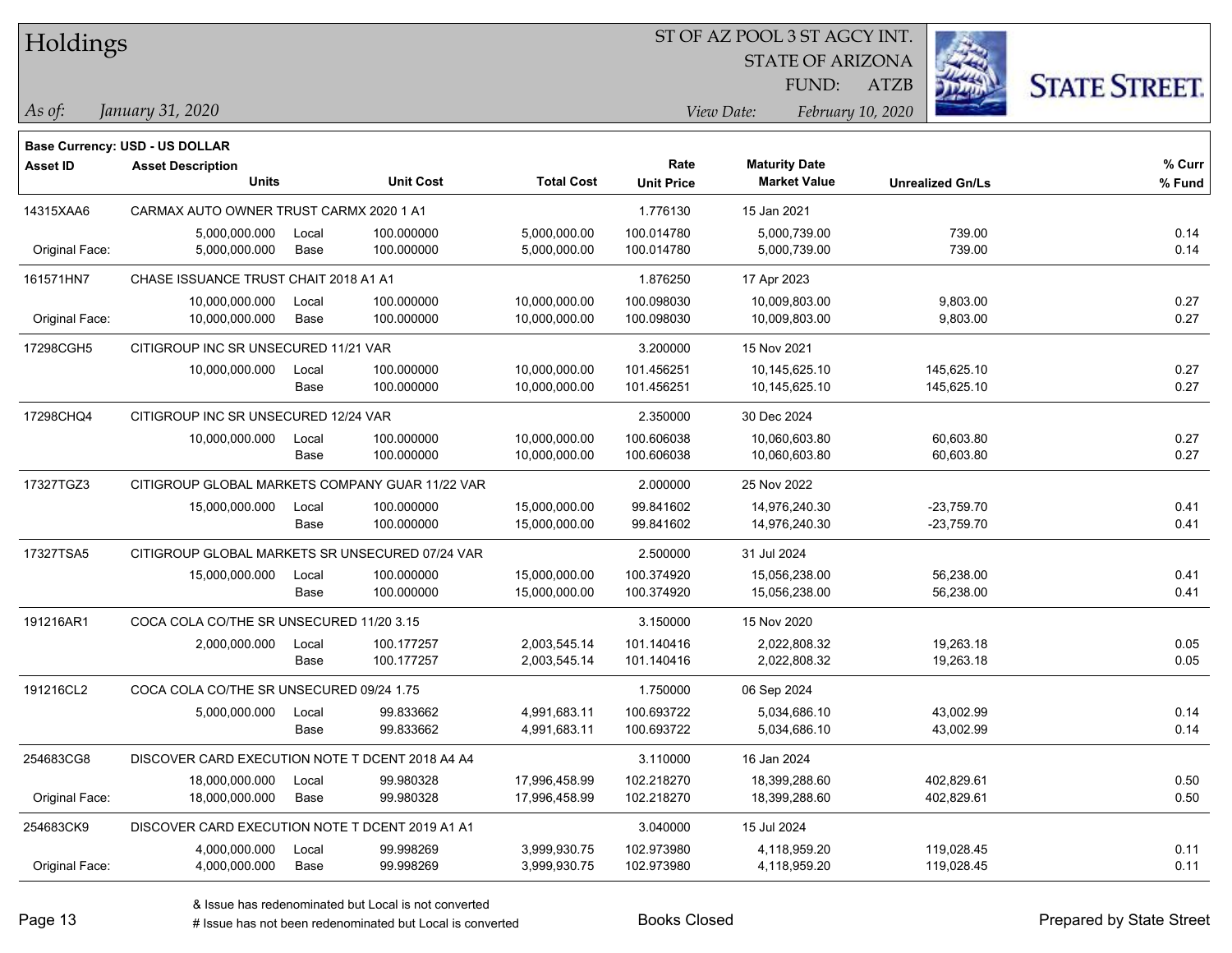# Holdings

ST OF AZ POOL 3 ST AGCY INT.
STATE OF ARIZONA
FUND: ATZB

*As of: January 31, 2020*
*View Date: February 10, 2020*

**Base Currency: USD - US DOLLAR**

| Asset ID | Asset Description / Units | | Unit Cost | Total Cost | Rate / Unit Price | Maturity Date / Market Value | Unrealized Gn/Ls | % Curr / % Fund |
|---|---|---|---|---|---|---|---|---|
| 14315XAA6 | CARMAX AUTO OWNER TRUST CARMX 2020 1 A1 | | | | 1.776130 | 15 Jan 2021 | | |
| | 5,000,000.000 | Local | 100.000000 | 5,000,000.00 | 100.014780 | 5,000,739.00 | 739.00 | 0.14 |
| Original Face: | 5,000,000.000 | Base | 100.000000 | 5,000,000.00 | 100.014780 | 5,000,739.00 | 739.00 | 0.14 |
| 161571HN7 | CHASE ISSUANCE TRUST CHAIT 2018 A1 A1 | | | | 1.876250 | 17 Apr 2023 | | |
| | 10,000,000.000 | Local | 100.000000 | 10,000,000.00 | 100.098030 | 10,009,803.00 | 9,803.00 | 0.27 |
| Original Face: | 10,000,000.000 | Base | 100.000000 | 10,000,000.00 | 100.098030 | 10,009,803.00 | 9,803.00 | 0.27 |
| 17298CGH5 | CITIGROUP INC SR UNSECURED 11/21 VAR | | | | 3.200000 | 15 Nov 2021 | | |
| | 10,000,000.000 | Local | 100.000000 | 10,000,000.00 | 101.456251 | 10,145,625.10 | 145,625.10 | 0.27 |
| | | Base | 100.000000 | 10,000,000.00 | 101.456251 | 10,145,625.10 | 145,625.10 | 0.27 |
| 17298CHQ4 | CITIGROUP INC SR UNSECURED 12/24 VAR | | | | 2.350000 | 30 Dec 2024 | | |
| | 10,000,000.000 | Local | 100.000000 | 10,000,000.00 | 100.606038 | 10,060,603.80 | 60,603.80 | 0.27 |
| | | Base | 100.000000 | 10,000,000.00 | 100.606038 | 10,060,603.80 | 60,603.80 | 0.27 |
| 17327TGZ3 | CITIGROUP GLOBAL MARKETS COMPANY GUAR 11/22 VAR | | | | 2.000000 | 25 Nov 2022 | | |
| | 15,000,000.000 | Local | 100.000000 | 15,000,000.00 | 99.841602 | 14,976,240.30 | -23,759.70 | 0.41 |
| | | Base | 100.000000 | 15,000,000.00 | 99.841602 | 14,976,240.30 | -23,759.70 | 0.41 |
| 17327TSA5 | CITIGROUP GLOBAL MARKETS SR UNSECURED 07/24 VAR | | | | 2.500000 | 31 Jul 2024 | | |
| | 15,000,000.000 | Local | 100.000000 | 15,000,000.00 | 100.374920 | 15,056,238.00 | 56,238.00 | 0.41 |
| | | Base | 100.000000 | 15,000,000.00 | 100.374920 | 15,056,238.00 | 56,238.00 | 0.41 |
| 191216AR1 | COCA COLA CO/THE SR UNSECURED 11/20 3.15 | | | | 3.150000 | 15 Nov 2020 | | |
| | 2,000,000.000 | Local | 100.177257 | 2,003,545.14 | 101.140416 | 2,022,808.32 | 19,263.18 | 0.05 |
| | | Base | 100.177257 | 2,003,545.14 | 101.140416 | 2,022,808.32 | 19,263.18 | 0.05 |
| 191216CL2 | COCA COLA CO/THE SR UNSECURED 09/24 1.75 | | | | 1.750000 | 06 Sep 2024 | | |
| | 5,000,000.000 | Local | 99.833662 | 4,991,683.11 | 100.693722 | 5,034,686.10 | 43,002.99 | 0.14 |
| | | Base | 99.833662 | 4,991,683.11 | 100.693722 | 5,034,686.10 | 43,002.99 | 0.14 |
| 254683CG8 | DISCOVER CARD EXECUTION NOTE T DCENT 2018 A4 A4 | | | | 3.110000 | 16 Jan 2024 | | |
| | 18,000,000.000 | Local | 99.980328 | 17,996,458.99 | 102.218270 | 18,399,288.60 | 402,829.61 | 0.50 |
| Original Face: | 18,000,000.000 | Base | 99.980328 | 17,996,458.99 | 102.218270 | 18,399,288.60 | 402,829.61 | 0.50 |
| 254683CK9 | DISCOVER CARD EXECUTION NOTE T DCENT 2019 A1 A1 | | | | 3.040000 | 15 Jul 2024 | | |
| | 4,000,000.000 | Local | 99.998269 | 3,999,930.75 | 102.973980 | 4,118,959.20 | 119,028.45 | 0.11 |
| Original Face: | 4,000,000.000 | Base | 99.998269 | 3,999,930.75 | 102.973980 | 4,118,959.20 | 119,028.45 | 0.11 |

& Issue has redenominated but Local is not converted
# Issue has not been redenominated but Local is converted

Books Closed

Prepared by State Street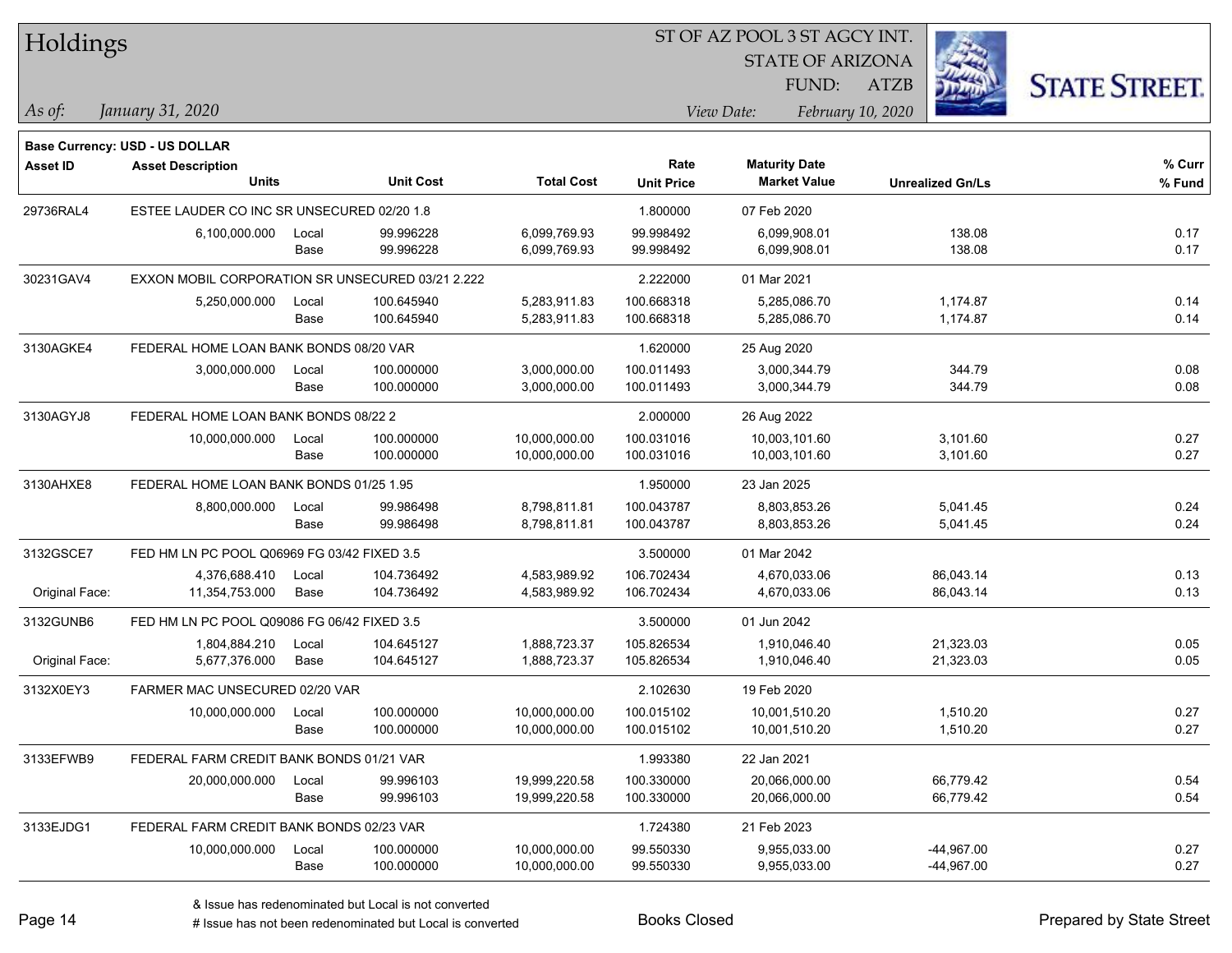# Holdings

ST OF AZ POOL 3 ST AGCY INT.
STATE OF ARIZONA
FUND: ATZB

*As of:* *January 31, 2020*
*View Date:* *February 10, 2020*

**Base Currency: USD - US DOLLAR**

| Asset ID | Asset Description / Units | | Unit Cost | Total Cost | Rate / Unit Price | Maturity Date / Market Value | Unrealized Gn/Ls | % Curr / % Fund |
|---|---|---|---|---|---|---|---|---|
| 29736RAL4 | ESTEE LAUDER CO INC SR UNSECURED 02/20 1.8 | | | | 1.800000 | 07 Feb 2020 | | |
| | 6,100,000.000 | Local | 99.996228 | 6,099,769.93 | 99.998492 | 6,099,908.01 | 138.08 | 0.17 |
| | | Base | 99.996228 | 6,099,769.93 | 99.998492 | 6,099,908.01 | 138.08 | 0.17 |
| 30231GAV4 | EXXON MOBIL CORPORATION SR UNSECURED 03/21 2.222 | | | | 2.222000 | 01 Mar 2021 | | |
| | 5,250,000.000 | Local | 100.645940 | 5,283,911.83 | 100.668318 | 5,285,086.70 | 1,174.87 | 0.14 |
| | | Base | 100.645940 | 5,283,911.83 | 100.668318 | 5,285,086.70 | 1,174.87 | 0.14 |
| 3130AGKE4 | FEDERAL HOME LOAN BANK BONDS 08/20 VAR | | | | 1.620000 | 25 Aug 2020 | | |
| | 3,000,000.000 | Local | 100.000000 | 3,000,000.00 | 100.011493 | 3,000,344.79 | 344.79 | 0.08 |
| | | Base | 100.000000 | 3,000,000.00 | 100.011493 | 3,000,344.79 | 344.79 | 0.08 |
| 3130AGYJ8 | FEDERAL HOME LOAN BANK BONDS 08/22 2 | | | | 2.000000 | 26 Aug 2022 | | |
| | 10,000,000.000 | Local | 100.000000 | 10,000,000.00 | 100.031016 | 10,003,101.60 | 3,101.60 | 0.27 |
| | | Base | 100.000000 | 10,000,000.00 | 100.031016 | 10,003,101.60 | 3,101.60 | 0.27 |
| 3130AHXE8 | FEDERAL HOME LOAN BANK BONDS 01/25 1.95 | | | | 1.950000 | 23 Jan 2025 | | |
| | 8,800,000.000 | Local | 99.986498 | 8,798,811.81 | 100.043787 | 8,803,853.26 | 5,041.45 | 0.24 |
| | | Base | 99.986498 | 8,798,811.81 | 100.043787 | 8,803,853.26 | 5,041.45 | 0.24 |
| 3132GSCE7 | FED HM LN PC POOL Q06969 FG 03/42 FIXED 3.5 | | | | 3.500000 | 01 Mar 2042 | | |
| | 4,376,688.410 | Local | 104.736492 | 4,583,989.92 | 106.702434 | 4,670,033.06 | 86,043.14 | 0.13 |
| Original Face: | 11,354,753.000 | Base | 104.736492 | 4,583,989.92 | 106.702434 | 4,670,033.06 | 86,043.14 | 0.13 |
| 3132GUNB6 | FED HM LN PC POOL Q09086 FG 06/42 FIXED 3.5 | | | | 3.500000 | 01 Jun 2042 | | |
| | 1,804,884.210 | Local | 104.645127 | 1,888,723.37 | 105.826534 | 1,910,046.40 | 21,323.03 | 0.05 |
| Original Face: | 5,677,376.000 | Base | 104.645127 | 1,888,723.37 | 105.826534 | 1,910,046.40 | 21,323.03 | 0.05 |
| 3132X0EY3 | FARMER MAC UNSECURED 02/20 VAR | | | | 2.102630 | 19 Feb 2020 | | |
| | 10,000,000.000 | Local | 100.000000 | 10,000,000.00 | 100.015102 | 10,001,510.20 | 1,510.20 | 0.27 |
| | | Base | 100.000000 | 10,000,000.00 | 100.015102 | 10,001,510.20 | 1,510.20 | 0.27 |
| 3133EFWB9 | FEDERAL FARM CREDIT BANK BONDS 01/21 VAR | | | | 1.993380 | 22 Jan 2021 | | |
| | 20,000,000.000 | Local | 99.996103 | 19,999,220.58 | 100.330000 | 20,066,000.00 | 66,779.42 | 0.54 |
| | | Base | 99.996103 | 19,999,220.58 | 100.330000 | 20,066,000.00 | 66,779.42 | 0.54 |
| 3133EJDG1 | FEDERAL FARM CREDIT BANK BONDS 02/23 VAR | | | | 1.724380 | 21 Feb 2023 | | |
| | 10,000,000.000 | Local | 100.000000 | 10,000,000.00 | 99.550330 | 9,955,033.00 | -44,967.00 | 0.27 |
| | | Base | 100.000000 | 10,000,000.00 | 99.550330 | 9,955,033.00 | -44,967.00 | 0.27 |

& Issue has redenominated but Local is not converted
# Issue has not been redenominated but Local is converted

Books Closed

Prepared by State Street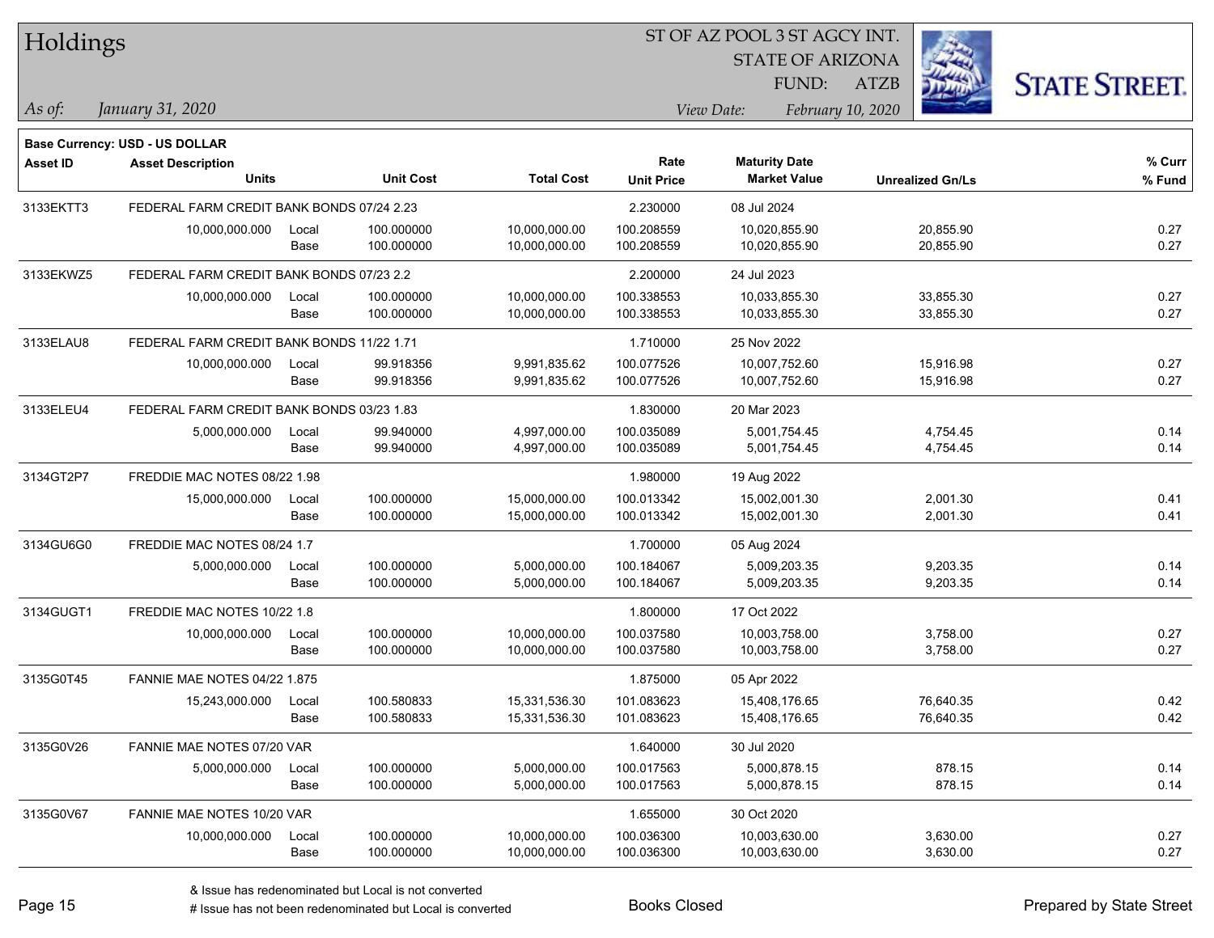# Holdings

ST OF AZ POOL 3 ST AGCY INT.
STATE OF ARIZONA
FUND: ATZB

*As of:* *January 31, 2020*

*View Date:* *February 10, 2020*

**Base Currency: USD - US DOLLAR**

| Asset ID | Asset Description / Units | | Unit Cost | Total Cost | Rate / Unit Price | Maturity Date / Market Value | Unrealized Gn/Ls | % Curr / % Fund |
|---|---|---|---|---|---|---|---|---|
| 3133EKTT3 | FEDERAL FARM CREDIT BANK BONDS 07/24 2.23 | | | | 2.230000 | 08 Jul 2024 | | |
| | 10,000,000.000 | Local | 100.000000 | 10,000,000.00 | 100.208559 | 10,020,855.90 | 20,855.90 | 0.27 |
| | | Base | 100.000000 | 10,000,000.00 | 100.208559 | 10,020,855.90 | 20,855.90 | 0.27 |
| 3133EKWZ5 | FEDERAL FARM CREDIT BANK BONDS 07/23 2.2 | | | | 2.200000 | 24 Jul 2023 | | |
| | 10,000,000.000 | Local | 100.000000 | 10,000,000.00 | 100.338553 | 10,033,855.30 | 33,855.30 | 0.27 |
| | | Base | 100.000000 | 10,000,000.00 | 100.338553 | 10,033,855.30 | 33,855.30 | 0.27 |
| 3133ELAU8 | FEDERAL FARM CREDIT BANK BONDS 11/22 1.71 | | | | 1.710000 | 25 Nov 2022 | | |
| | 10,000,000.000 | Local | 99.918356 | 9,991,835.62 | 100.077526 | 10,007,752.60 | 15,916.98 | 0.27 |
| | | Base | 99.918356 | 9,991,835.62 | 100.077526 | 10,007,752.60 | 15,916.98 | 0.27 |
| 3133ELEU4 | FEDERAL FARM CREDIT BANK BONDS 03/23 1.83 | | | | 1.830000 | 20 Mar 2023 | | |
| | 5,000,000.000 | Local | 99.940000 | 4,997,000.00 | 100.035089 | 5,001,754.45 | 4,754.45 | 0.14 |
| | | Base | 99.940000 | 4,997,000.00 | 100.035089 | 5,001,754.45 | 4,754.45 | 0.14 |
| 3134GT2P7 | FREDDIE MAC NOTES 08/22 1.98 | | | | 1.980000 | 19 Aug 2022 | | |
| | 15,000,000.000 | Local | 100.000000 | 15,000,000.00 | 100.013342 | 15,002,001.30 | 2,001.30 | 0.41 |
| | | Base | 100.000000 | 15,000,000.00 | 100.013342 | 15,002,001.30 | 2,001.30 | 0.41 |
| 3134GU6G0 | FREDDIE MAC NOTES 08/24 1.7 | | | | 1.700000 | 05 Aug 2024 | | |
| | 5,000,000.000 | Local | 100.000000 | 5,000,000.00 | 100.184067 | 5,009,203.35 | 9,203.35 | 0.14 |
| | | Base | 100.000000 | 5,000,000.00 | 100.184067 | 5,009,203.35 | 9,203.35 | 0.14 |
| 3134GUGT1 | FREDDIE MAC NOTES 10/22 1.8 | | | | 1.800000 | 17 Oct 2022 | | |
| | 10,000,000.000 | Local | 100.000000 | 10,000,000.00 | 100.037580 | 10,003,758.00 | 3,758.00 | 0.27 |
| | | Base | 100.000000 | 10,000,000.00 | 100.037580 | 10,003,758.00 | 3,758.00 | 0.27 |
| 3135G0T45 | FANNIE MAE NOTES 04/22 1.875 | | | | 1.875000 | 05 Apr 2022 | | |
| | 15,243,000.000 | Local | 100.580833 | 15,331,536.30 | 101.083623 | 15,408,176.65 | 76,640.35 | 0.42 |
| | | Base | 100.580833 | 15,331,536.30 | 101.083623 | 15,408,176.65 | 76,640.35 | 0.42 |
| 3135G0V26 | FANNIE MAE NOTES 07/20 VAR | | | | 1.640000 | 30 Jul 2020 | | |
| | 5,000,000.000 | Local | 100.000000 | 5,000,000.00 | 100.017563 | 5,000,878.15 | 878.15 | 0.14 |
| | | Base | 100.000000 | 5,000,000.00 | 100.017563 | 5,000,878.15 | 878.15 | 0.14 |
| 3135G0V67 | FANNIE MAE NOTES 10/20 VAR | | | | 1.655000 | 30 Oct 2020 | | |
| | 10,000,000.000 | Local | 100.000000 | 10,000,000.00 | 100.036300 | 10,003,630.00 | 3,630.00 | 0.27 |
| | | Base | 100.000000 | 10,000,000.00 | 100.036300 | 10,003,630.00 | 3,630.00 | 0.27 |

& Issue has redenominated but Local is not converted

# Issue has not been redenominated but Local is converted

Books Closed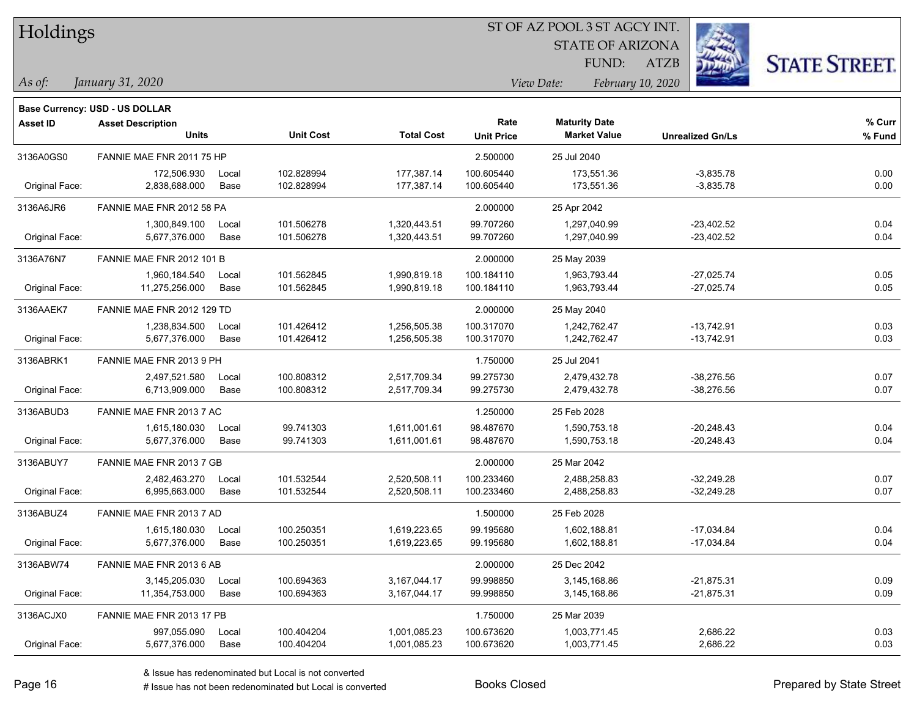# Holdings

ST OF AZ POOL 3 ST AGCY INT.
STATE OF ARIZONA
FUND: ATZB

*As of: January 31, 2020*

*View Date: February 10, 2020*

**Base Currency: USD - US DOLLAR**

| Asset ID | Asset Description / Units | | Unit Cost | Total Cost | Rate / Unit Price | Maturity Date / Market Value | Unrealized Gn/Ls | % Curr / % Fund |
|---|---|---|---|---|---|---|---|---|
| 3136A0GS0 | FANNIE MAE FNR 2011 75 HP | | | | 2.500000 | 25 Jul 2040 | | |
| | 172,506.930 | Local | 102.828994 | 177,387.14 | 100.605440 | 173,551.36 | -3,835.78 | 0.00 |
| Original Face: | 2,838,688.000 | Base | 102.828994 | 177,387.14 | 100.605440 | 173,551.36 | -3,835.78 | 0.00 |
| 3136A6JR6 | FANNIE MAE FNR 2012 58 PA | | | | 2.000000 | 25 Apr 2042 | | |
| | 1,300,849.100 | Local | 101.506278 | 1,320,443.51 | 99.707260 | 1,297,040.99 | -23,402.52 | 0.04 |
| Original Face: | 5,677,376.000 | Base | 101.506278 | 1,320,443.51 | 99.707260 | 1,297,040.99 | -23,402.52 | 0.04 |
| 3136A76N7 | FANNIE MAE FNR 2012 101 B | | | | 2.000000 | 25 May 2039 | | |
| | 1,960,184.540 | Local | 101.562845 | 1,990,819.18 | 100.184110 | 1,963,793.44 | -27,025.74 | 0.05 |
| Original Face: | 11,275,256.000 | Base | 101.562845 | 1,990,819.18 | 100.184110 | 1,963,793.44 | -27,025.74 | 0.05 |
| 3136AAEK7 | FANNIE MAE FNR 2012 129 TD | | | | 2.000000 | 25 May 2040 | | |
| | 1,238,834.500 | Local | 101.426412 | 1,256,505.38 | 100.317070 | 1,242,762.47 | -13,742.91 | 0.03 |
| Original Face: | 5,677,376.000 | Base | 101.426412 | 1,256,505.38 | 100.317070 | 1,242,762.47 | -13,742.91 | 0.03 |
| 3136ABRK1 | FANNIE MAE FNR 2013 9 PH | | | | 1.750000 | 25 Jul 2041 | | |
| | 2,497,521.580 | Local | 100.808312 | 2,517,709.34 | 99.275730 | 2,479,432.78 | -38,276.56 | 0.07 |
| Original Face: | 6,713,909.000 | Base | 100.808312 | 2,517,709.34 | 99.275730 | 2,479,432.78 | -38,276.56 | 0.07 |
| 3136ABUD3 | FANNIE MAE FNR 2013 7 AC | | | | 1.250000 | 25 Feb 2028 | | |
| | 1,615,180.030 | Local | 99.741303 | 1,611,001.61 | 98.487670 | 1,590,753.18 | -20,248.43 | 0.04 |
| Original Face: | 5,677,376.000 | Base | 99.741303 | 1,611,001.61 | 98.487670 | 1,590,753.18 | -20,248.43 | 0.04 |
| 3136ABUY7 | FANNIE MAE FNR 2013 7 GB | | | | 2.000000 | 25 Mar 2042 | | |
| | 2,482,463.270 | Local | 101.532544 | 2,520,508.11 | 100.233460 | 2,488,258.83 | -32,249.28 | 0.07 |
| Original Face: | 6,995,663.000 | Base | 101.532544 | 2,520,508.11 | 100.233460 | 2,488,258.83 | -32,249.28 | 0.07 |
| 3136ABUZ4 | FANNIE MAE FNR 2013 7 AD | | | | 1.500000 | 25 Feb 2028 | | |
| | 1,615,180.030 | Local | 100.250351 | 1,619,223.65 | 99.195680 | 1,602,188.81 | -17,034.84 | 0.04 |
| Original Face: | 5,677,376.000 | Base | 100.250351 | 1,619,223.65 | 99.195680 | 1,602,188.81 | -17,034.84 | 0.04 |
| 3136ABW74 | FANNIE MAE FNR 2013 6 AB | | | | 2.000000 | 25 Dec 2042 | | |
| | 3,145,205.030 | Local | 100.694363 | 3,167,044.17 | 99.998850 | 3,145,168.86 | -21,875.31 | 0.09 |
| Original Face: | 11,354,753.000 | Base | 100.694363 | 3,167,044.17 | 99.998850 | 3,145,168.86 | -21,875.31 | 0.09 |
| 3136ACJX0 | FANNIE MAE FNR 2013 17 PB | | | | 1.750000 | 25 Mar 2039 | | |
| | 997,055.090 | Local | 100.404204 | 1,001,085.23 | 100.673620 | 1,003,771.45 | 2,686.22 | 0.03 |
| Original Face: | 5,677,376.000 | Base | 100.404204 | 1,001,085.23 | 100.673620 | 1,003,771.45 | 2,686.22 | 0.03 |

& Issue has redenominated but Local is not converted
# Issue has not been redenominated but Local is converted

Books Closed

Prepared by State Street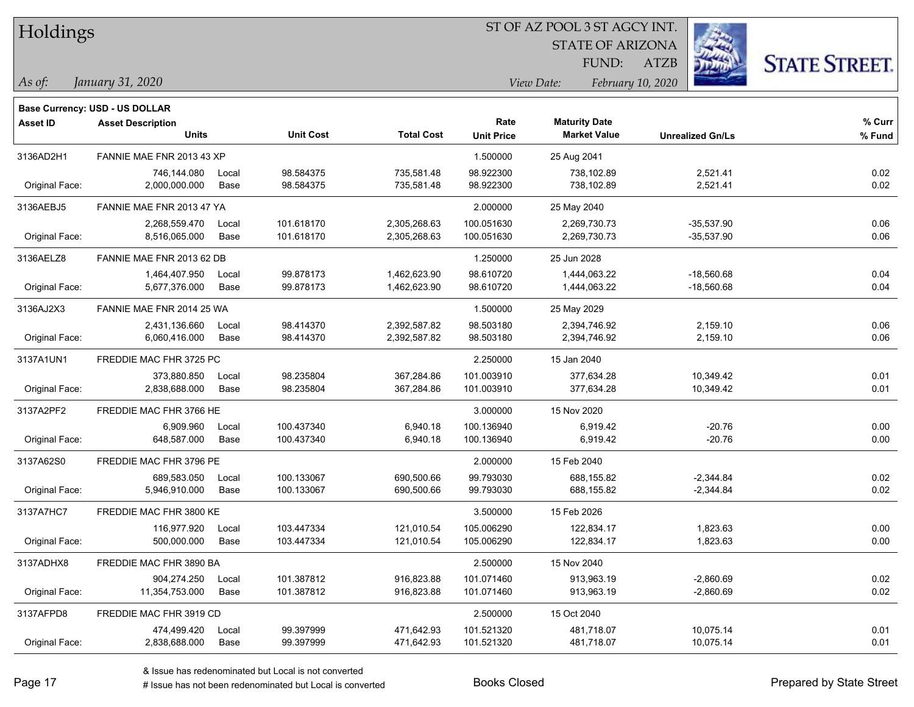# Holdings

ST OF AZ POOL 3 ST AGCY INT.
STATE OF ARIZONA
FUND: ATZB

*As of: January 31, 2020*
*View Date: February 10, 2020*

**Base Currency: USD - US DOLLAR**

| Asset ID | Asset Description / Units | | Unit Cost | Total Cost | Rate / Unit Price | Maturity Date / Market Value | Unrealized Gn/Ls | % Curr / % Fund |
|---|---|---|---|---|---|---|---|---|
| 3136AD2H1 | FANNIE MAE FNR 2013 43 XP | | | | 1.500000 | 25 Aug 2041 | | |
| | 746,144.080 | Local | 98.584375 | 735,581.48 | 98.922300 | 738,102.89 | 2,521.41 | 0.02 |
| Original Face: | 2,000,000.000 | Base | 98.584375 | 735,581.48 | 98.922300 | 738,102.89 | 2,521.41 | 0.02 |
| 3136AEBJ5 | FANNIE MAE FNR 2013 47 YA | | | | 2.000000 | 25 May 2040 | | |
| | 2,268,559.470 | Local | 101.618170 | 2,305,268.63 | 100.051630 | 2,269,730.73 | -35,537.90 | 0.06 |
| Original Face: | 8,516,065.000 | Base | 101.618170 | 2,305,268.63 | 100.051630 | 2,269,730.73 | -35,537.90 | 0.06 |
| 3136AELZ8 | FANNIE MAE FNR 2013 62 DB | | | | 1.250000 | 25 Jun 2028 | | |
| | 1,464,407.950 | Local | 99.878173 | 1,462,623.90 | 98.610720 | 1,444,063.22 | -18,560.68 | 0.04 |
| Original Face: | 5,677,376.000 | Base | 99.878173 | 1,462,623.90 | 98.610720 | 1,444,063.22 | -18,560.68 | 0.04 |
| 3136AJ2X3 | FANNIE MAE FNR 2014 25 WA | | | | 1.500000 | 25 May 2029 | | |
| | 2,431,136.660 | Local | 98.414370 | 2,392,587.82 | 98.503180 | 2,394,746.92 | 2,159.10 | 0.06 |
| Original Face: | 6,060,416.000 | Base | 98.414370 | 2,392,587.82 | 98.503180 | 2,394,746.92 | 2,159.10 | 0.06 |
| 3137A1UN1 | FREDDIE MAC FHR 3725 PC | | | | 2.250000 | 15 Jan 2040 | | |
| | 373,880.850 | Local | 98.235804 | 367,284.86 | 101.003910 | 377,634.28 | 10,349.42 | 0.01 |
| Original Face: | 2,838,688.000 | Base | 98.235804 | 367,284.86 | 101.003910 | 377,634.28 | 10,349.42 | 0.01 |
| 3137A2PF2 | FREDDIE MAC FHR 3766 HE | | | | 3.000000 | 15 Nov 2020 | | |
| | 6,909.960 | Local | 100.437340 | 6,940.18 | 100.136940 | 6,919.42 | -20.76 | 0.00 |
| Original Face: | 648,587.000 | Base | 100.437340 | 6,940.18 | 100.136940 | 6,919.42 | -20.76 | 0.00 |
| 3137A62S0 | FREDDIE MAC FHR 3796 PE | | | | 2.000000 | 15 Feb 2040 | | |
| | 689,583.050 | Local | 100.133067 | 690,500.66 | 99.793030 | 688,155.82 | -2,344.84 | 0.02 |
| Original Face: | 5,946,910.000 | Base | 100.133067 | 690,500.66 | 99.793030 | 688,155.82 | -2,344.84 | 0.02 |
| 3137A7HC7 | FREDDIE MAC FHR 3800 KE | | | | 3.500000 | 15 Feb 2026 | | |
| | 116,977.920 | Local | 103.447334 | 121,010.54 | 105.006290 | 122,834.17 | 1,823.63 | 0.00 |
| Original Face: | 500,000.000 | Base | 103.447334 | 121,010.54 | 105.006290 | 122,834.17 | 1,823.63 | 0.00 |
| 3137ADHX8 | FREDDIE MAC FHR 3890 BA | | | | 2.500000 | 15 Nov 2040 | | |
| | 904,274.250 | Local | 101.387812 | 916,823.88 | 101.071460 | 913,963.19 | -2,860.69 | 0.02 |
| Original Face: | 11,354,753.000 | Base | 101.387812 | 916,823.88 | 101.071460 | 913,963.19 | -2,860.69 | 0.02 |
| 3137AFPD8 | FREDDIE MAC FHR 3919 CD | | | | 2.500000 | 15 Oct 2040 | | |
| | 474,499.420 | Local | 99.397999 | 471,642.93 | 101.521320 | 481,718.07 | 10,075.14 | 0.01 |
| Original Face: | 2,838,688.000 | Base | 99.397999 | 471,642.93 | 101.521320 | 481,718.07 | 10,075.14 | 0.01 |

& Issue has redenominated but Local is not converted
# Issue has not been redenominated but Local is converted

Books Closed

Prepared by State Street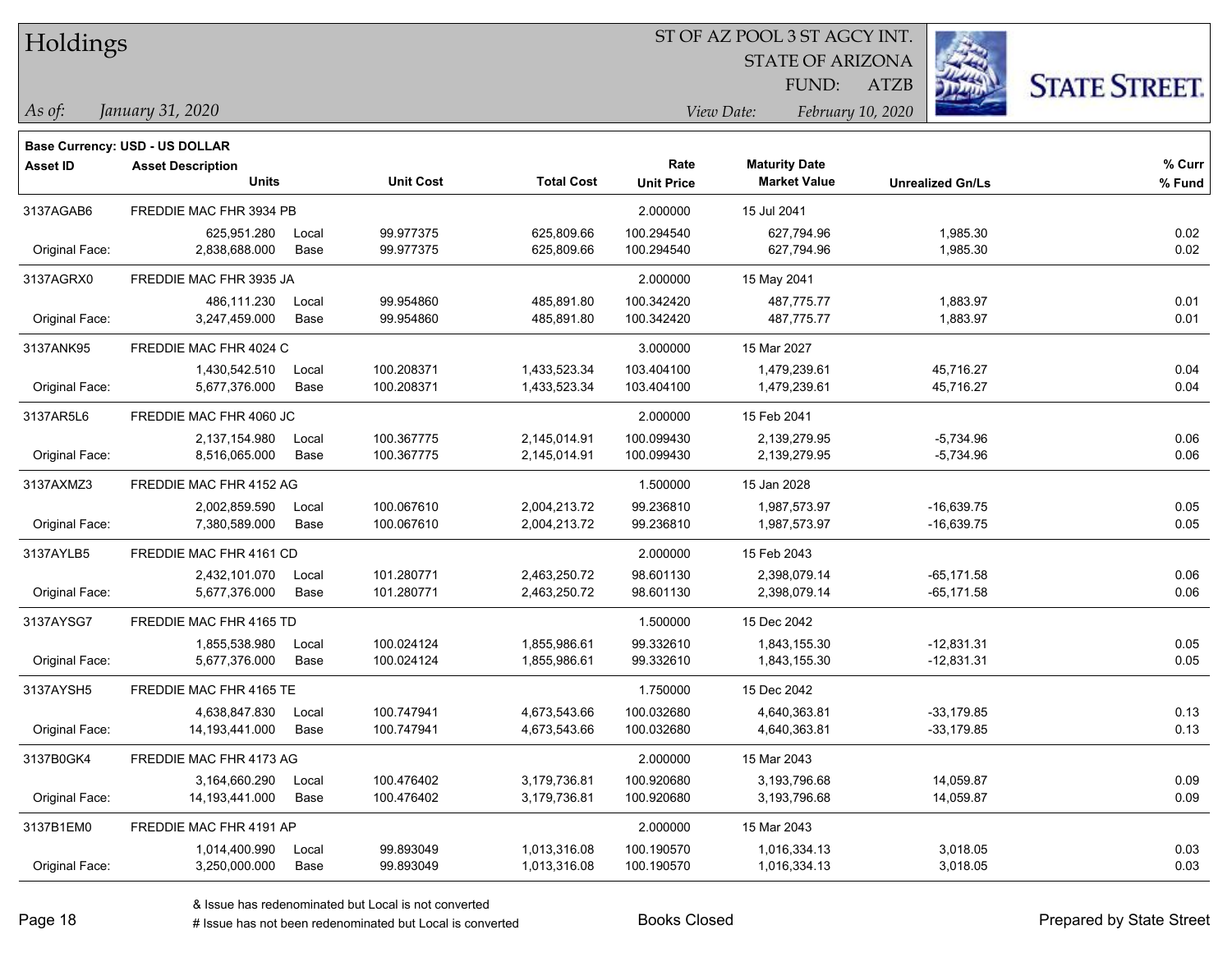# Holdings

ST OF AZ POOL 3 ST AGCY INT.
STATE OF ARIZONA
FUND: ATZB

*As of: January 31, 2020*
*View Date: February 10, 2020*

**Base Currency: USD - US DOLLAR**

| Asset ID | Asset Description / Units | | Unit Cost | Total Cost | Rate / Unit Price | Maturity Date / Market Value | Unrealized Gn/Ls | % Curr / % Fund |
|---|---|---|---|---|---|---|---|---|
| 3137AGAB6 | FREDDIE MAC FHR 3934 PB | | | | 2.000000 | 15 Jul 2041 | | |
| | 625,951.280 | Local | 99.977375 | 625,809.66 | 100.294540 | 627,794.96 | 1,985.30 | 0.02 |
| Original Face: | 2,838,688.000 | Base | 99.977375 | 625,809.66 | 100.294540 | 627,794.96 | 1,985.30 | 0.02 |
| 3137AGRX0 | FREDDIE MAC FHR 3935 JA | | | | 2.000000 | 15 May 2041 | | |
| | 486,111.230 | Local | 99.954860 | 485,891.80 | 100.342420 | 487,775.77 | 1,883.97 | 0.01 |
| Original Face: | 3,247,459.000 | Base | 99.954860 | 485,891.80 | 100.342420 | 487,775.77 | 1,883.97 | 0.01 |
| 3137ANK95 | FREDDIE MAC FHR 4024 C | | | | 3.000000 | 15 Mar 2027 | | |
| | 1,430,542.510 | Local | 100.208371 | 1,433,523.34 | 103.404100 | 1,479,239.61 | 45,716.27 | 0.04 |
| Original Face: | 5,677,376.000 | Base | 100.208371 | 1,433,523.34 | 103.404100 | 1,479,239.61 | 45,716.27 | 0.04 |
| 3137AR5L6 | FREDDIE MAC FHR 4060 JC | | | | 2.000000 | 15 Feb 2041 | | |
| | 2,137,154.980 | Local | 100.367775 | 2,145,014.91 | 100.099430 | 2,139,279.95 | -5,734.96 | 0.06 |
| Original Face: | 8,516,065.000 | Base | 100.367775 | 2,145,014.91 | 100.099430 | 2,139,279.95 | -5,734.96 | 0.06 |
| 3137AXMZ3 | FREDDIE MAC FHR 4152 AG | | | | 1.500000 | 15 Jan 2028 | | |
| | 2,002,859.590 | Local | 100.067610 | 2,004,213.72 | 99.236810 | 1,987,573.97 | -16,639.75 | 0.05 |
| Original Face: | 7,380,589.000 | Base | 100.067610 | 2,004,213.72 | 99.236810 | 1,987,573.97 | -16,639.75 | 0.05 |
| 3137AYLB5 | FREDDIE MAC FHR 4161 CD | | | | 2.000000 | 15 Feb 2043 | | |
| | 2,432,101.070 | Local | 101.280771 | 2,463,250.72 | 98.601130 | 2,398,079.14 | -65,171.58 | 0.06 |
| Original Face: | 5,677,376.000 | Base | 101.280771 | 2,463,250.72 | 98.601130 | 2,398,079.14 | -65,171.58 | 0.06 |
| 3137AYSG7 | FREDDIE MAC FHR 4165 TD | | | | 1.500000 | 15 Dec 2042 | | |
| | 1,855,538.980 | Local | 100.024124 | 1,855,986.61 | 99.332610 | 1,843,155.30 | -12,831.31 | 0.05 |
| Original Face: | 5,677,376.000 | Base | 100.024124 | 1,855,986.61 | 99.332610 | 1,843,155.30 | -12,831.31 | 0.05 |
| 3137AYSH5 | FREDDIE MAC FHR 4165 TE | | | | 1.750000 | 15 Dec 2042 | | |
| | 4,638,847.830 | Local | 100.747941 | 4,673,543.66 | 100.032680 | 4,640,363.81 | -33,179.85 | 0.13 |
| Original Face: | 14,193,441.000 | Base | 100.747941 | 4,673,543.66 | 100.032680 | 4,640,363.81 | -33,179.85 | 0.13 |
| 3137B0GK4 | FREDDIE MAC FHR 4173 AG | | | | 2.000000 | 15 Mar 2043 | | |
| | 3,164,660.290 | Local | 100.476402 | 3,179,736.81 | 100.920680 | 3,193,796.68 | 14,059.87 | 0.09 |
| Original Face: | 14,193,441.000 | Base | 100.476402 | 3,179,736.81 | 100.920680 | 3,193,796.68 | 14,059.87 | 0.09 |
| 3137B1EM0 | FREDDIE MAC FHR 4191 AP | | | | 2.000000 | 15 Mar 2043 | | |
| | 1,014,400.990 | Local | 99.893049 | 1,013,316.08 | 100.190570 | 1,016,334.13 | 3,018.05 | 0.03 |
| Original Face: | 3,250,000.000 | Base | 99.893049 | 1,013,316.08 | 100.190570 | 1,016,334.13 | 3,018.05 | 0.03 |

& Issue has redenominated but Local is not converted
# Issue has not been redenominated but Local is converted

Books Closed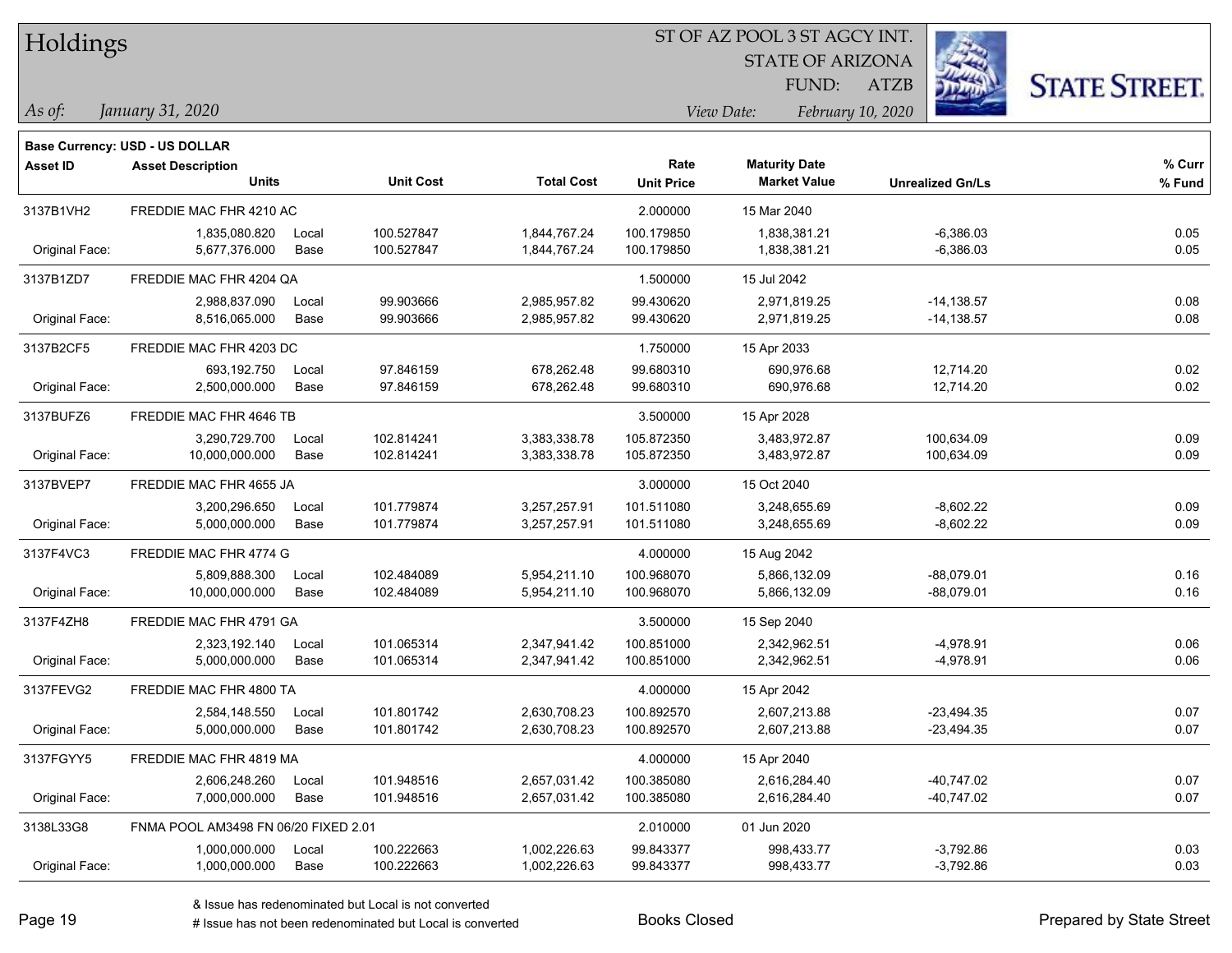# Holdings

ST OF AZ POOL 3 ST AGCY INT.
STATE OF ARIZONA
FUND: ATZB

*As of: January 31, 2020*

*View Date: February 10, 2020*

**Base Currency: USD - US DOLLAR**

| Asset ID | Asset Description / Units | | Unit Cost | Total Cost | Rate / Unit Price | Maturity Date / Market Value | Unrealized Gn/Ls | % Curr / % Fund |
|---|---|---|---|---|---|---|---|---|
| 3137B1VH2 | FREDDIE MAC FHR 4210 AC | | | | 2.000000 | 15 Mar 2040 | | |
| | 1,835,080.820 | Local | 100.527847 | 1,844,767.24 | 100.179850 | 1,838,381.21 | -6,386.03 | 0.05 |
| Original Face: | 5,677,376.000 | Base | 100.527847 | 1,844,767.24 | 100.179850 | 1,838,381.21 | -6,386.03 | 0.05 |
| 3137B1ZD7 | FREDDIE MAC FHR 4204 QA | | | | 1.500000 | 15 Jul 2042 | | |
| | 2,988,837.090 | Local | 99.903666 | 2,985,957.82 | 99.430620 | 2,971,819.25 | -14,138.57 | 0.08 |
| Original Face: | 8,516,065.000 | Base | 99.903666 | 2,985,957.82 | 99.430620 | 2,971,819.25 | -14,138.57 | 0.08 |
| 3137B2CF5 | FREDDIE MAC FHR 4203 DC | | | | 1.750000 | 15 Apr 2033 | | |
| | 693,192.750 | Local | 97.846159 | 678,262.48 | 99.680310 | 690,976.68 | 12,714.20 | 0.02 |
| Original Face: | 2,500,000.000 | Base | 97.846159 | 678,262.48 | 99.680310 | 690,976.68 | 12,714.20 | 0.02 |
| 3137BUFZ6 | FREDDIE MAC FHR 4646 TB | | | | 3.500000 | 15 Apr 2028 | | |
| | 3,290,729.700 | Local | 102.814241 | 3,383,338.78 | 105.872350 | 3,483,972.87 | 100,634.09 | 0.09 |
| Original Face: | 10,000,000.000 | Base | 102.814241 | 3,383,338.78 | 105.872350 | 3,483,972.87 | 100,634.09 | 0.09 |
| 3137BVEP7 | FREDDIE MAC FHR 4655 JA | | | | 3.000000 | 15 Oct 2040 | | |
| | 3,200,296.650 | Local | 101.779874 | 3,257,257.91 | 101.511080 | 3,248,655.69 | -8,602.22 | 0.09 |
| Original Face: | 5,000,000.000 | Base | 101.779874 | 3,257,257.91 | 101.511080 | 3,248,655.69 | -8,602.22 | 0.09 |
| 3137F4VC3 | FREDDIE MAC FHR 4774 G | | | | 4.000000 | 15 Aug 2042 | | |
| | 5,809,888.300 | Local | 102.484089 | 5,954,211.10 | 100.968070 | 5,866,132.09 | -88,079.01 | 0.16 |
| Original Face: | 10,000,000.000 | Base | 102.484089 | 5,954,211.10 | 100.968070 | 5,866,132.09 | -88,079.01 | 0.16 |
| 3137F4ZH8 | FREDDIE MAC FHR 4791 GA | | | | 3.500000 | 15 Sep 2040 | | |
| | 2,323,192.140 | Local | 101.065314 | 2,347,941.42 | 100.851000 | 2,342,962.51 | -4,978.91 | 0.06 |
| Original Face: | 5,000,000.000 | Base | 101.065314 | 2,347,941.42 | 100.851000 | 2,342,962.51 | -4,978.91 | 0.06 |
| 3137FEVG2 | FREDDIE MAC FHR 4800 TA | | | | 4.000000 | 15 Apr 2042 | | |
| | 2,584,148.550 | Local | 101.801742 | 2,630,708.23 | 100.892570 | 2,607,213.88 | -23,494.35 | 0.07 |
| Original Face: | 5,000,000.000 | Base | 101.801742 | 2,630,708.23 | 100.892570 | 2,607,213.88 | -23,494.35 | 0.07 |
| 3137FGYY5 | FREDDIE MAC FHR 4819 MA | | | | 4.000000 | 15 Apr 2040 | | |
| | 2,606,248.260 | Local | 101.948516 | 2,657,031.42 | 100.385080 | 2,616,284.40 | -40,747.02 | 0.07 |
| Original Face: | 7,000,000.000 | Base | 101.948516 | 2,657,031.42 | 100.385080 | 2,616,284.40 | -40,747.02 | 0.07 |
| 3138L33G8 | FNMA POOL AM3498 FN 06/20 FIXED 2.01 | | | | 2.010000 | 01 Jun 2020 | | |
| | 1,000,000.000 | Local | 100.222663 | 1,002,226.63 | 99.843377 | 998,433.77 | -3,792.86 | 0.03 |
| Original Face: | 1,000,000.000 | Base | 100.222663 | 1,002,226.63 | 99.843377 | 998,433.77 | -3,792.86 | 0.03 |

& Issue has redenominated but Local is not converted
# Issue has not been redenominated but Local is converted

Books Closed

Prepared by State Street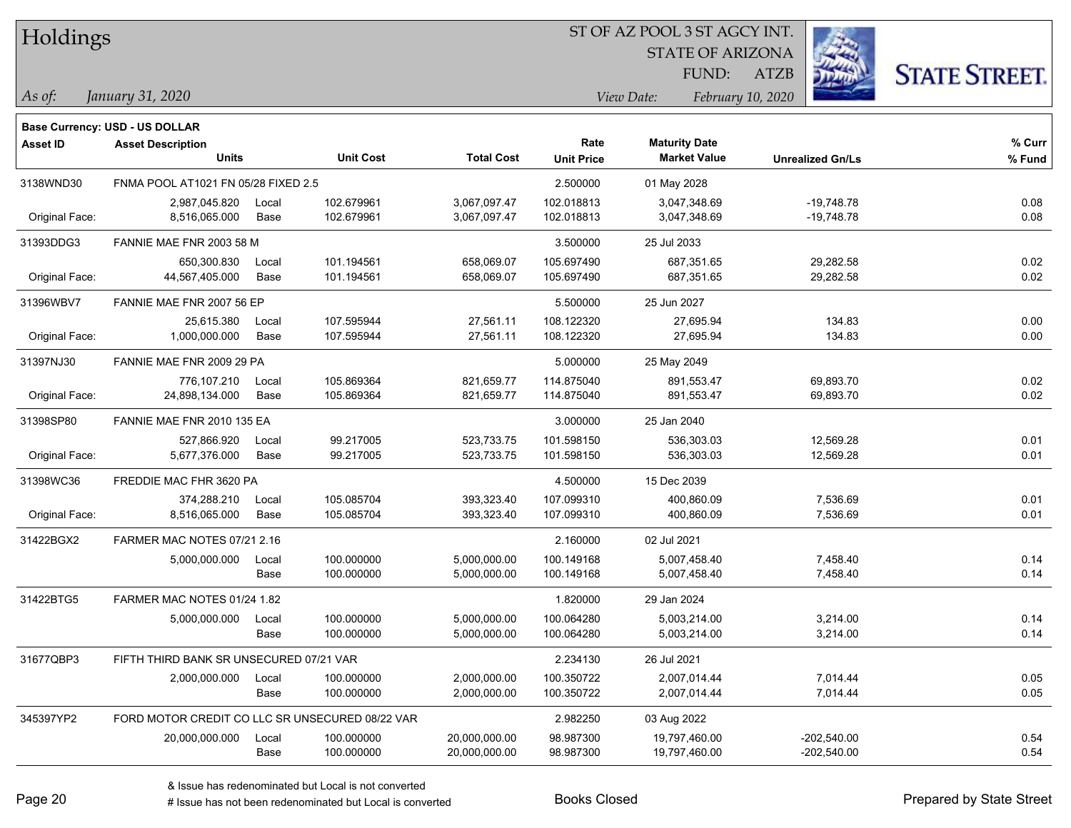# Holdings

ST OF AZ POOL 3 ST AGCY INT.
STATE OF ARIZONA
FUND: ATZB

*As of: January 31, 2020*

*View Date: February 10, 2020*

**Base Currency: USD - US DOLLAR**

| Asset ID | Asset Description / Units | | Unit Cost | Total Cost | Rate / Unit Price | Maturity Date / Market Value | Unrealized Gn/Ls | % Curr / % Fund |
|---|---|---|---|---|---|---|---|---|
| 3138WND30 | FNMA POOL AT1021 FN 05/28 FIXED 2.5 | | | | 2.500000 | 01 May 2028 | | |
| | 2,987,045.820 | Local | 102.679961 | 3,067,097.47 | 102.018813 | 3,047,348.69 | -19,748.78 | 0.08 |
| Original Face: | 8,516,065.000 | Base | 102.679961 | 3,067,097.47 | 102.018813 | 3,047,348.69 | -19,748.78 | 0.08 |
| 31393DDG3 | FANNIE MAE FNR 2003 58 M | | | | 3.500000 | 25 Jul 2033 | | |
| | 650,300.830 | Local | 101.194561 | 658,069.07 | 105.697490 | 687,351.65 | 29,282.58 | 0.02 |
| Original Face: | 44,567,405.000 | Base | 101.194561 | 658,069.07 | 105.697490 | 687,351.65 | 29,282.58 | 0.02 |
| 31396WBV7 | FANNIE MAE FNR 2007 56 EP | | | | 5.500000 | 25 Jun 2027 | | |
| | 25,615.380 | Local | 107.595944 | 27,561.11 | 108.122320 | 27,695.94 | 134.83 | 0.00 |
| Original Face: | 1,000,000.000 | Base | 107.595944 | 27,561.11 | 108.122320 | 27,695.94 | 134.83 | 0.00 |
| 31397NJ30 | FANNIE MAE FNR 2009 29 PA | | | | 5.000000 | 25 May 2049 | | |
| | 776,107.210 | Local | 105.869364 | 821,659.77 | 114.875040 | 891,553.47 | 69,893.70 | 0.02 |
| Original Face: | 24,898,134.000 | Base | 105.869364 | 821,659.77 | 114.875040 | 891,553.47 | 69,893.70 | 0.02 |
| 31398SP80 | FANNIE MAE FNR 2010 135 EA | | | | 3.000000 | 25 Jan 2040 | | |
| | 527,866.920 | Local | 99.217005 | 523,733.75 | 101.598150 | 536,303.03 | 12,569.28 | 0.01 |
| Original Face: | 5,677,376.000 | Base | 99.217005 | 523,733.75 | 101.598150 | 536,303.03 | 12,569.28 | 0.01 |
| 31398WC36 | FREDDIE MAC FHR 3620 PA | | | | 4.500000 | 15 Dec 2039 | | |
| | 374,288.210 | Local | 105.085704 | 393,323.40 | 107.099310 | 400,860.09 | 7,536.69 | 0.01 |
| Original Face: | 8,516,065.000 | Base | 105.085704 | 393,323.40 | 107.099310 | 400,860.09 | 7,536.69 | 0.01 |
| 31422BGX2 | FARMER MAC NOTES 07/21 2.16 | | | | 2.160000 | 02 Jul 2021 | | |
| | 5,000,000.000 | Local | 100.000000 | 5,000,000.00 | 100.149168 | 5,007,458.40 | 7,458.40 | 0.14 |
| | | Base | 100.000000 | 5,000,000.00 | 100.149168 | 5,007,458.40 | 7,458.40 | 0.14 |
| 31422BTG5 | FARMER MAC NOTES 01/24 1.82 | | | | 1.820000 | 29 Jan 2024 | | |
| | 5,000,000.000 | Local | 100.000000 | 5,000,000.00 | 100.064280 | 5,003,214.00 | 3,214.00 | 0.14 |
| | | Base | 100.000000 | 5,000,000.00 | 100.064280 | 5,003,214.00 | 3,214.00 | 0.14 |
| 31677QBP3 | FIFTH THIRD BANK SR UNSECURED 07/21 VAR | | | | 2.234130 | 26 Jul 2021 | | |
| | 2,000,000.000 | Local | 100.000000 | 2,000,000.00 | 100.350722 | 2,007,014.44 | 7,014.44 | 0.05 |
| | | Base | 100.000000 | 2,000,000.00 | 100.350722 | 2,007,014.44 | 7,014.44 | 0.05 |
| 345397YP2 | FORD MOTOR CREDIT CO LLC SR UNSECURED 08/22 VAR | | | | 2.982250 | 03 Aug 2022 | | |
| | 20,000,000.000 | Local | 100.000000 | 20,000,000.00 | 98.987300 | 19,797,460.00 | -202,540.00 | 0.54 |
| | | Base | 100.000000 | 20,000,000.00 | 98.987300 | 19,797,460.00 | -202,540.00 | 0.54 |

& Issue has redenominated but Local is not converted

# Issue has not been redenominated but Local is converted

Books Closed

Prepared by State Street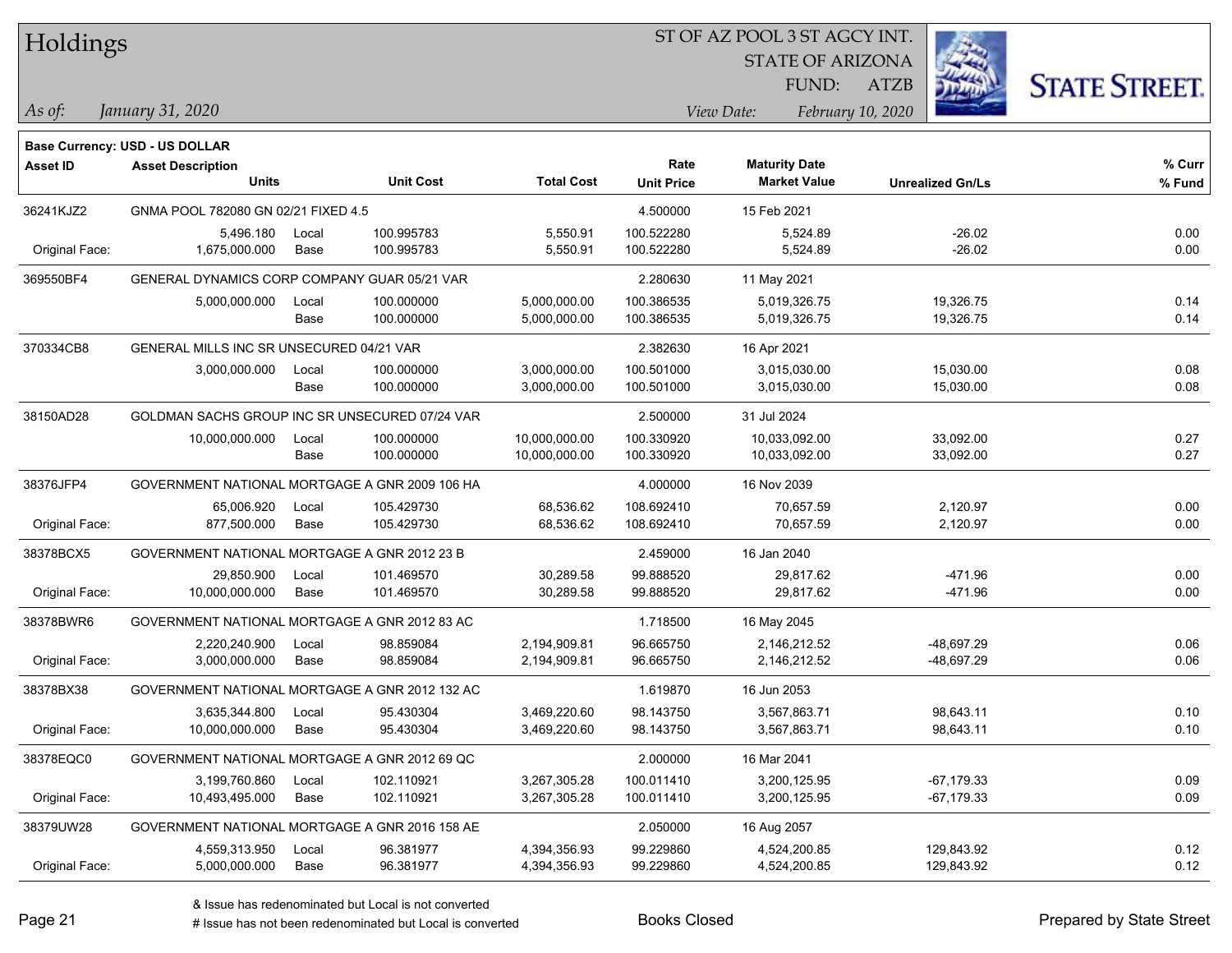# Holdings

ST OF AZ POOL 3 ST AGCY INT.
STATE OF ARIZONA
FUND: ATZB

*As of: January 31, 2020*

*View Date: February 10, 2020*

**Base Currency: USD - US DOLLAR**

| Asset ID | Asset Description / Units | | Unit Cost | Total Cost | Rate / Unit Price | Maturity Date / Market Value | Unrealized Gn/Ls | % Curr / % Fund |
|---|---|---|---|---|---|---|---|---|
| 36241KJZ2 | GNMA POOL 782080 GN 02/21 FIXED 4.5 | | | | 4.500000 | 15 Feb 2021 | | |
| | 5,496.180 | Local | 100.995783 | 5,550.91 | 100.522280 | 5,524.89 | -26.02 | 0.00 |
| Original Face: | 1,675,000.000 | Base | 100.995783 | 5,550.91 | 100.522280 | 5,524.89 | -26.02 | 0.00 |
| 369550BF4 | GENERAL DYNAMICS CORP COMPANY GUAR 05/21 VAR | | | | 2.280630 | 11 May 2021 | | |
| | 5,000,000.000 | Local | 100.000000 | 5,000,000.00 | 100.386535 | 5,019,326.75 | 19,326.75 | 0.14 |
| | | Base | 100.000000 | 5,000,000.00 | 100.386535 | 5,019,326.75 | 19,326.75 | 0.14 |
| 370334CB8 | GENERAL MILLS INC SR UNSECURED 04/21 VAR | | | | 2.382630 | 16 Apr 2021 | | |
| | 3,000,000.000 | Local | 100.000000 | 3,000,000.00 | 100.501000 | 3,015,030.00 | 15,030.00 | 0.08 |
| | | Base | 100.000000 | 3,000,000.00 | 100.501000 | 3,015,030.00 | 15,030.00 | 0.08 |
| 38150AD28 | GOLDMAN SACHS GROUP INC SR UNSECURED 07/24 VAR | | | | 2.500000 | 31 Jul 2024 | | |
| | 10,000,000.000 | Local | 100.000000 | 10,000,000.00 | 100.330920 | 10,033,092.00 | 33,092.00 | 0.27 |
| | | Base | 100.000000 | 10,000,000.00 | 100.330920 | 10,033,092.00 | 33,092.00 | 0.27 |
| 38376JFP4 | GOVERNMENT NATIONAL MORTGAGE A GNR 2009 106 HA | | | | 4.000000 | 16 Nov 2039 | | |
| | 65,006.920 | Local | 105.429730 | 68,536.62 | 108.692410 | 70,657.59 | 2,120.97 | 0.00 |
| Original Face: | 877,500.000 | Base | 105.429730 | 68,536.62 | 108.692410 | 70,657.59 | 2,120.97 | 0.00 |
| 38378BCX5 | GOVERNMENT NATIONAL MORTGAGE A GNR 2012 23 B | | | | 2.459000 | 16 Jan 2040 | | |
| | 29,850.900 | Local | 101.469570 | 30,289.58 | 99.888520 | 29,817.62 | -471.96 | 0.00 |
| Original Face: | 10,000,000.000 | Base | 101.469570 | 30,289.58 | 99.888520 | 29,817.62 | -471.96 | 0.00 |
| 38378BWR6 | GOVERNMENT NATIONAL MORTGAGE A GNR 2012 83 AC | | | | 1.718500 | 16 May 2045 | | |
| | 2,220,240.900 | Local | 98.859084 | 2,194,909.81 | 96.665750 | 2,146,212.52 | -48,697.29 | 0.06 |
| Original Face: | 3,000,000.000 | Base | 98.859084 | 2,194,909.81 | 96.665750 | 2,146,212.52 | -48,697.29 | 0.06 |
| 38378BX38 | GOVERNMENT NATIONAL MORTGAGE A GNR 2012 132 AC | | | | 1.619870 | 16 Jun 2053 | | |
| | 3,635,344.800 | Local | 95.430304 | 3,469,220.60 | 98.143750 | 3,567,863.71 | 98,643.11 | 0.10 |
| Original Face: | 10,000,000.000 | Base | 95.430304 | 3,469,220.60 | 98.143750 | 3,567,863.71 | 98,643.11 | 0.10 |
| 38378EQC0 | GOVERNMENT NATIONAL MORTGAGE A GNR 2012 69 QC | | | | 2.000000 | 16 Mar 2041 | | |
| | 3,199,760.860 | Local | 102.110921 | 3,267,305.28 | 100.011410 | 3,200,125.95 | -67,179.33 | 0.09 |
| Original Face: | 10,493,495.000 | Base | 102.110921 | 3,267,305.28 | 100.011410 | 3,200,125.95 | -67,179.33 | 0.09 |
| 38379UW28 | GOVERNMENT NATIONAL MORTGAGE A GNR 2016 158 AE | | | | 2.050000 | 16 Aug 2057 | | |
| | 4,559,313.950 | Local | 96.381977 | 4,394,356.93 | 99.229860 | 4,524,200.85 | 129,843.92 | 0.12 |
| Original Face: | 5,000,000.000 | Base | 96.381977 | 4,394,356.93 | 99.229860 | 4,524,200.85 | 129,843.92 | 0.12 |

& Issue has redenominated but Local is not converted
# Issue has not been redenominated but Local is converted

Books Closed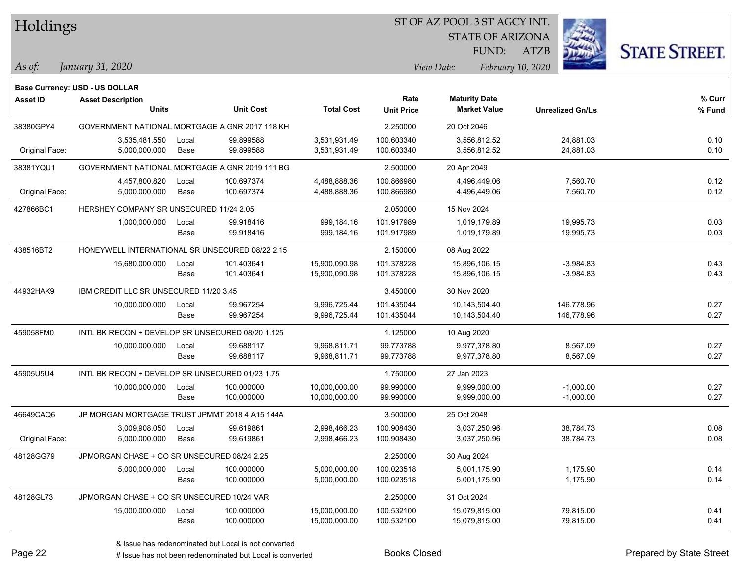# Holdings

ST OF AZ POOL 3 ST AGCY INT.
STATE OF ARIZONA
FUND: ATZB

*As of: January 31, 2020*

*View Date: February 10, 2020*

**Base Currency: USD - US DOLLAR**

| Asset ID | Asset Description / Units | | Unit Cost | Total Cost | Rate / Unit Price | Maturity Date / Market Value | Unrealized Gn/Ls | % Curr / % Fund |
|---|---|---|---|---|---|---|---|---|
| 38380GPY4 | GOVERNMENT NATIONAL MORTGAGE A GNR 2017 118 KH | | | | 2.250000 | 20 Oct 2046 | | |
| | 3,535,481.550 | Local | 99.899588 | 3,531,931.49 | 100.603340 | 3,556,812.52 | 24,881.03 | 0.10 |
| Original Face: | 5,000,000.000 | Base | 99.899588 | 3,531,931.49 | 100.603340 | 3,556,812.52 | 24,881.03 | 0.10 |
| 38381YQU1 | GOVERNMENT NATIONAL MORTGAGE A GNR 2019 111 BG | | | | 2.500000 | 20 Apr 2049 | | |
| | 4,457,800.820 | Local | 100.697374 | 4,488,888.36 | 100.866980 | 4,496,449.06 | 7,560.70 | 0.12 |
| Original Face: | 5,000,000.000 | Base | 100.697374 | 4,488,888.36 | 100.866980 | 4,496,449.06 | 7,560.70 | 0.12 |
| 427866BC1 | HERSHEY COMPANY SR UNSECURED 11/24 2.05 | | | | 2.050000 | 15 Nov 2024 | | |
| | 1,000,000.000 | Local | 99.918416 | 999,184.16 | 101.917989 | 1,019,179.89 | 19,995.73 | 0.03 |
| | | Base | 99.918416 | 999,184.16 | 101.917989 | 1,019,179.89 | 19,995.73 | 0.03 |
| 438516BT2 | HONEYWELL INTERNATIONAL SR UNSECURED 08/22 2.15 | | | | 2.150000 | 08 Aug 2022 | | |
| | 15,680,000.000 | Local | 101.403641 | 15,900,090.98 | 101.378228 | 15,896,106.15 | -3,984.83 | 0.43 |
| | | Base | 101.403641 | 15,900,090.98 | 101.378228 | 15,896,106.15 | -3,984.83 | 0.43 |
| 44932HAK9 | IBM CREDIT LLC SR UNSECURED 11/20 3.45 | | | | 3.450000 | 30 Nov 2020 | | |
| | 10,000,000.000 | Local | 99.967254 | 9,996,725.44 | 101.435044 | 10,143,504.40 | 146,778.96 | 0.27 |
| | | Base | 99.967254 | 9,996,725.44 | 101.435044 | 10,143,504.40 | 146,778.96 | 0.27 |
| 459058FM0 | INTL BK RECON + DEVELOP SR UNSECURED 08/20 1.125 | | | | 1.125000 | 10 Aug 2020 | | |
| | 10,000,000.000 | Local | 99.688117 | 9,968,811.71 | 99.773788 | 9,977,378.80 | 8,567.09 | 0.27 |
| | | Base | 99.688117 | 9,968,811.71 | 99.773788 | 9,977,378.80 | 8,567.09 | 0.27 |
| 45905U5U4 | INTL BK RECON + DEVELOP SR UNSECURED 01/23 1.75 | | | | 1.750000 | 27 Jan 2023 | | |
| | 10,000,000.000 | Local | 100.000000 | 10,000,000.00 | 99.990000 | 9,999,000.00 | -1,000.00 | 0.27 |
| | | Base | 100.000000 | 10,000,000.00 | 99.990000 | 9,999,000.00 | -1,000.00 | 0.27 |
| 46649CAQ6 | JP MORGAN MORTGAGE TRUST JPMMT 2018 4 A15 144A | | | | 3.500000 | 25 Oct 2048 | | |
| | 3,009,908.050 | Local | 99.619861 | 2,998,466.23 | 100.908430 | 3,037,250.96 | 38,784.73 | 0.08 |
| Original Face: | 5,000,000.000 | Base | 99.619861 | 2,998,466.23 | 100.908430 | 3,037,250.96 | 38,784.73 | 0.08 |
| 48128GG79 | JPMORGAN CHASE + CO SR UNSECURED 08/24 2.25 | | | | 2.250000 | 30 Aug 2024 | | |
| | 5,000,000.000 | Local | 100.000000 | 5,000,000.00 | 100.023518 | 5,001,175.90 | 1,175.90 | 0.14 |
| | | Base | 100.000000 | 5,000,000.00 | 100.023518 | 5,001,175.90 | 1,175.90 | 0.14 |
| 48128GL73 | JPMORGAN CHASE + CO SR UNSECURED 10/24 VAR | | | | 2.250000 | 31 Oct 2024 | | |
| | 15,000,000.000 | Local | 100.000000 | 15,000,000.00 | 100.532100 | 15,079,815.00 | 79,815.00 | 0.41 |
| | | Base | 100.000000 | 15,000,000.00 | 100.532100 | 15,079,815.00 | 79,815.00 | 0.41 |

& Issue has redenominated but Local is not converted
# Issue has not been redenominated but Local is converted

Books Closed

Prepared by State Street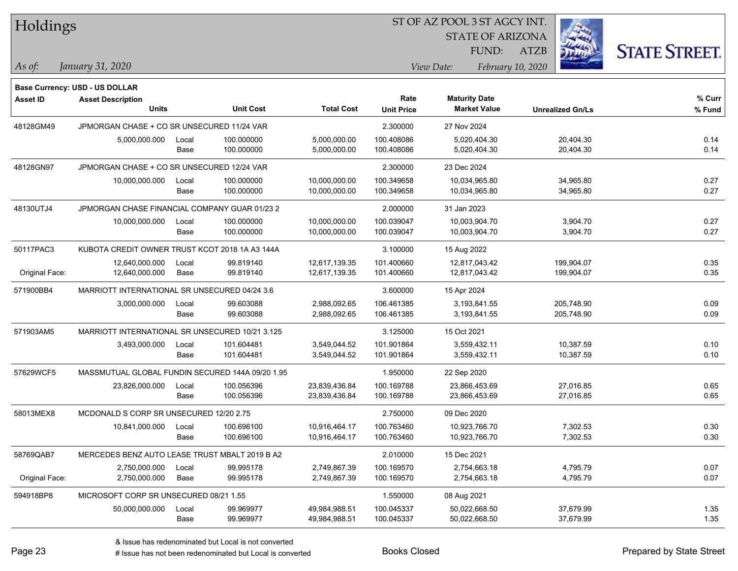# Holdings

ST OF AZ POOL 3 ST AGCY INT.
STATE OF ARIZONA
FUND: ATZB

*As of:* *January 31, 2020*
*View Date:* *February 10, 2020*

**Base Currency: USD - US DOLLAR**

| Asset ID | Asset Description / Units | | Unit Cost | Total Cost | Rate / Unit Price | Maturity Date / Market Value | Unrealized Gn/Ls | % Curr / % Fund |
|---|---|---|---|---|---|---|---|---|
| 48128GM49 | JPMORGAN CHASE + CO SR UNSECURED 11/24 VAR | | | | 2.300000 | 27 Nov 2024 | | |
| | 5,000,000.000 | Local | 100.000000 | 5,000,000.00 | 100.408086 | 5,020,404.30 | 20,404.30 | 0.14 |
| | | Base | 100.000000 | 5,000,000.00 | 100.408086 | 5,020,404.30 | 20,404.30 | 0.14 |
| 48128GN97 | JPMORGAN CHASE + CO SR UNSECURED 12/24 VAR | | | | 2.300000 | 23 Dec 2024 | | |
| | 10,000,000.000 | Local | 100.000000 | 10,000,000.00 | 100.349658 | 10,034,965.80 | 34,965.80 | 0.27 |
| | | Base | 100.000000 | 10,000,000.00 | 100.349658 | 10,034,965.80 | 34,965.80 | 0.27 |
| 48130UTJ4 | JPMORGAN CHASE FINANCIAL COMPANY GUAR 01/23 2 | | | | 2.000000 | 31 Jan 2023 | | |
| | 10,000,000.000 | Local | 100.000000 | 10,000,000.00 | 100.039047 | 10,003,904.70 | 3,904.70 | 0.27 |
| | | Base | 100.000000 | 10,000,000.00 | 100.039047 | 10,003,904.70 | 3,904.70 | 0.27 |
| 50117PAC3 | KUBOTA CREDIT OWNER TRUST KCOT 2018 1A A3 144A | | | | 3.100000 | 15 Aug 2022 | | |
| | 12,640,000.000 | Local | 99.819140 | 12,617,139.35 | 101.400660 | 12,817,043.42 | 199,904.07 | 0.35 |
| Original Face: | 12,640,000.000 | Base | 99.819140 | 12,617,139.35 | 101.400660 | 12,817,043.42 | 199,904.07 | 0.35 |
| 571900BB4 | MARRIOTT INTERNATIONAL SR UNSECURED 04/24 3.6 | | | | 3.600000 | 15 Apr 2024 | | |
| | 3,000,000.000 | Local | 99.603088 | 2,988,092.65 | 106.461385 | 3,193,841.55 | 205,748.90 | 0.09 |
| | | Base | 99.603088 | 2,988,092.65 | 106.461385 | 3,193,841.55 | 205,748.90 | 0.09 |
| 571903AM5 | MARRIOTT INTERNATIONAL SR UNSECURED 10/21 3.125 | | | | 3.125000 | 15 Oct 2021 | | |
| | 3,493,000.000 | Local | 101.604481 | 3,549,044.52 | 101.901864 | 3,559,432.11 | 10,387.59 | 0.10 |
| | | Base | 101.604481 | 3,549,044.52 | 101.901864 | 3,559,432.11 | 10,387.59 | 0.10 |
| 57629WCF5 | MASSMUTUAL GLOBAL FUNDIN SECURED 144A 09/20 1.95 | | | | 1.950000 | 22 Sep 2020 | | |
| | 23,826,000.000 | Local | 100.056396 | 23,839,436.84 | 100.169788 | 23,866,453.69 | 27,016.85 | 0.65 |
| | | Base | 100.056396 | 23,839,436.84 | 100.169788 | 23,866,453.69 | 27,016.85 | 0.65 |
| 58013MEX8 | MCDONALD S CORP SR UNSECURED 12/20 2.75 | | | | 2.750000 | 09 Dec 2020 | | |
| | 10,841,000.000 | Local | 100.696100 | 10,916,464.17 | 100.763460 | 10,923,766.70 | 7,302.53 | 0.30 |
| | | Base | 100.696100 | 10,916,464.17 | 100.763460 | 10,923,766.70 | 7,302.53 | 0.30 |
| 58769QAB7 | MERCEDES BENZ AUTO LEASE TRUST MBALT 2019 B A2 | | | | 2.010000 | 15 Dec 2021 | | |
| | 2,750,000.000 | Local | 99.995178 | 2,749,867.39 | 100.169570 | 2,754,663.18 | 4,795.79 | 0.07 |
| Original Face: | 2,750,000.000 | Base | 99.995178 | 2,749,867.39 | 100.169570 | 2,754,663.18 | 4,795.79 | 0.07 |
| 594918BP8 | MICROSOFT CORP SR UNSECURED 08/21 1.55 | | | | 1.550000 | 08 Aug 2021 | | |
| | 50,000,000.000 | Local | 99.969977 | 49,984,988.51 | 100.045337 | 50,022,668.50 | 37,679.99 | 1.35 |
| | | Base | 99.969977 | 49,984,988.51 | 100.045337 | 50,022,668.50 | 37,679.99 | 1.35 |

& Issue has redenominated but Local is not converted
# Issue has not been redenominated but Local is converted

Books Closed

Prepared by State Street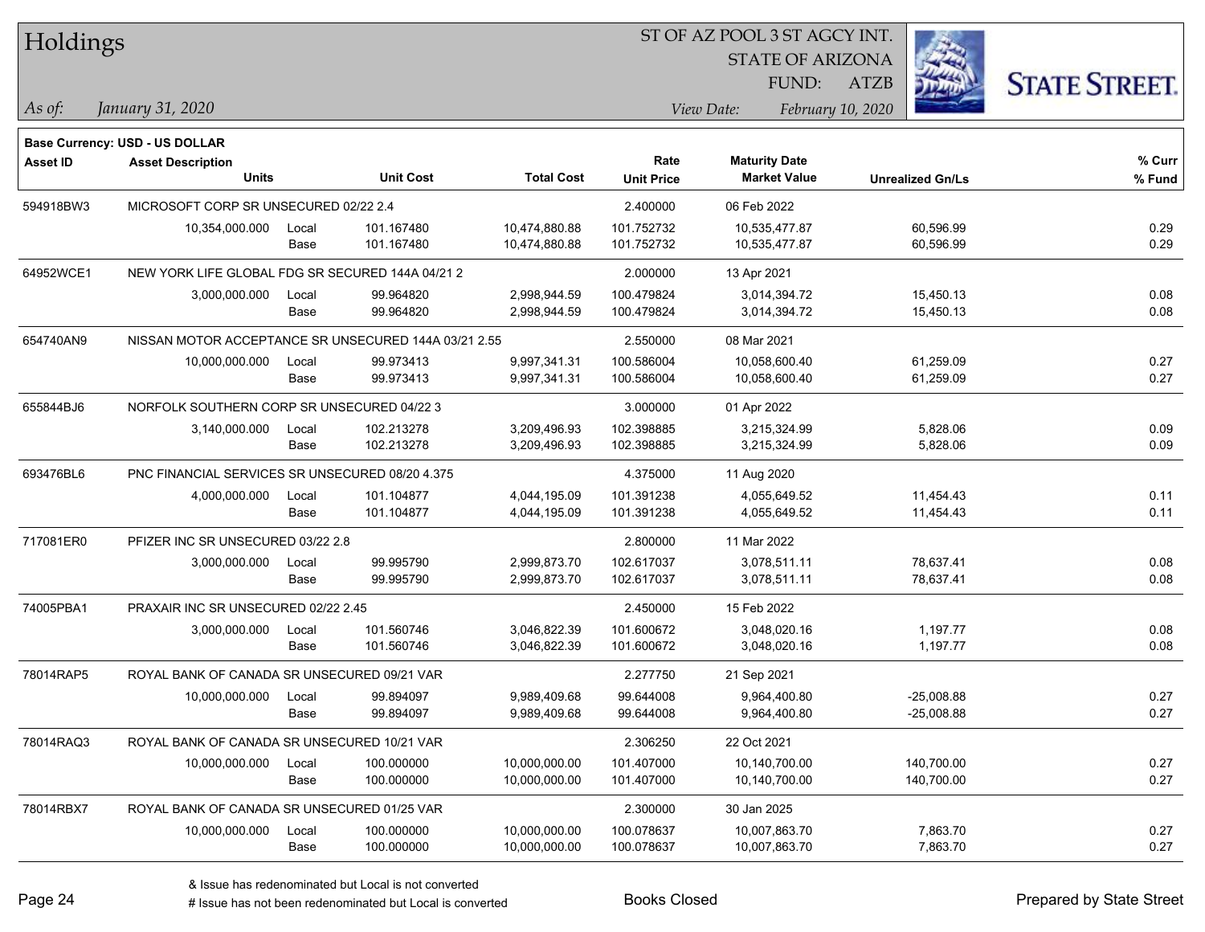# Holdings

ST OF AZ POOL 3 ST AGCY INT.
STATE OF ARIZONA
FUND: ATZB

*As of:* *January 31, 2020*

*View Date:* *February 10, 2020*

**Base Currency: USD - US DOLLAR**

| Asset ID | Asset Description / Units | | Unit Cost | Total Cost | Rate / Unit Price | Maturity Date / Market Value | Unrealized Gn/Ls | % Curr / % Fund |
|---|---|---|---|---|---|---|---|---|
| 594918BW3 | MICROSOFT CORP SR UNSECURED 02/22 2.4 | | | | 2.400000 | 06 Feb 2022 | | |
| | 10,354,000.000 | Local | 101.167480 | 10,474,880.88 | 101.752732 | 10,535,477.87 | 60,596.99 | 0.29 |
| | | Base | 101.167480 | 10,474,880.88 | 101.752732 | 10,535,477.87 | 60,596.99 | 0.29 |
| 64952WCE1 | NEW YORK LIFE GLOBAL FDG SR SECURED 144A 04/21 2 | | | | 2.000000 | 13 Apr 2021 | | |
| | 3,000,000.000 | Local | 99.964820 | 2,998,944.59 | 100.479824 | 3,014,394.72 | 15,450.13 | 0.08 |
| | | Base | 99.964820 | 2,998,944.59 | 100.479824 | 3,014,394.72 | 15,450.13 | 0.08 |
| 654740AN9 | NISSAN MOTOR ACCEPTANCE SR UNSECURED 144A 03/21 2.55 | | | | 2.550000 | 08 Mar 2021 | | |
| | 10,000,000.000 | Local | 99.973413 | 9,997,341.31 | 100.586004 | 10,058,600.40 | 61,259.09 | 0.27 |
| | | Base | 99.973413 | 9,997,341.31 | 100.586004 | 10,058,600.40 | 61,259.09 | 0.27 |
| 655844BJ6 | NORFOLK SOUTHERN CORP SR UNSECURED 04/22 3 | | | | 3.000000 | 01 Apr 2022 | | |
| | 3,140,000.000 | Local | 102.213278 | 3,209,496.93 | 102.398885 | 3,215,324.99 | 5,828.06 | 0.09 |
| | | Base | 102.213278 | 3,209,496.93 | 102.398885 | 3,215,324.99 | 5,828.06 | 0.09 |
| 693476BL6 | PNC FINANCIAL SERVICES SR UNSECURED 08/20 4.375 | | | | 4.375000 | 11 Aug 2020 | | |
| | 4,000,000.000 | Local | 101.104877 | 4,044,195.09 | 101.391238 | 4,055,649.52 | 11,454.43 | 0.11 |
| | | Base | 101.104877 | 4,044,195.09 | 101.391238 | 4,055,649.52 | 11,454.43 | 0.11 |
| 717081ER0 | PFIZER INC SR UNSECURED 03/22 2.8 | | | | 2.800000 | 11 Mar 2022 | | |
| | 3,000,000.000 | Local | 99.995790 | 2,999,873.70 | 102.617037 | 3,078,511.11 | 78,637.41 | 0.08 |
| | | Base | 99.995790 | 2,999,873.70 | 102.617037 | 3,078,511.11 | 78,637.41 | 0.08 |
| 74005PBA1 | PRAXAIR INC SR UNSECURED 02/22 2.45 | | | | 2.450000 | 15 Feb 2022 | | |
| | 3,000,000.000 | Local | 101.560746 | 3,046,822.39 | 101.600672 | 3,048,020.16 | 1,197.77 | 0.08 |
| | | Base | 101.560746 | 3,046,822.39 | 101.600672 | 3,048,020.16 | 1,197.77 | 0.08 |
| 78014RAP5 | ROYAL BANK OF CANADA SR UNSECURED 09/21 VAR | | | | 2.277750 | 21 Sep 2021 | | |
| | 10,000,000.000 | Local | 99.894097 | 9,989,409.68 | 99.644008 | 9,964,400.80 | -25,008.88 | 0.27 |
| | | Base | 99.894097 | 9,989,409.68 | 99.644008 | 9,964,400.80 | -25,008.88 | 0.27 |
| 78014RAQ3 | ROYAL BANK OF CANADA SR UNSECURED 10/21 VAR | | | | 2.306250 | 22 Oct 2021 | | |
| | 10,000,000.000 | Local | 100.000000 | 10,000,000.00 | 101.407000 | 10,140,700.00 | 140,700.00 | 0.27 |
| | | Base | 100.000000 | 10,000,000.00 | 101.407000 | 10,140,700.00 | 140,700.00 | 0.27 |
| 78014RBX7 | ROYAL BANK OF CANADA SR UNSECURED 01/25 VAR | | | | 2.300000 | 30 Jan 2025 | | |
| | 10,000,000.000 | Local | 100.000000 | 10,000,000.00 | 100.078637 | 10,007,863.70 | 7,863.70 | 0.27 |
| | | Base | 100.000000 | 10,000,000.00 | 100.078637 | 10,007,863.70 | 7,863.70 | 0.27 |

& Issue has redenominated but Local is not converted
# Issue has not been redenominated but Local is converted

Books Closed

Prepared by State Street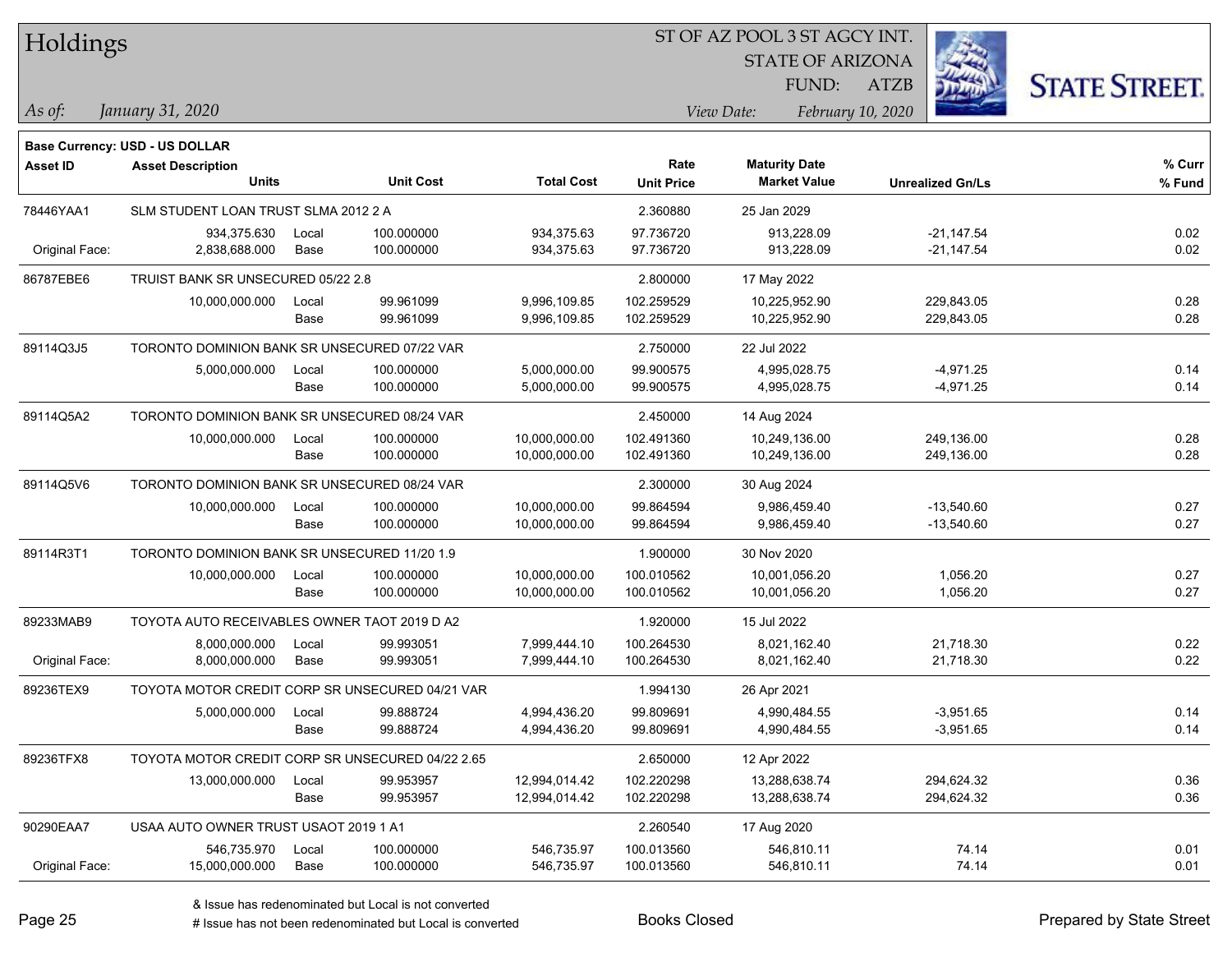# Holdings

ST OF AZ POOL 3 ST AGCY INT.
STATE OF ARIZONA
FUND: ATZB

*As of: January 31, 2020*

*View Date: February 10, 2020*

**Base Currency: USD - US DOLLAR**

| Asset ID | Asset Description / Units | | Unit Cost | Total Cost | Rate / Unit Price | Maturity Date / Market Value | Unrealized Gn/Ls | % Curr / % Fund |
|---|---|---|---|---|---|---|---|---|
| 78446YAA1 | SLM STUDENT LOAN TRUST SLMA 2012 2 A | | | | 2.360880 | 25 Jan 2029 | | |
| | 934,375.630 | Local | 100.000000 | 934,375.63 | 97.736720 | 913,228.09 | -21,147.54 | 0.02 |
| Original Face: | 2,838,688.000 | Base | 100.000000 | 934,375.63 | 97.736720 | 913,228.09 | -21,147.54 | 0.02 |
| 86787EBE6 | TRUIST BANK SR UNSECURED 05/22 2.8 | | | | 2.800000 | 17 May 2022 | | |
| | 10,000,000.000 | Local | 99.961099 | 9,996,109.85 | 102.259529 | 10,225,952.90 | 229,843.05 | 0.28 |
| | | Base | 99.961099 | 9,996,109.85 | 102.259529 | 10,225,952.90 | 229,843.05 | 0.28 |
| 89114Q3J5 | TORONTO DOMINION BANK SR UNSECURED 07/22 VAR | | | | 2.750000 | 22 Jul 2022 | | |
| | 5,000,000.000 | Local | 100.000000 | 5,000,000.00 | 99.900575 | 4,995,028.75 | -4,971.25 | 0.14 |
| | | Base | 100.000000 | 5,000,000.00 | 99.900575 | 4,995,028.75 | -4,971.25 | 0.14 |
| 89114Q5A2 | TORONTO DOMINION BANK SR UNSECURED 08/24 VAR | | | | 2.450000 | 14 Aug 2024 | | |
| | 10,000,000.000 | Local | 100.000000 | 10,000,000.00 | 102.491360 | 10,249,136.00 | 249,136.00 | 0.28 |
| | | Base | 100.000000 | 10,000,000.00 | 102.491360 | 10,249,136.00 | 249,136.00 | 0.28 |
| 89114Q5V6 | TORONTO DOMINION BANK SR UNSECURED 08/24 VAR | | | | 2.300000 | 30 Aug 2024 | | |
| | 10,000,000.000 | Local | 100.000000 | 10,000,000.00 | 99.864594 | 9,986,459.40 | -13,540.60 | 0.27 |
| | | Base | 100.000000 | 10,000,000.00 | 99.864594 | 9,986,459.40 | -13,540.60 | 0.27 |
| 89114R3T1 | TORONTO DOMINION BANK SR UNSECURED 11/20 1.9 | | | | 1.900000 | 30 Nov 2020 | | |
| | 10,000,000.000 | Local | 100.000000 | 10,000,000.00 | 100.010562 | 10,001,056.20 | 1,056.20 | 0.27 |
| | | Base | 100.000000 | 10,000,000.00 | 100.010562 | 10,001,056.20 | 1,056.20 | 0.27 |
| 89233MAB9 | TOYOTA AUTO RECEIVABLES OWNER TAOT 2019 D A2 | | | | 1.920000 | 15 Jul 2022 | | |
| | 8,000,000.000 | Local | 99.993051 | 7,999,444.10 | 100.264530 | 8,021,162.40 | 21,718.30 | 0.22 |
| Original Face: | 8,000,000.000 | Base | 99.993051 | 7,999,444.10 | 100.264530 | 8,021,162.40 | 21,718.30 | 0.22 |
| 89236TEX9 | TOYOTA MOTOR CREDIT CORP SR UNSECURED 04/21 VAR | | | | 1.994130 | 26 Apr 2021 | | |
| | 5,000,000.000 | Local | 99.888724 | 4,994,436.20 | 99.809691 | 4,990,484.55 | -3,951.65 | 0.14 |
| | | Base | 99.888724 | 4,994,436.20 | 99.809691 | 4,990,484.55 | -3,951.65 | 0.14 |
| 89236TFX8 | TOYOTA MOTOR CREDIT CORP SR UNSECURED 04/22 2.65 | | | | 2.650000 | 12 Apr 2022 | | |
| | 13,000,000.000 | Local | 99.953957 | 12,994,014.42 | 102.220298 | 13,288,638.74 | 294,624.32 | 0.36 |
| | | Base | 99.953957 | 12,994,014.42 | 102.220298 | 13,288,638.74 | 294,624.32 | 0.36 |
| 90290EAA7 | USAA AUTO OWNER TRUST USAOT 2019 1 A1 | | | | 2.260540 | 17 Aug 2020 | | |
| | 546,735.970 | Local | 100.000000 | 546,735.97 | 100.013560 | 546,810.11 | 74.14 | 0.01 |
| Original Face: | 15,000,000.000 | Base | 100.000000 | 546,735.97 | 100.013560 | 546,810.11 | 74.14 | 0.01 |

& Issue has redenominated but Local is not converted

# Issue has not been redenominated but Local is converted

Books Closed

Prepared by State Street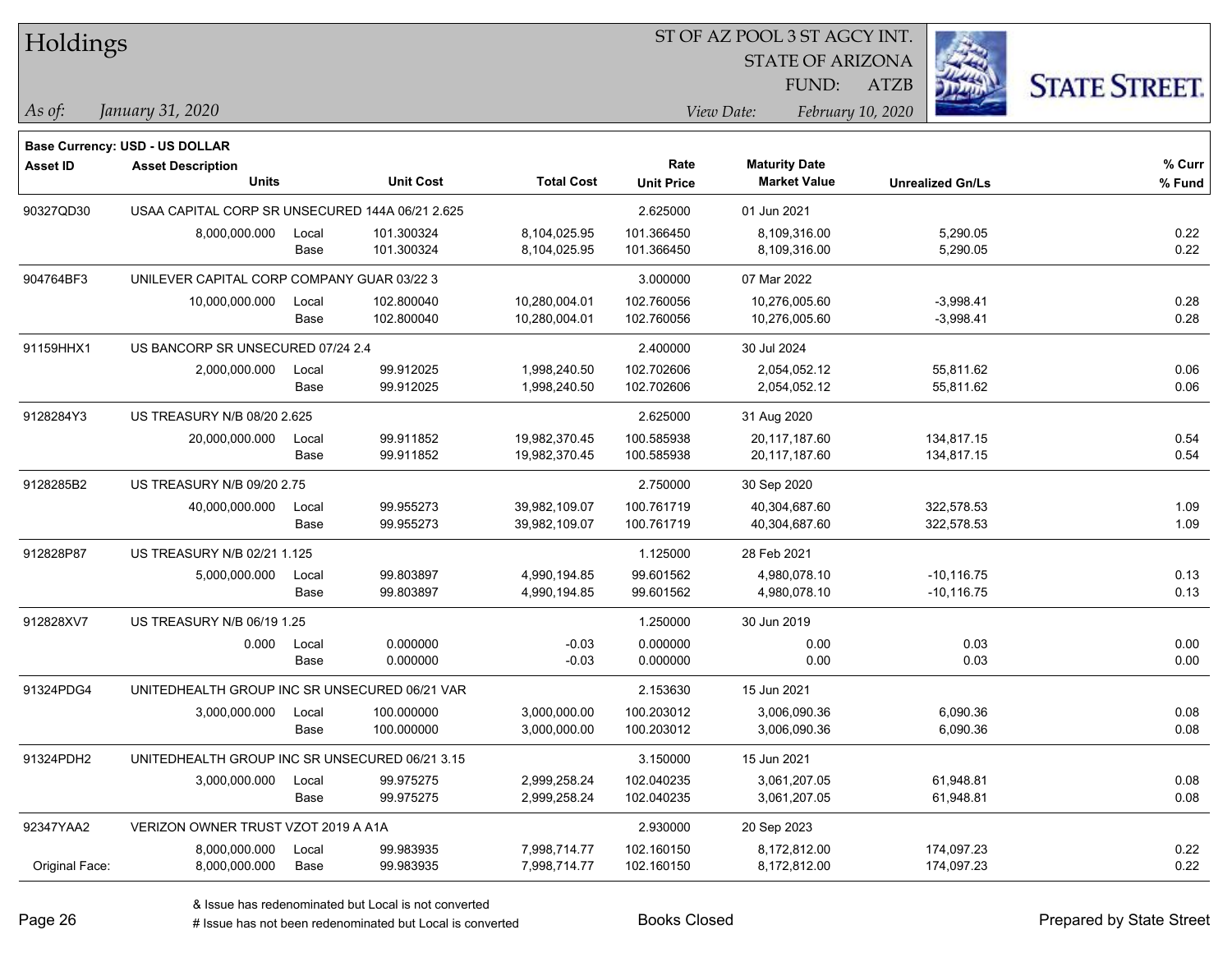# Holdings

ST OF AZ POOL 3 ST AGCY INT.
STATE OF ARIZONA
FUND: ATZB

*As of: January 31, 2020*

*View Date: February 10, 2020*

**Base Currency: USD - US DOLLAR**

| Asset ID | Asset Description / Units | | Unit Cost | Total Cost | Rate / Unit Price | Maturity Date / Market Value | Unrealized Gn/Ls | % Curr / % Fund |
|---|---|---|---|---|---|---|---|---|
| 90327QD30 | USAA CAPITAL CORP SR UNSECURED 144A 06/21 2.625 | | | | 2.625000 | 01 Jun 2021 | | |
| | 8,000,000.000 | Local | 101.300324 | 8,104,025.95 | 101.366450 | 8,109,316.00 | 5,290.05 | 0.22 |
| | | Base | 101.300324 | 8,104,025.95 | 101.366450 | 8,109,316.00 | 5,290.05 | 0.22 |
| 904764BF3 | UNILEVER CAPITAL CORP COMPANY GUAR 03/22 3 | | | | 3.000000 | 07 Mar 2022 | | |
| | 10,000,000.000 | Local | 102.800040 | 10,280,004.01 | 102.760056 | 10,276,005.60 | -3,998.41 | 0.28 |
| | | Base | 102.800040 | 10,280,004.01 | 102.760056 | 10,276,005.60 | -3,998.41 | 0.28 |
| 91159HHX1 | US BANCORP SR UNSECURED 07/24 2.4 | | | | 2.400000 | 30 Jul 2024 | | |
| | 2,000,000.000 | Local | 99.912025 | 1,998,240.50 | 102.702606 | 2,054,052.12 | 55,811.62 | 0.06 |
| | | Base | 99.912025 | 1,998,240.50 | 102.702606 | 2,054,052.12 | 55,811.62 | 0.06 |
| 9128284Y3 | US TREASURY N/B 08/20 2.625 | | | | 2.625000 | 31 Aug 2020 | | |
| | 20,000,000.000 | Local | 99.911852 | 19,982,370.45 | 100.585938 | 20,117,187.60 | 134,817.15 | 0.54 |
| | | Base | 99.911852 | 19,982,370.45 | 100.585938 | 20,117,187.60 | 134,817.15 | 0.54 |
| 9128285B2 | US TREASURY N/B 09/20 2.75 | | | | 2.750000 | 30 Sep 2020 | | |
| | 40,000,000.000 | Local | 99.955273 | 39,982,109.07 | 100.761719 | 40,304,687.60 | 322,578.53 | 1.09 |
| | | Base | 99.955273 | 39,982,109.07 | 100.761719 | 40,304,687.60 | 322,578.53 | 1.09 |
| 912828P87 | US TREASURY N/B 02/21 1.125 | | | | 1.125000 | 28 Feb 2021 | | |
| | 5,000,000.000 | Local | 99.803897 | 4,990,194.85 | 99.601562 | 4,980,078.10 | -10,116.75 | 0.13 |
| | | Base | 99.803897 | 4,990,194.85 | 99.601562 | 4,980,078.10 | -10,116.75 | 0.13 |
| 912828XV7 | US TREASURY N/B 06/19 1.25 | | | | 1.250000 | 30 Jun 2019 | | |
| | 0.000 | Local | 0.000000 | -0.03 | 0.000000 | 0.00 | 0.03 | 0.00 |
| | | Base | 0.000000 | -0.03 | 0.000000 | 0.00 | 0.03 | 0.00 |
| 91324PDG4 | UNITEDHEALTH GROUP INC SR UNSECURED 06/21 VAR | | | | 2.153630 | 15 Jun 2021 | | |
| | 3,000,000.000 | Local | 100.000000 | 3,000,000.00 | 100.203012 | 3,006,090.36 | 6,090.36 | 0.08 |
| | | Base | 100.000000 | 3,000,000.00 | 100.203012 | 3,006,090.36 | 6,090.36 | 0.08 |
| 91324PDH2 | UNITEDHEALTH GROUP INC SR UNSECURED 06/21 3.15 | | | | 3.150000 | 15 Jun 2021 | | |
| | 3,000,000.000 | Local | 99.975275 | 2,999,258.24 | 102.040235 | 3,061,207.05 | 61,948.81 | 0.08 |
| | | Base | 99.975275 | 2,999,258.24 | 102.040235 | 3,061,207.05 | 61,948.81 | 0.08 |
| 92347YAA2 | VERIZON OWNER TRUST VZOT 2019 A A1A | | | | 2.930000 | 20 Sep 2023 | | |
| | 8,000,000.000 | Local | 99.983935 | 7,998,714.77 | 102.160150 | 8,172,812.00 | 174,097.23 | 0.22 |
| Original Face: | 8,000,000.000 | Base | 99.983935 | 7,998,714.77 | 102.160150 | 8,172,812.00 | 174,097.23 | 0.22 |

& Issue has redenominated but Local is not converted

# Issue has not been redenominated but Local is converted

Books Closed

Prepared by State Street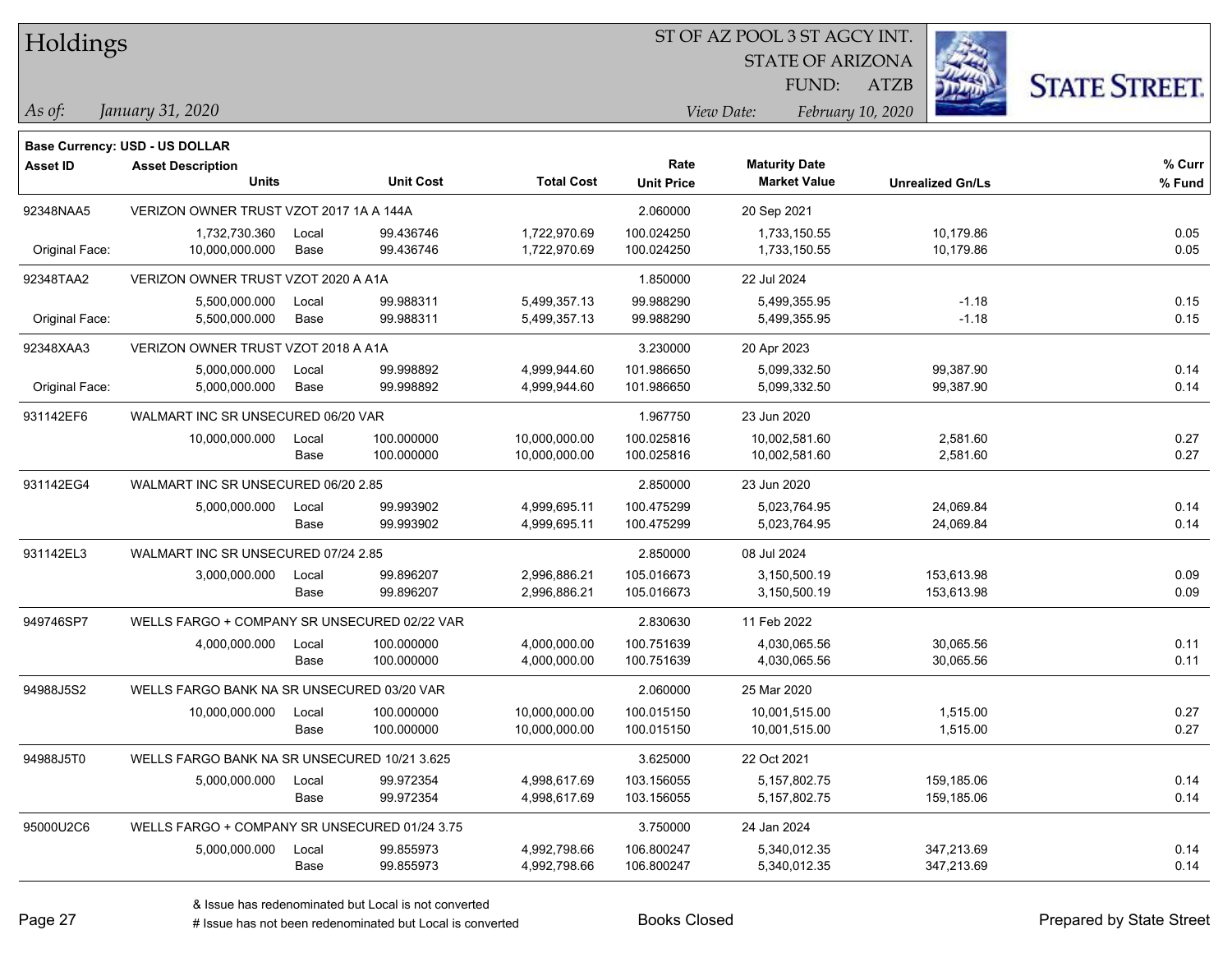# Holdings

ST OF AZ POOL 3 ST AGCY INT.
STATE OF ARIZONA
FUND: ATZB

*As of:* *January 31, 2020*

*View Date:* *February 10, 2020*

**Base Currency: USD - US DOLLAR**

| Asset ID | Asset Description / Units | | Unit Cost | Total Cost | Rate / Unit Price | Maturity Date / Market Value | Unrealized Gn/Ls | % Curr / % Fund |
|---|---|---|---|---|---|---|---|---|
| 92348NAA5 | VERIZON OWNER TRUST VZOT 2017 1A A 144A | | | | 2.060000 | 20 Sep 2021 | | |
| | 1,732,730.360 | Local | 99.436746 | 1,722,970.69 | 100.024250 | 1,733,150.55 | 10,179.86 | 0.05 |
| Original Face: | 10,000,000.000 | Base | 99.436746 | 1,722,970.69 | 100.024250 | 1,733,150.55 | 10,179.86 | 0.05 |
| 92348TAA2 | VERIZON OWNER TRUST VZOT 2020 A A1A | | | | 1.850000 | 22 Jul 2024 | | |
| | 5,500,000.000 | Local | 99.988311 | 5,499,357.13 | 99.988290 | 5,499,355.95 | -1.18 | 0.15 |
| Original Face: | 5,500,000.000 | Base | 99.988311 | 5,499,357.13 | 99.988290 | 5,499,355.95 | -1.18 | 0.15 |
| 92348XAA3 | VERIZON OWNER TRUST VZOT 2018 A A1A | | | | 3.230000 | 20 Apr 2023 | | |
| | 5,000,000.000 | Local | 99.998892 | 4,999,944.60 | 101.986650 | 5,099,332.50 | 99,387.90 | 0.14 |
| Original Face: | 5,000,000.000 | Base | 99.998892 | 4,999,944.60 | 101.986650 | 5,099,332.50 | 99,387.90 | 0.14 |
| 931142EF6 | WALMART INC SR UNSECURED 06/20 VAR | | | | 1.967750 | 23 Jun 2020 | | |
| | 10,000,000.000 | Local | 100.000000 | 10,000,000.00 | 100.025816 | 10,002,581.60 | 2,581.60 | 0.27 |
| | | Base | 100.000000 | 10,000,000.00 | 100.025816 | 10,002,581.60 | 2,581.60 | 0.27 |
| 931142EG4 | WALMART INC SR UNSECURED 06/20 2.85 | | | | 2.850000 | 23 Jun 2020 | | |
| | 5,000,000.000 | Local | 99.993902 | 4,999,695.11 | 100.475299 | 5,023,764.95 | 24,069.84 | 0.14 |
| | | Base | 99.993902 | 4,999,695.11 | 100.475299 | 5,023,764.95 | 24,069.84 | 0.14 |
| 931142EL3 | WALMART INC SR UNSECURED 07/24 2.85 | | | | 2.850000 | 08 Jul 2024 | | |
| | 3,000,000.000 | Local | 99.896207 | 2,996,886.21 | 105.016673 | 3,150,500.19 | 153,613.98 | 0.09 |
| | | Base | 99.896207 | 2,996,886.21 | 105.016673 | 3,150,500.19 | 153,613.98 | 0.09 |
| 949746SP7 | WELLS FARGO + COMPANY SR UNSECURED 02/22 VAR | | | | 2.830630 | 11 Feb 2022 | | |
| | 4,000,000.000 | Local | 100.000000 | 4,000,000.00 | 100.751639 | 4,030,065.56 | 30,065.56 | 0.11 |
| | | Base | 100.000000 | 4,000,000.00 | 100.751639 | 4,030,065.56 | 30,065.56 | 0.11 |
| 94988J5S2 | WELLS FARGO BANK NA SR UNSECURED 03/20 VAR | | | | 2.060000 | 25 Mar 2020 | | |
| | 10,000,000.000 | Local | 100.000000 | 10,000,000.00 | 100.015150 | 10,001,515.00 | 1,515.00 | 0.27 |
| | | Base | 100.000000 | 10,000,000.00 | 100.015150 | 10,001,515.00 | 1,515.00 | 0.27 |
| 94988J5T0 | WELLS FARGO BANK NA SR UNSECURED 10/21 3.625 | | | | 3.625000 | 22 Oct 2021 | | |
| | 5,000,000.000 | Local | 99.972354 | 4,998,617.69 | 103.156055 | 5,157,802.75 | 159,185.06 | 0.14 |
| | | Base | 99.972354 | 4,998,617.69 | 103.156055 | 5,157,802.75 | 159,185.06 | 0.14 |
| 95000U2C6 | WELLS FARGO + COMPANY SR UNSECURED 01/24 3.75 | | | | 3.750000 | 24 Jan 2024 | | |
| | 5,000,000.000 | Local | 99.855973 | 4,992,798.66 | 106.800247 | 5,340,012.35 | 347,213.69 | 0.14 |
| | | Base | 99.855973 | 4,992,798.66 | 106.800247 | 5,340,012.35 | 347,213.69 | 0.14 |

& Issue has redenominated but Local is not converted
# Issue has not been redenominated but Local is converted

Books Closed

Prepared by State Street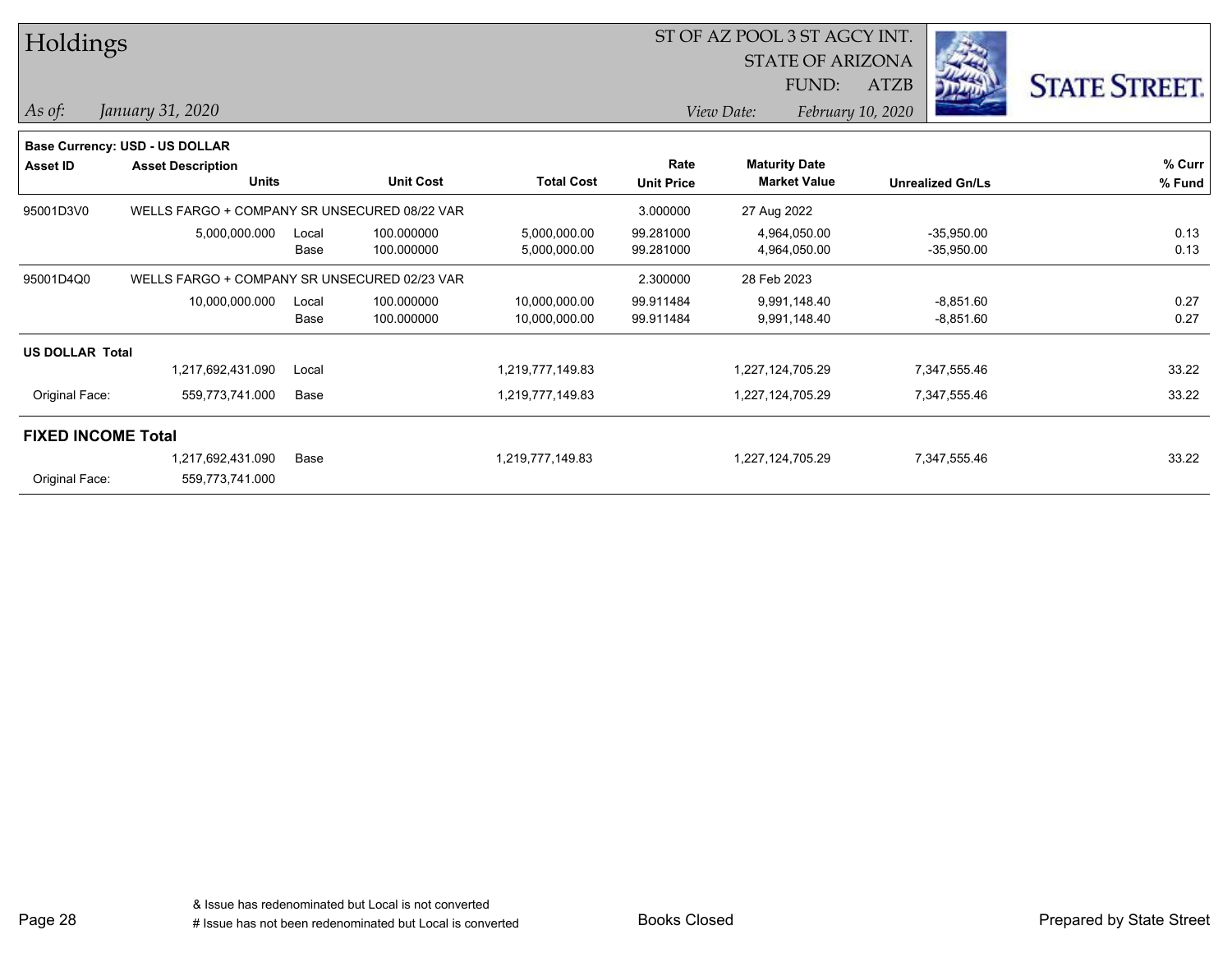**Base Currency: USD - US DOLLAR**

| Asset ID | Asset Description / Units | | Unit Cost | Total Cost | Rate / Unit Price | Maturity Date / Market Value | Unrealized Gn/Ls | % Curr / % Fund |
|---|---|---|---|---|---|---|---|---|
| 95001D3V0 | WELLS FARGO + COMPANY SR UNSECURED 08/22 VAR | | | | 3.000000 | 27 Aug 2022 | | |
| | 5,000,000.000 | Local | 100.000000 | 5,000,000.00 | 99.281000 | 4,964,050.00 | -35,950.00 | 0.13 |
| | | Base | 100.000000 | 5,000,000.00 | 99.281000 | 4,964,050.00 | -35,950.00 | 0.13 |
| 95001D4Q0 | WELLS FARGO + COMPANY SR UNSECURED 02/23 VAR | | | | 2.300000 | 28 Feb 2023 | | |
| | 10,000,000.000 | Local | 100.000000 | 10,000,000.00 | 99.911484 | 9,991,148.40 | -8,851.60 | 0.27 |
| | | Base | 100.000000 | 10,000,000.00 | 99.911484 | 9,991,148.40 | -8,851.60 | 0.27 |
| **US DOLLAR Total** | | | | | | | | |
| | 1,217,692,431.090 | Local | | 1,219,777,149.83 | | 1,227,124,705.29 | 7,347,555.46 | 33.22 |
| Original Face: | 559,773,741.000 | Base | | 1,219,777,149.83 | | 1,227,124,705.29 | 7,347,555.46 | 33.22 |
| **FIXED INCOME Total** | | | | | | | | |
| | 1,217,692,431.090 | Base | | 1,219,777,149.83 | | 1,227,124,705.29 | 7,347,555.46 | 33.22 |
| Original Face: | 559,773,741.000 | | | | | | | |

& Issue has redenominated but Local is not converted

# Issue has not been redenominated but Local is converted

Books Closed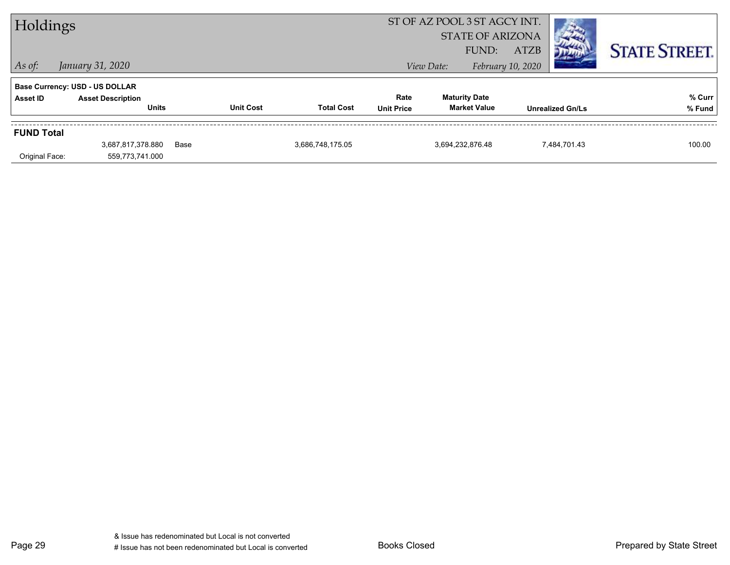# Holdings

ST OF AZ POOL 3 ST AGCY INT.
STATE OF ARIZONA
FUND: ATZB

*As of: January 31, 2020*

*View Date: February 10, 2020*

STATE STREET.

**Base Currency: USD - US DOLLAR**

| Asset ID | Asset Description / Units | | Unit Cost | Total Cost | Rate / Unit Price | Maturity Date / Market Value | Unrealized Gn/Ls | % Curr / % Fund |
|---|---|---|---|---|---|---|---|---|
| **FUND Total** | | | | | | | | |
| | 3,687,817,378.880 | Base | | 3,686,748,175.05 | | 3,694,232,876.48 | 7,484,701.43 | 100.00 |
| Original Face: | 559,773,741.000 | | | | | | | |

& Issue has redenominated but Local is not converted
# Issue has not been redenominated but Local is converted

Books Closed

Prepared by State Street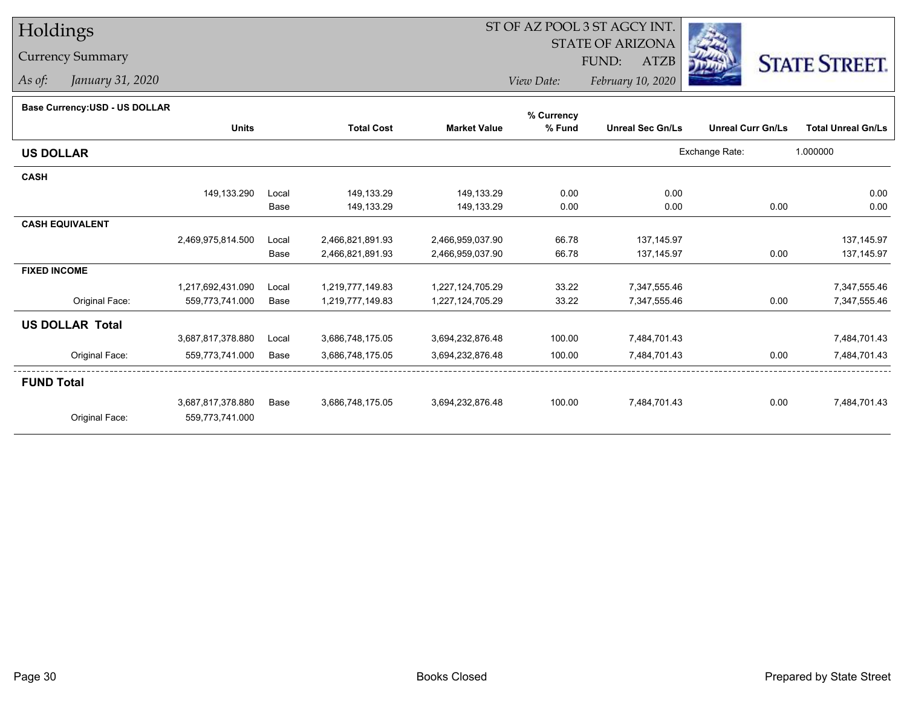# Holdings

## Currency Summary

*As of:* *January 31, 2020*

ST OF AZ POOL 3 ST AGCY INT.
STATE OF ARIZONA
FUND: ATZB
*View Date:* *February 10, 2020*

**Base Currency:USD - US DOLLAR**

| | Units | | Total Cost | Market Value | % Currency % Fund | Unreal Sec Gn/Ls | Unreal Curr Gn/Ls | Total Unreal Gn/Ls |
|---|---|---|---|---|---|---|---|---|
| **US DOLLAR** | | | | | | | Exchange Rate: | 1.000000 |
| **CASH** | | | | | | | | |
| | 149,133.290 | Local | 149,133.29 | 149,133.29 | 0.00 | 0.00 | | 0.00 |
| | | Base | 149,133.29 | 149,133.29 | 0.00 | 0.00 | 0.00 | 0.00 |
| **CASH EQUIVALENT** | | | | | | | | |
| | 2,469,975,814.500 | Local | 2,466,821,891.93 | 2,466,959,037.90 | 66.78 | 137,145.97 | | 137,145.97 |
| | | Base | 2,466,821,891.93 | 2,466,959,037.90 | 66.78 | 137,145.97 | 0.00 | 137,145.97 |
| **FIXED INCOME** | | | | | | | | |
| | 1,217,692,431.090 | Local | 1,219,777,149.83 | 1,227,124,705.29 | 33.22 | 7,347,555.46 | | 7,347,555.46 |
| Original Face: | 559,773,741.000 | Base | 1,219,777,149.83 | 1,227,124,705.29 | 33.22 | 7,347,555.46 | 0.00 | 7,347,555.46 |
| **US DOLLAR Total** | | | | | | | | |
| | 3,687,817,378.880 | Local | 3,686,748,175.05 | 3,694,232,876.48 | 100.00 | 7,484,701.43 | | 7,484,701.43 |
| Original Face: | 559,773,741.000 | Base | 3,686,748,175.05 | 3,694,232,876.48 | 100.00 | 7,484,701.43 | 0.00 | 7,484,701.43 |
| **FUND Total** | | | | | | | | |
| | 3,687,817,378.880 | Base | 3,686,748,175.05 | 3,694,232,876.48 | 100.00 | 7,484,701.43 | 0.00 | 7,484,701.43 |
| Original Face: | 559,773,741.000 | | | | | | | |

Books Closed

Prepared by State Street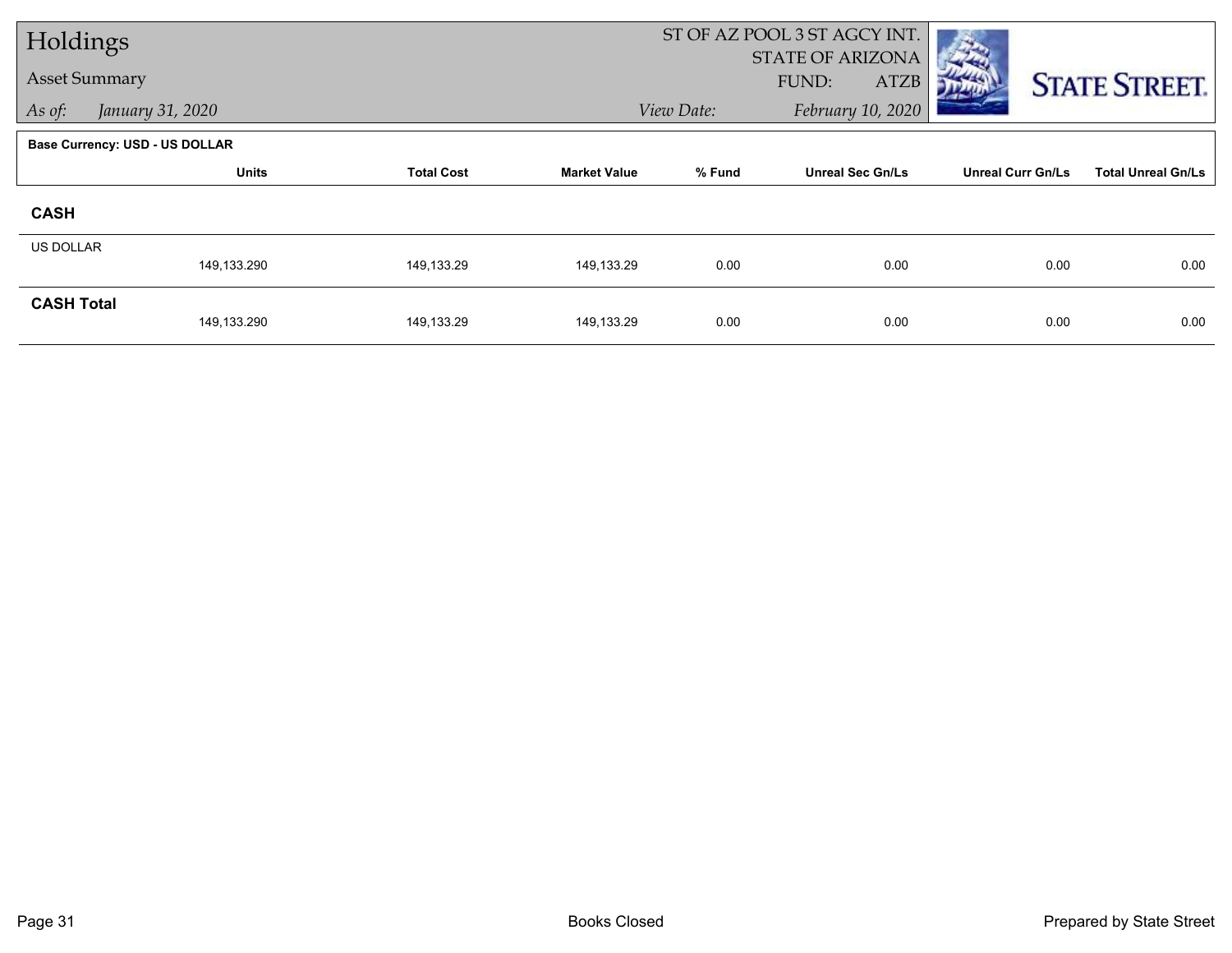# Holdings

Asset Summary

*As of:* *January 31, 2020*

ST OF AZ POOL 3 ST AGCY INT.
STATE OF ARIZONA
FUND: ATZB

*View Date:* *February 10, 2020*

**Base Currency: USD - US DOLLAR**

| | Units | Total Cost | Market Value | % Fund | Unreal Sec Gn/Ls | Unreal Curr Gn/Ls | Total Unreal Gn/Ls |
|---|---|---|---|---|---|---|---|
| **CASH** | | | | | | | |
| US DOLLAR | 149,133.290 | 149,133.29 | 149,133.29 | 0.00 | 0.00 | 0.00 | 0.00 |
| **CASH Total** | 149,133.290 | 149,133.29 | 149,133.29 | 0.00 | 0.00 | 0.00 | 0.00 |

Books Closed

Prepared by State Street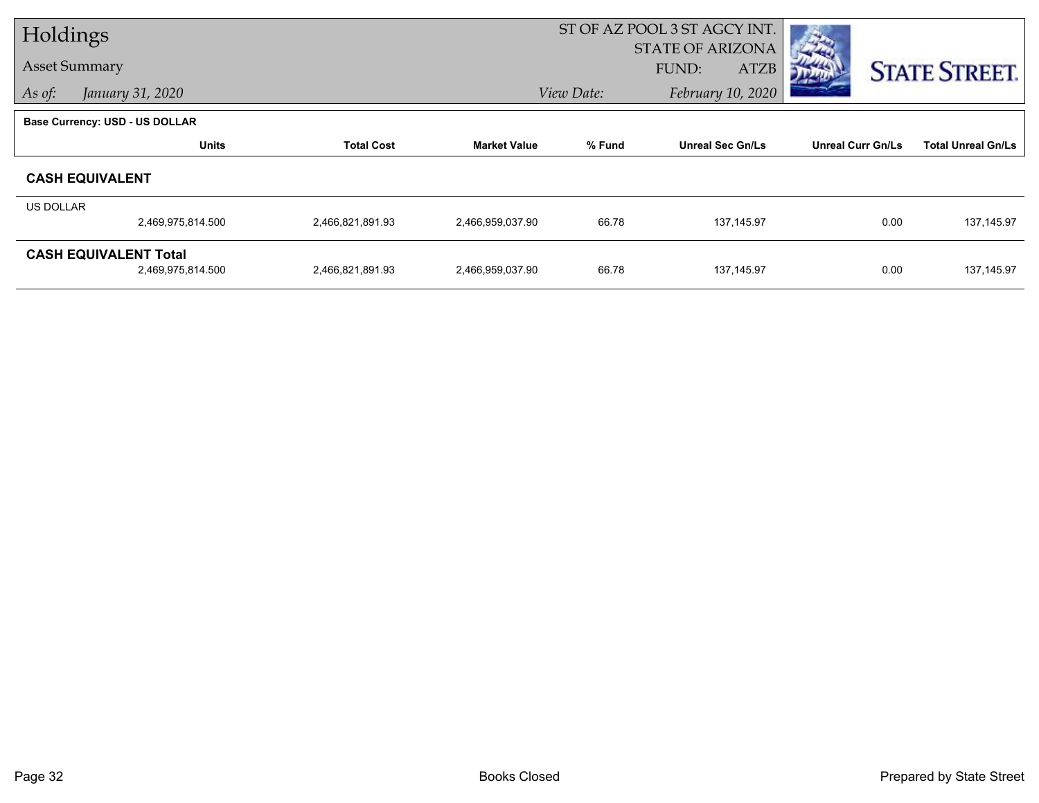# Holdings

## Asset Summary

*As of:* *January 31, 2020*

ST OF AZ POOL 3 ST AGCY INT.
STATE OF ARIZONA
FUND: ATZB
*View Date:* *February 10, 2020*

STATE STREET.

**Base Currency: USD - US DOLLAR**

| | Units | Total Cost | Market Value | % Fund | Unreal Sec Gn/Ls | Unreal Curr Gn/Ls | Total Unreal Gn/Ls |
|---|---|---|---|---|---|---|---|
| **CASH EQUIVALENT** | | | | | | | |
| US DOLLAR | 2,469,975,814.500 | 2,466,821,891.93 | 2,466,959,037.90 | 66.78 | 137,145.97 | 0.00 | 137,145.97 |
| **CASH EQUIVALENT Total** | 2,469,975,814.500 | 2,466,821,891.93 | 2,466,959,037.90 | 66.78 | 137,145.97 | 0.00 | 137,145.97 |

Books Closed

Prepared by State Street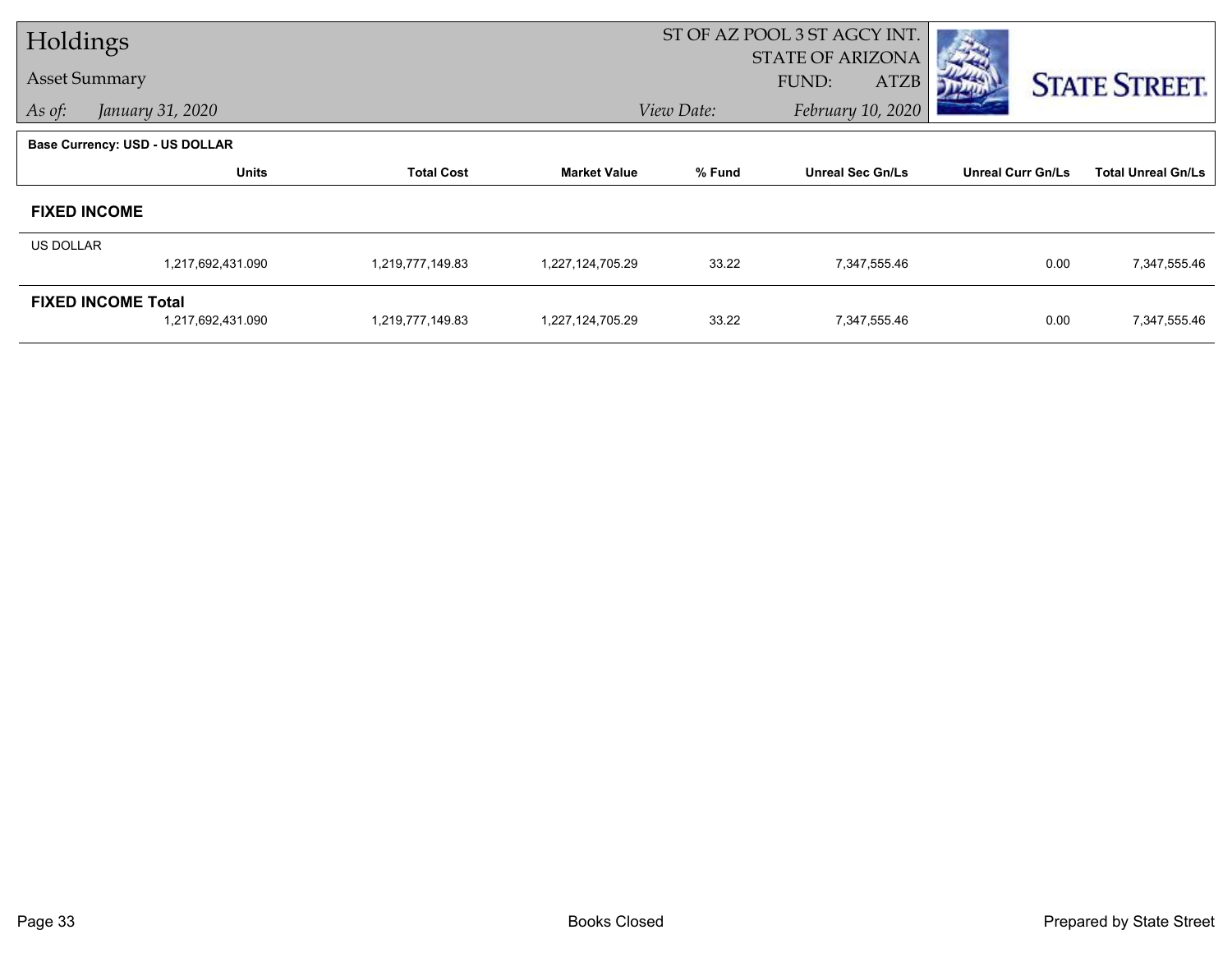# Holdings

## Asset Summary

*As of:* *January 31, 2020*

ST OF AZ POOL 3 ST AGCY INT.
STATE OF ARIZONA
FUND: ATZB
*View Date:* *February 10, 2020*

STATE STREET.

**Base Currency: USD - US DOLLAR**

| | Units | Total Cost | Market Value | % Fund | Unreal Sec Gn/Ls | Unreal Curr Gn/Ls | Total Unreal Gn/Ls |
|---|---|---|---|---|---|---|---|
| **FIXED INCOME** | | | | | | | |
| US DOLLAR | | | | | | | |
| | 1,217,692,431.090 | 1,219,777,149.83 | 1,227,124,705.29 | 33.22 | 7,347,555.46 | 0.00 | 7,347,555.46 |
| **FIXED INCOME Total** | | | | | | | |
| | 1,217,692,431.090 | 1,219,777,149.83 | 1,227,124,705.29 | 33.22 | 7,347,555.46 | 0.00 | 7,347,555.46 |

Books Closed

Prepared by State Street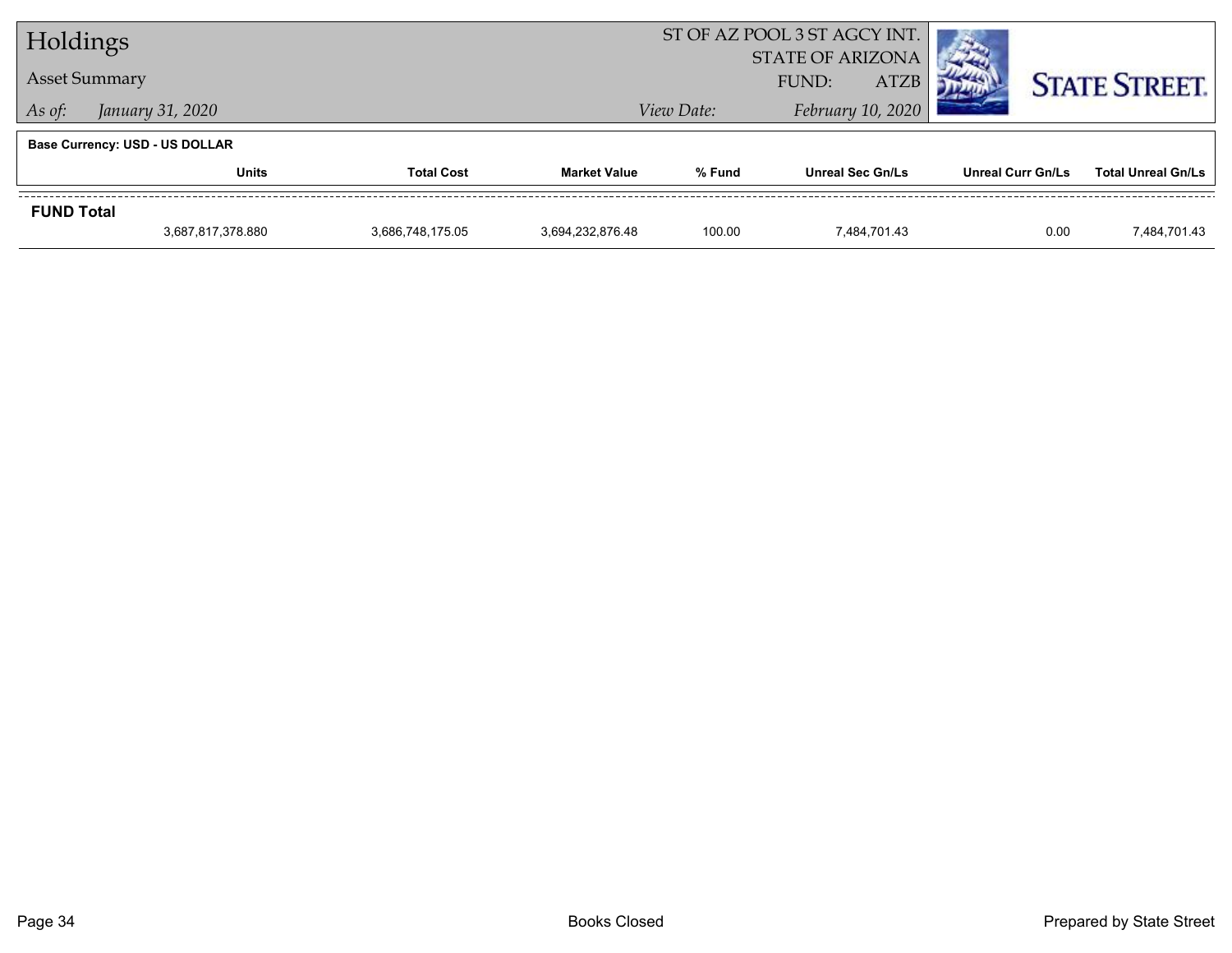# Holdings

**Asset Summary**

*As of:* *January 31, 2020*

ST OF AZ POOL 3 ST AGCY INT.
STATE OF ARIZONA
FUND: ATZB

*View Date:* *February 10, 2020*

STATE STREET.

**Base Currency: USD - US DOLLAR**

| | Units | Total Cost | Market Value | % Fund | Unreal Sec Gn/Ls | Unreal Curr Gn/Ls | Total Unreal Gn/Ls |
|---|---|---|---|---|---|---|---|
| **FUND Total** | | | | | | | |
| | 3,687,817,378.880 | 3,686,748,175.05 | 3,694,232,876.48 | 100.00 | 7,484,701.43 | 0.00 | 7,484,701.43 |

Books Closed

Prepared by State Street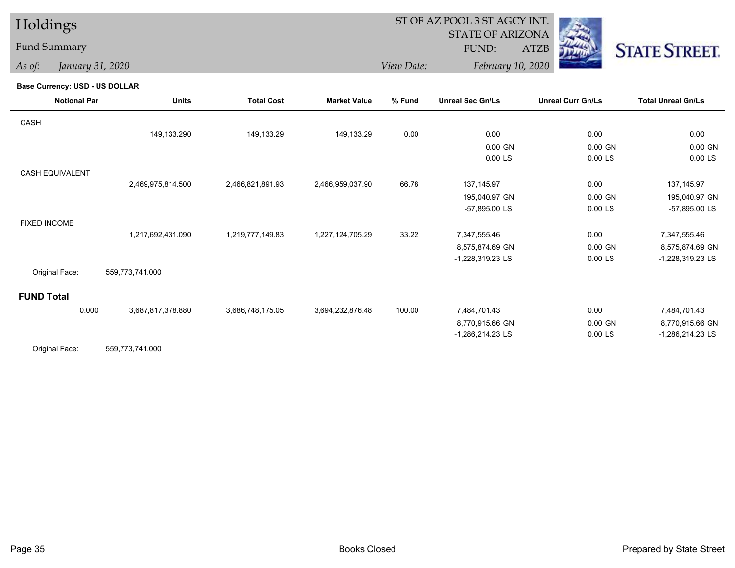# Holdings

Fund Summary

*As of:* *January 31, 2020*

ST OF AZ POOL 3 ST AGCY INT.
STATE OF ARIZONA
FUND: ATZB

*View Date:* *February 10, 2020*

STATE STREET.

**Base Currency: USD - US DOLLAR**

| Notional Par | Units | Total Cost | Market Value | % Fund | Unreal Sec Gn/Ls | Unreal Curr Gn/Ls | Total Unreal Gn/Ls |
|---|---|---|---|---|---|---|---|
| CASH | | | | | | | |
| | 149,133.290 | 149,133.29 | 149,133.29 | 0.00 | 0.00 | 0.00 | 0.00 |
| | | | | | 0.00 GN | 0.00 GN | 0.00 GN |
| | | | | | 0.00 LS | 0.00 LS | 0.00 LS |
| CASH EQUIVALENT | | | | | | | |
| | 2,469,975,814.500 | 2,466,821,891.93 | 2,466,959,037.90 | 66.78 | 137,145.97 | 0.00 | 137,145.97 |
| | | | | | 195,040.97 GN | 0.00 GN | 195,040.97 GN |
| | | | | | -57,895.00 LS | 0.00 LS | -57,895.00 LS |
| FIXED INCOME | | | | | | | |
| | 1,217,692,431.090 | 1,219,777,149.83 | 1,227,124,705.29 | 33.22 | 7,347,555.46 | 0.00 | 7,347,555.46 |
| | | | | | 8,575,874.69 GN | 0.00 GN | 8,575,874.69 GN |
| | | | | | -1,228,319.23 LS | 0.00 LS | -1,228,319.23 LS |
| Original Face: | 559,773,741.000 | | | | | | |
| **FUND Total** | | | | | | | |
| 0.000 | 3,687,817,378.880 | 3,686,748,175.05 | 3,694,232,876.48 | 100.00 | 7,484,701.43 | 0.00 | 7,484,701.43 |
| | | | | | 8,770,915.66 GN | 0.00 GN | 8,770,915.66 GN |
| | | | | | -1,286,214.23 LS | 0.00 LS | -1,286,214.23 LS |
| Original Face: | 559,773,741.000 | | | | | | |

Books Closed

Prepared by State Street